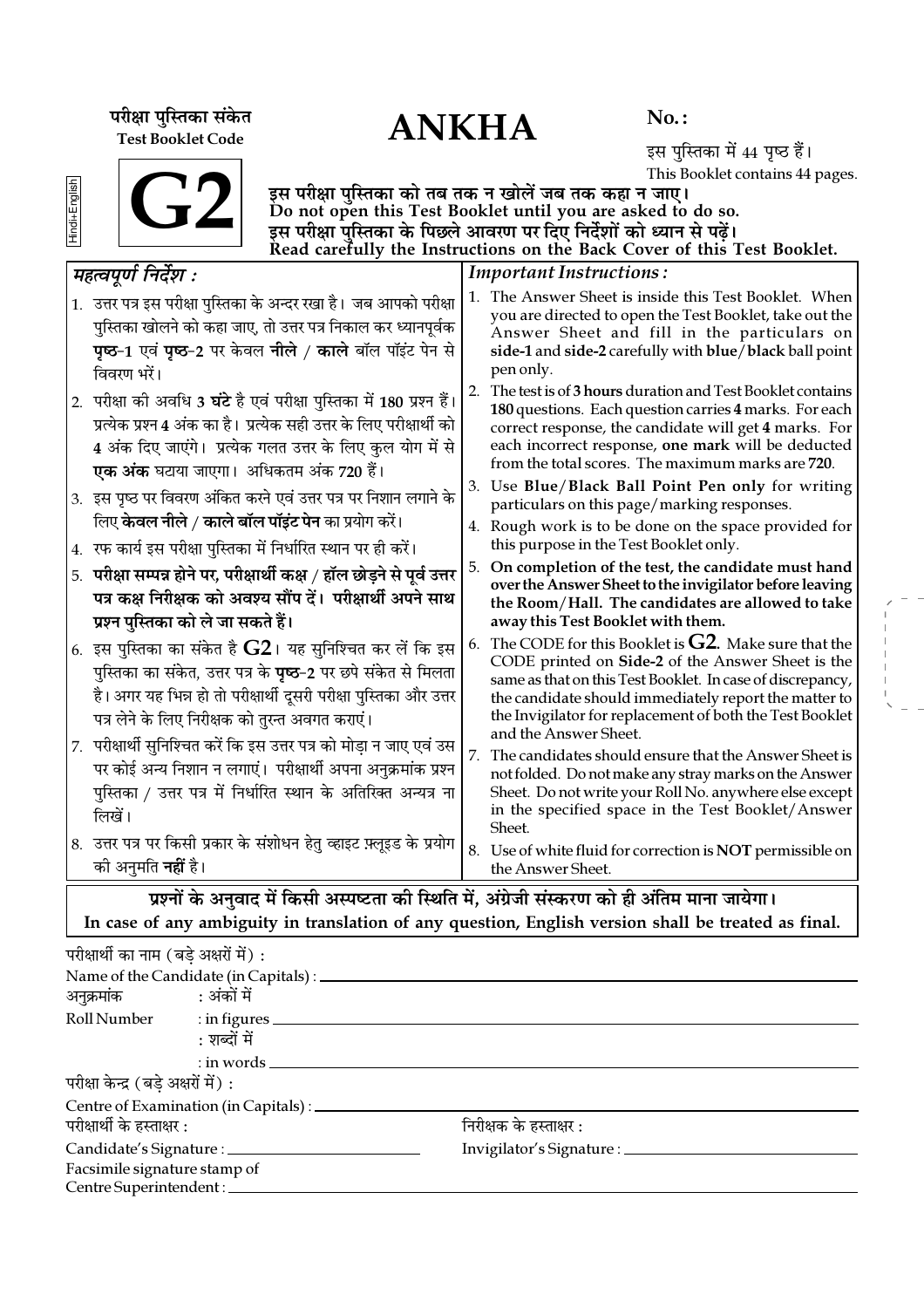परीक्षा पुस्तिका संकेत
Test Booklet Code

# G2

Hindi+English

# ANKHA

No. :

इस पुस्तिका में 44 पृष्ठ हैं।
This Booklet contains 44 pages.

**इस परीक्षा पुस्तिका को तब तक न खोलें जब तक कहा न जाए।**
**Do not open this Test Booklet until you are asked to do so.**
**इस परीक्षा पुस्तिका के पिछले आवरण पर दिए निर्देशों को ध्यान से पढ़ें।**
**Read carefully the Instructions on the Back Cover of this Test Booklet.**

## *महत्वपूर्ण निर्देश :*

1. उत्तर पत्र इस परीक्षा पुस्तिका के अन्दर रखा है। जब आपको परीक्षा पुस्तिका खोलने को कहा जाए, तो उत्तर पत्र निकाल कर ध्यानपूर्वक **पृष्ठ-1** एवं **पृष्ठ-2** पर केवल **नीले** / **काले** बॉल पॉइंट पेन से विवरण भरें।
2. परीक्षा की अवधि **3 घंटे** है एवं परीक्षा पुस्तिका में **180** प्रश्न हैं। प्रत्येक प्रश्न **4** अंक का है। प्रत्येक सही उत्तर के लिए परीक्षार्थी को **4** अंक दिए जाएंगे। प्रत्येक गलत उत्तर के लिए कुल योग में से **एक अंक** घटाया जाएगा। अधिकतम अंक **720** हैं।
3. इस पृष्ठ पर विवरण अंकित करने एवं उत्तर पत्र पर निशान लगाने के लिए **केवल नीले** / **काले बॉल पॉइंट पेन** का प्रयोग करें।
4. रफ कार्य इस परीक्षा पुस्तिका में निर्धारित स्थान पर ही करें।
5. **परीक्षा सम्पन्न होने पर, परीक्षार्थी कक्ष / हॉल छोड़ने से पूर्व उत्तर पत्र कक्ष निरीक्षक को अवश्य सौंप दें। परीक्षार्थी अपने साथ प्रश्न पुस्तिका को ले जा सकते हैं।**
6. इस पुस्तिका का संकेत है **G2**। यह सुनिश्चित कर लें कि इस पुस्तिका का संकेत, उत्तर पत्र के **पृष्ठ-2** पर छपे संकेत से मिलता है। अगर यह भिन्न हो तो परीक्षार्थी दूसरी परीक्षा पुस्तिका और उत्तर पत्र लेने के लिए निरीक्षक को तुरन्त अवगत कराएं।
7. परीक्षार्थी सुनिश्चित करें कि इस उत्तर पत्र को मोड़ा न जाए एवं उस पर कोई अन्य निशान न लगाएं। परीक्षार्थी अपना अनुक्रमांक प्रश्न पुस्तिका / उत्तर पत्र में निर्धारित स्थान के अतिरिक्त अन्यत्र ना लिखें।
8. उत्तर पत्र पर किसी प्रकार के संशोधन हेतु व्हाइट फ़्लूइड के प्रयोग की अनुमति **नहीं** है।

## *Important Instructions :*

1. The Answer Sheet is inside this Test Booklet. When you are directed to open the Test Booklet, take out the Answer Sheet and fill in the particulars on **side-1** and **side-2** carefully with **blue**/**black** ball point pen only.
2. The test is of **3 hours** duration and Test Booklet contains **180** questions. Each question carries **4** marks. For each correct response, the candidate will get **4** marks. For each incorrect response, **one mark** will be deducted from the total scores. The maximum marks are **720**.
3. Use **Blue/Black Ball Point Pen only** for writing particulars on this page/marking responses.
4. Rough work is to be done on the space provided for this purpose in the Test Booklet only.
5. **On completion of the test, the candidate must hand over the Answer Sheet to the invigilator before leaving the Room/Hall. The candidates are allowed to take away this Test Booklet with them.**
6. The CODE for this Booklet is **G2**. Make sure that the CODE printed on **Side-2** of the Answer Sheet is the same as that on this Test Booklet. In case of discrepancy, the candidate should immediately report the matter to the Invigilator for replacement of both the Test Booklet and the Answer Sheet.
7. The candidates should ensure that the Answer Sheet is not folded. Do not make any stray marks on the Answer Sheet. Do not write your Roll No. anywhere else except in the specified space in the Test Booklet/Answer Sheet.
8. Use of white fluid for correction is **NOT** permissible on the Answer Sheet.

**प्रश्नों के अनुवाद में किसी अस्पष्टता की स्थिति में, अंग्रेजी संस्करण को ही अंतिम माना जायेगा।**
**In case of any ambiguity in translation of any question, English version shall be treated as final.**

परीक्षार्थी का नाम (बड़े अक्षरों में) :
Name of the Candidate (in Capitals) : ____________________

अनुक्रमांक : अंकों में
Roll Number : in figures ____________________
: शब्दों में
: in words ____________________

परीक्षा केन्द्र (बड़े अक्षरों में) :
Centre of Examination (in Capitals) : ____________________

परीक्षार्थी के हस्ताक्षर :
Candidate's Signature : ____________________

निरीक्षक के हस्ताक्षर :
Invigilator's Signature : ____________________

Facsimile signature stamp of
Centre Superintendent : ____________________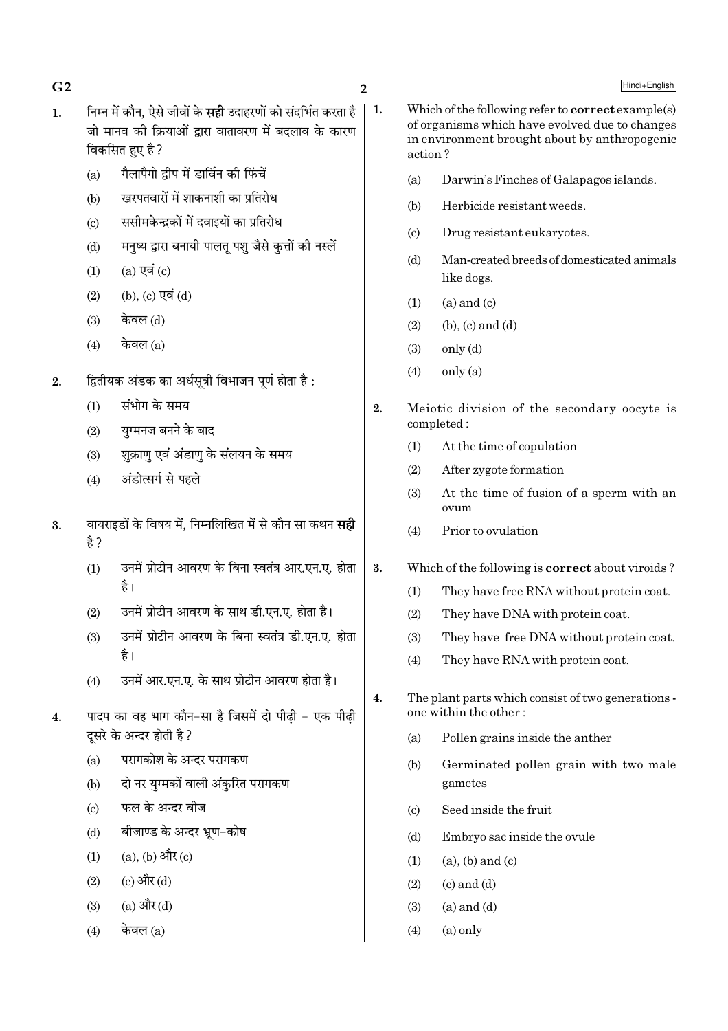1. निम्न में कौन, ऐसे जीवों के **सही** उदाहरणों को संदर्भित करता है जो मानव की क्रियाओं द्वारा वातावरण में बदलाव के कारण विकसित हुए है ?

   (a) गैलापैगो द्वीप में डार्विन की फिंचें

   (b) खरपतवारों में शाकनाशी का प्रतिरोध

   (c) ससीमकेन्द्रकों में दवाइयों का प्रतिरोध

   (d) मनुष्य द्वारा बनायी पालतू पशु जैसे कुत्तों की नस्लें

   (1) (a) एवं (c)

   (2) (b), (c) एवं (d)

   (3) केवल (d)

   (4) केवल (a)

2. द्वितीयक अंडक का अर्धसूत्री विभाजन पूर्ण होता है :

   (1) संभोग के समय

   (2) युग्मनज बनने के बाद

   (3) शुक्राणु एवं अंडाणु के संलयन के समय

   (4) अंडोत्सर्ग से पहले

3. वायराइडों के विषय में, निम्नलिखित में से कौन सा कथन **सही** है ?

   (1) उनमें प्रोटीन आवरण के बिना स्वतंत्र आर.एन.ए. होता है।

   (2) उनमें प्रोटीन आवरण के साथ डी.एन.ए. होता है।

   (3) उनमें प्रोटीन आवरण के बिना स्वतंत्र डी.एन.ए. होता है।

   (4) उनमें आर.एन.ए. के साथ प्रोटीन आवरण होता है।

4. पादप का वह भाग कौन-सा है जिसमें दो पीढ़ी - एक पीढ़ी दूसरे के अन्दर होती है ?

   (a) परागकोश के अन्दर परागकण

   (b) दो नर युग्मकों वाली अंकुरित परागकण

   (c) फल के अन्दर बीज

   (d) बीजाण्ड के अन्दर भ्रूण-कोष

   (1) (a), (b) और (c)

   (2) (c) और (d)

   (3) (a) और (d)

   (4) केवल (a)

1. Which of the following refer to **correct** example(s) of organisms which have evolved due to changes in environment brought about by anthropogenic action ?

   (a) Darwin's Finches of Galapagos islands.

   (b) Herbicide resistant weeds.

   (c) Drug resistant eukaryotes.

   (d) Man-created breeds of domesticated animals like dogs.

   (1) (a) and (c)

   (2) (b), (c) and (d)

   (3) only (d)

   (4) only (a)

2. Meiotic division of the secondary oocyte is completed :

   (1) At the time of copulation

   (2) After zygote formation

   (3) At the time of fusion of a sperm with an ovum

   (4) Prior to ovulation

3. Which of the following is **correct** about viroids ?

   (1) They have free RNA without protein coat.

   (2) They have DNA with protein coat.

   (3) They have free DNA without protein coat.

   (4) They have RNA with protein coat.

4. The plant parts which consist of two generations - one within the other :

   (a) Pollen grains inside the anther

   (b) Germinated pollen grain with two male gametes

   (c) Seed inside the fruit

   (d) Embryo sac inside the ovule

   (1) (a), (b) and (c)

   (2) (c) and (d)

   (3) (a) and (d)

   (4) (a) only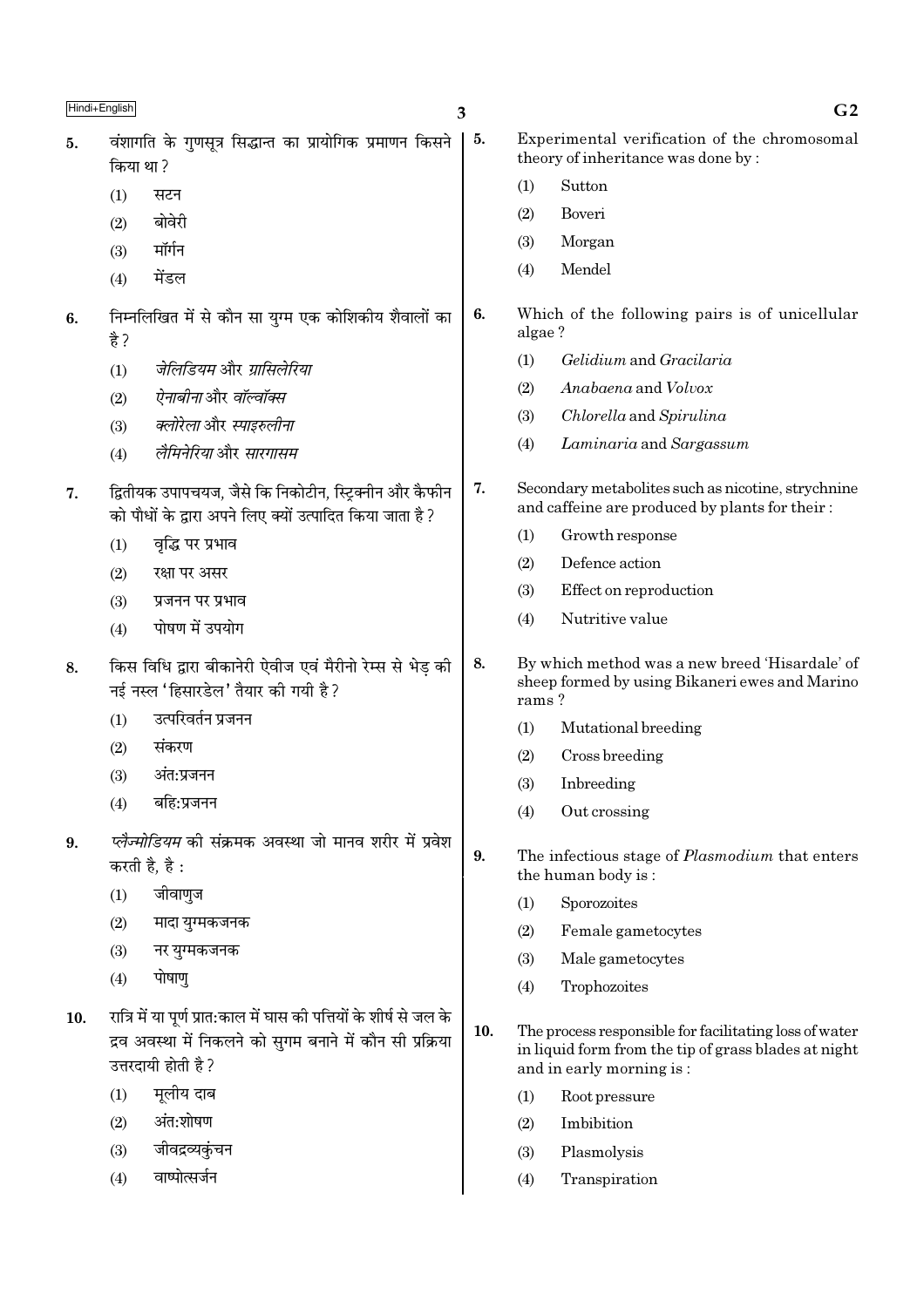5. वंशागति के गुणसूत्र सिद्धान्त का प्रायोगिक प्रमाणन किसने किया था ?

   (1) सटन
   (2) बोवेरी
   (3) मॉर्गन
   (4) मेंडल

6. निम्नलिखित में से कौन सा युग्म एक कोशिकीय शैवालों का है ?

   (1) *जेलिडियम* और *ग्रासिलेरिया*
   (2) *ऐनाबीना* और *वॉल्वॉक्स*
   (3) *क्लोरेला* और *स्पाइरुलीना*
   (4) *लैमिनेरिया* और *सारगासम*

7. द्वितीयक उपापचयज, जैसे कि निकोटीन, स्ट्रिक्नीन और कैफीन को पौधों के द्वारा अपने लिए क्यों उत्पादित किया जाता है ?

   (1) वृद्धि पर प्रभाव
   (2) रक्षा पर असर
   (3) प्रजनन पर प्रभाव
   (4) पोषण में उपयोग

8. किस विधि द्वारा बीकानेरी ऐवीज एवं मैरीनो रेम्स से भेड़ की नई नस्ल 'हिसारडेल' तैयार की गयी है ?

   (1) उत्परिवर्तन प्रजनन
   (2) संकरण
   (3) अंत:प्रजनन
   (4) बहि:प्रजनन

9. *प्लैज्मोडियम* की संक्रमक अवस्था जो मानव शरीर में प्रवेश करती है, है :

   (1) जीवाणुज
   (2) मादा युग्मकजनक
   (3) नर युग्मकजनक
   (4) पोषाणु

10. रात्रि में या पूर्ण प्रात:काल में घास की पत्तियों के शीर्ष से जल के द्रव अवस्था में निकलने को सुगम बनाने में कौन सी प्रक्रिया उत्तरदायी होती है ?

    (1) मूलीय दाब
    (2) अंत:शोषण
    (3) जीवद्रव्यकुंचन
    (4) वाष्पोत्सर्जन

5. Experimental verification of the chromosomal theory of inheritance was done by :

   (1) Sutton
   (2) Boveri
   (3) Morgan
   (4) Mendel

6. Which of the following pairs is of unicellular algae ?

   (1) *Gelidium* and *Gracilaria*
   (2) *Anabaena* and *Volvox*
   (3) *Chlorella* and *Spirulina*
   (4) *Laminaria* and *Sargassum*

7. Secondary metabolites such as nicotine, strychnine and caffeine are produced by plants for their :

   (1) Growth response
   (2) Defence action
   (3) Effect on reproduction
   (4) Nutritive value

8. By which method was a new breed 'Hisardale' of sheep formed by using Bikaneri ewes and Marino rams ?

   (1) Mutational breeding
   (2) Cross breeding
   (3) Inbreeding
   (4) Out crossing

9. The infectious stage of *Plasmodium* that enters the human body is :

   (1) Sporozoites
   (2) Female gametocytes
   (3) Male gametocytes
   (4) Trophozoites

10. The process responsible for facilitating loss of water in liquid form from the tip of grass blades at night and in early morning is :

    (1) Root pressure
    (2) Imbibition
    (3) Plasmolysis
    (4) Transpiration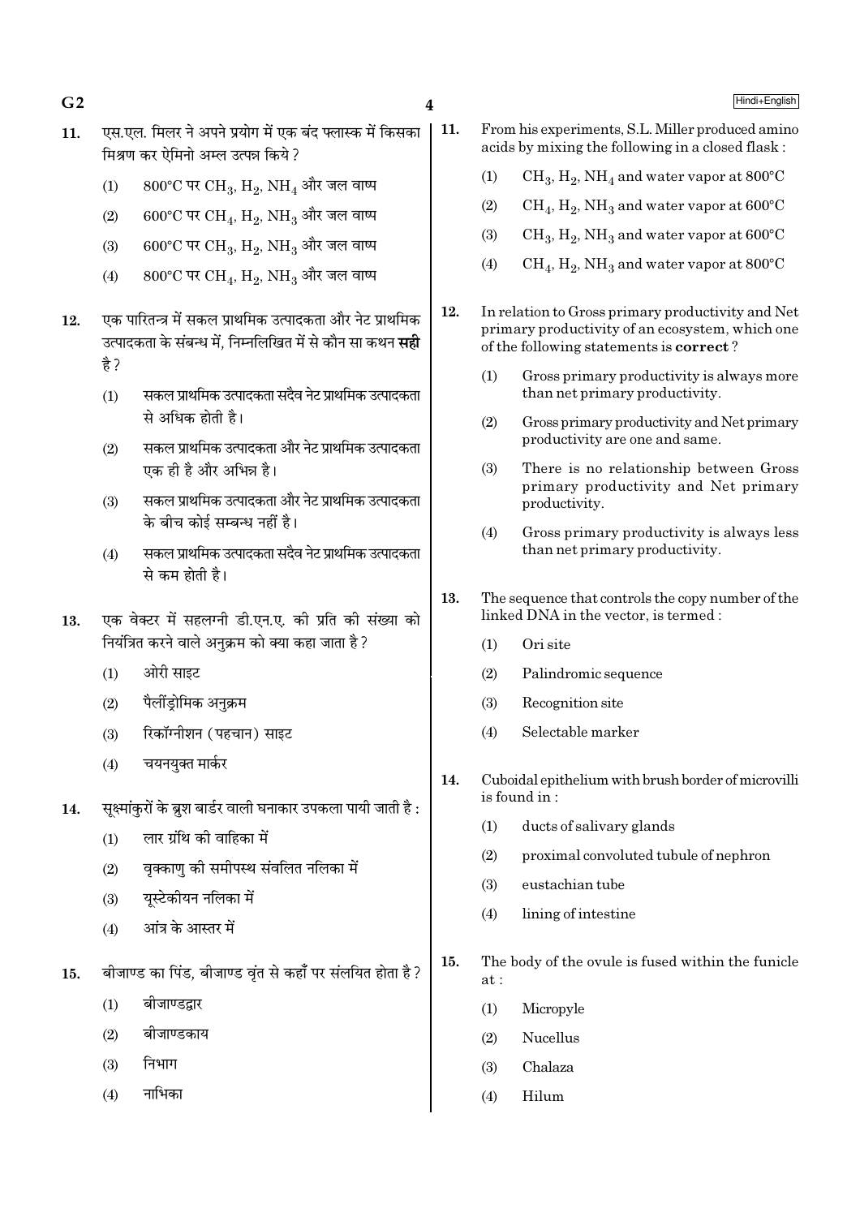11. एस.एल. मिलर ने अपने प्रयोग में एक बंद फ्लास्क में किसका मिश्रण कर ऐमिनो अम्ल उत्पन्न किये ?

    (1) 800°C पर $CH_3$, $H_2$, $NH_4$ और जल वाष्प
    (2) 600°C पर $CH_4$, $H_2$, $NH_3$ और जल वाष्प
    (3) 600°C पर $CH_3$, $H_2$, $NH_3$ और जल वाष्प
    (4) 800°C पर $CH_4$, $H_2$, $NH_3$ और जल वाष्प

12. एक पारितन्त्र में सकल प्राथमिक उत्पादकता और नेट प्राथमिक उत्पादकता के संबन्ध में, निम्नलिखित में से कौन सा कथन **सही** है ?

    (1) सकल प्राथमिक उत्पादकता सदैव नेट प्राथमिक उत्पादकता से अधिक होती है।
    (2) सकल प्राथमिक उत्पादकता और नेट प्राथमिक उत्पादकता एक ही है और अभिन्न है।
    (3) सकल प्राथमिक उत्पादकता और नेट प्राथमिक उत्पादकता के बीच कोई सम्बन्ध नहीं है।
    (4) सकल प्राथमिक उत्पादकता सदैव नेट प्राथमिक उत्पादकता से कम होती है।

13. एक वेक्टर में सहलग्नी डी.एन.ए. की प्रति की संख्या को नियंत्रित करने वाले अनुक्रम को क्या कहा जाता है ?

    (1) ओरी साइट
    (2) पैलींड्रोमिक अनुक्रम
    (3) रिकॉग्नीशन (पहचान) साइट
    (4) चयनयुक्त मार्कर

14. सूक्ष्मांकुरों के ब्रुश बार्डर वाली घनाकार उपकला पायी जाती है :

    (1) लार ग्रंथि की वाहिका में
    (2) वृक्काणु की समीपस्थ संवलित नलिका में
    (3) यूस्टेकीयन नलिका में
    (4) आंत्र के आस्तर में

15. बीजाण्ड का पिंड, बीजाण्ड वृंत से कहाँ पर संलयित होता है ?

    (1) बीजाण्डद्वार
    (2) बीजाण्डकाय
    (3) निभाग
    (4) नाभिका

11. From his experiments, S.L. Miller produced amino acids by mixing the following in a closed flask :

    (1) $CH_3$, $H_2$, $NH_4$ and water vapor at 800°C
    (2) $CH_4$, $H_2$, $NH_3$ and water vapor at 600°C
    (3) $CH_3$, $H_2$, $NH_3$ and water vapor at 600°C
    (4) $CH_4$, $H_2$, $NH_3$ and water vapor at 800°C

12. In relation to Gross primary productivity and Net primary productivity of an ecosystem, which one of the following statements is **correct** ?

    (1) Gross primary productivity is always more than net primary productivity.
    (2) Gross primary productivity and Net primary productivity are one and same.
    (3) There is no relationship between Gross primary productivity and Net primary productivity.
    (4) Gross primary productivity is always less than net primary productivity.

13. The sequence that controls the copy number of the linked DNA in the vector, is termed :

    (1) Ori site
    (2) Palindromic sequence
    (3) Recognition site
    (4) Selectable marker

14. Cuboidal epithelium with brush border of microvilli is found in :

    (1) ducts of salivary glands
    (2) proximal convoluted tubule of nephron
    (3) eustachian tube
    (4) lining of intestine

15. The body of the ovule is fused within the funicle at :

    (1) Micropyle
    (2) Nucellus
    (3) Chalaza
    (4) Hilum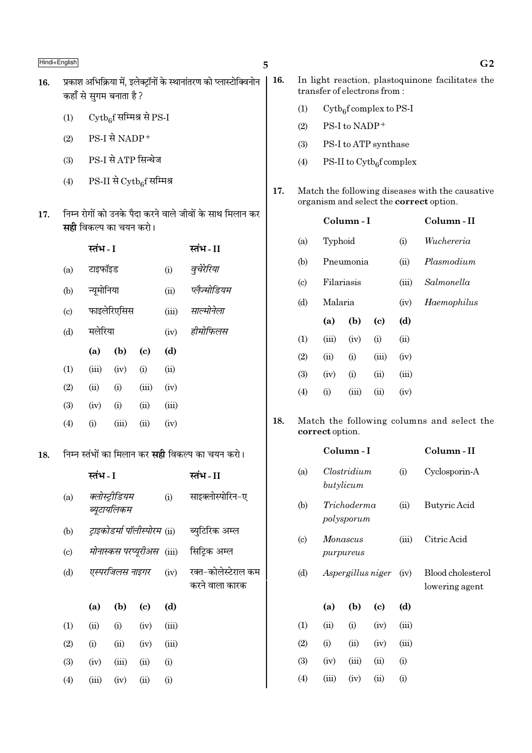16. प्रकाश अभिक्रिया में, इलेक्ट्रॉनों के स्थानांतरण को प्लास्टोक्विनोन कहाँ से सुगम बनाता है?

(1) $Cytb_6f$ सम्मिश्र से PS-I

(2) PS-I से $NADP^+$

(3) PS-I से ATP सिन्थेज

(4) PS-II से $Cytb_6f$ सम्मिश्र

17. निम्न रोगों को उनके पैदा करने वाले जीवों के साथ मिलान कर **सही** विकल्प का चयन करो।

| | स्तंभ - I | | स्तंभ - II |
|---|---|---|---|
| (a) | टाइफॉइड | (i) | *वुचेरेरिया* |
| (b) | न्यूमोनिया | (ii) | *प्लैज्मोडियम* |
| (c) | फाइलेरिएसिस | (iii) | *साल्मोनेला* |
| (d) | मलेरिया | (iv) | *हीमोफिलस* |

| | (a) | (b) | (c) | (d) |
|---|---|---|---|---|
| (1) | (iii) | (iv) | (i) | (ii) |
| (2) | (ii) | (i) | (iii) | (iv) |
| (3) | (iv) | (i) | (ii) | (iii) |
| (4) | (i) | (iii) | (ii) | (iv) |

18. निम्न स्तंभों का मिलान कर **सही** विकल्प का चयन करो।

| | स्तंभ - I | | स्तंभ - II |
|---|---|---|---|
| (a) | *क्लोस्ट्रीडियम ब्यूटायलिकम* | (i) | साइक्लोस्पोरिन-ए |
| (b) | *ट्राइकोडर्मा पॉलीस्पोरम* | (ii) | ब्युटिरिक अम्ल |
| (c) | *मोनास्कस परप्यूरीअस* | (iii) | सिट्रिक अम्ल |
| (d) | *एस्परजिलस नाइगर* | (iv) | रक्त-कोलेस्टेराल कम करने वाला कारक |

| | (a) | (b) | (c) | (d) |
|---|---|---|---|---|
| (1) | (ii) | (i) | (iv) | (iii) |
| (2) | (i) | (ii) | (iv) | (iii) |
| (3) | (iv) | (iii) | (ii) | (i) |
| (4) | (iii) | (iv) | (ii) | (i) |

16. In light reaction, plastoquinone facilitates the transfer of electrons from :

(1) $Cytb_6f$ complex to PS-I

(2) PS-I to $NADP^+$

(3) PS-I to ATP synthase

(4) PS-II to $Cytb_6f$ complex

17. Match the following diseases with the causative organism and select the **correct** option.

| | Column - I | | Column - II |
|---|---|---|---|
| (a) | Typhoid | (i) | *Wuchereria* |
| (b) | Pneumonia | (ii) | *Plasmodium* |
| (c) | Filariasis | (iii) | *Salmonella* |
| (d) | Malaria | (iv) | *Haemophilus* |

| | (a) | (b) | (c) | (d) |
|---|---|---|---|---|
| (1) | (iii) | (iv) | (i) | (ii) |
| (2) | (ii) | (i) | (iii) | (iv) |
| (3) | (iv) | (i) | (ii) | (iii) |
| (4) | (i) | (iii) | (ii) | (iv) |

18. Match the following columns and select the **correct** option.

| | Column - I | | Column - II |
|---|---|---|---|
| (a) | *Clostridium butylicum* | (i) | Cyclosporin-A |
| (b) | *Trichoderma polysporum* | (ii) | Butyric Acid |
| (c) | *Monascus purpureus* | (iii) | Citric Acid |
| (d) | *Aspergillus niger* | (iv) | Blood cholesterol lowering agent |

| | (a) | (b) | (c) | (d) |
|---|---|---|---|---|
| (1) | (ii) | (i) | (iv) | (iii) |
| (2) | (i) | (ii) | (iv) | (iii) |
| (3) | (iv) | (iii) | (ii) | (i) |
| (4) | (iii) | (iv) | (ii) | (i) |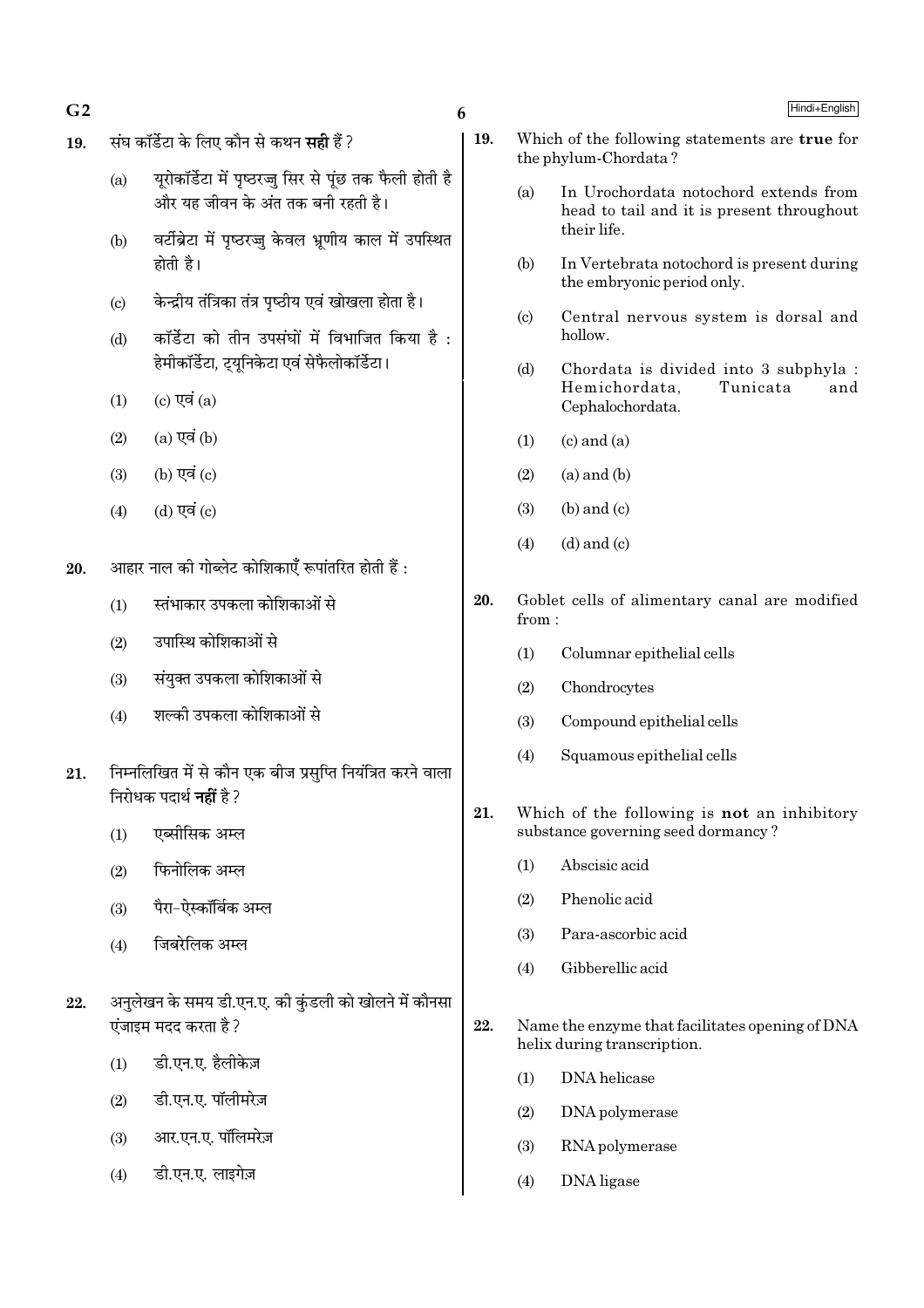19. संघ कॉर्डेटा के लिए कौन से कथन **सही** हैं ?

 (a) यूरोकॉर्डेटा में पृष्ठरज्जु सिर से पूंछ तक फैली होती है और यह जीवन के अंत तक बनी रहती है।

 (b) वर्टीब्रेटा में पृष्ठरज्जु केवल भ्रूणीय काल में उपस्थित होती है।

 (c) केन्द्रीय तंत्रिका तंत्र पृष्ठीय एवं खोखला होता है।

 (d) कॉर्डेटा को तीन उपसंघों में विभाजित किया है : हेमीकॉर्डेटा, ट्यूनिकेटा एवं सेफैलोकॉर्डेटा।

 (1) (c) एवं (a)

 (2) (a) एवं (b)

 (3) (b) एवं (c)

 (4) (d) एवं (c)

20. आहार नाल की गोब्लेट कोशिकाएँ रूपांतरित होती हैं :

 (1) स्तंभाकार उपकला कोशिकाओं से

 (2) उपास्थि कोशिकाओं से

 (3) संयुक्त उपकला कोशिकाओं से

 (4) शल्की उपकला कोशिकाओं से

21. निम्नलिखित में से कौन एक बीज प्रसुप्ति नियंत्रित करने वाला निरोधक पदार्थ **नहीं** है ?

 (1) एब्सीसिक अम्ल

 (2) फिनोलिक अम्ल

 (3) पैरा-ऐस्कॉर्बिक अम्ल

 (4) जिबरेलिक अम्ल

22. अनुलेखन के समय डी.एन.ए. की कुंडली को खोलने में कौनसा एंजाइम मदद करता है ?

 (1) डी.एन.ए. हैलीकेज़

 (2) डी.एन.ए. पॉलीमरेज़

 (3) आर.एन.ए. पॉलिमरेज़

 (4) डी.एन.ए. लाइगेज़

19. Which of the following statements are **true** for the phylum-Chordata ?

 (a) In Urochordata notochord extends from head to tail and it is present throughout their life.

 (b) In Vertebrata notochord is present during the embryonic period only.

 (c) Central nervous system is dorsal and hollow.

 (d) Chordata is divided into 3 subphyla : Hemichordata, Tunicata and Cephalochordata.

 (1) (c) and (a)

 (2) (a) and (b)

 (3) (b) and (c)

 (4) (d) and (c)

20. Goblet cells of alimentary canal are modified from :

 (1) Columnar epithelial cells

 (2) Chondrocytes

 (3) Compound epithelial cells

 (4) Squamous epithelial cells

21. Which of the following is **not** an inhibitory substance governing seed dormancy ?

 (1) Abscisic acid

 (2) Phenolic acid

 (3) Para-ascorbic acid

 (4) Gibberellic acid

22. Name the enzyme that facilitates opening of DNA helix during transcription.

 (1) DNA helicase

 (2) DNA polymerase

 (3) RNA polymerase

 (4) DNA ligase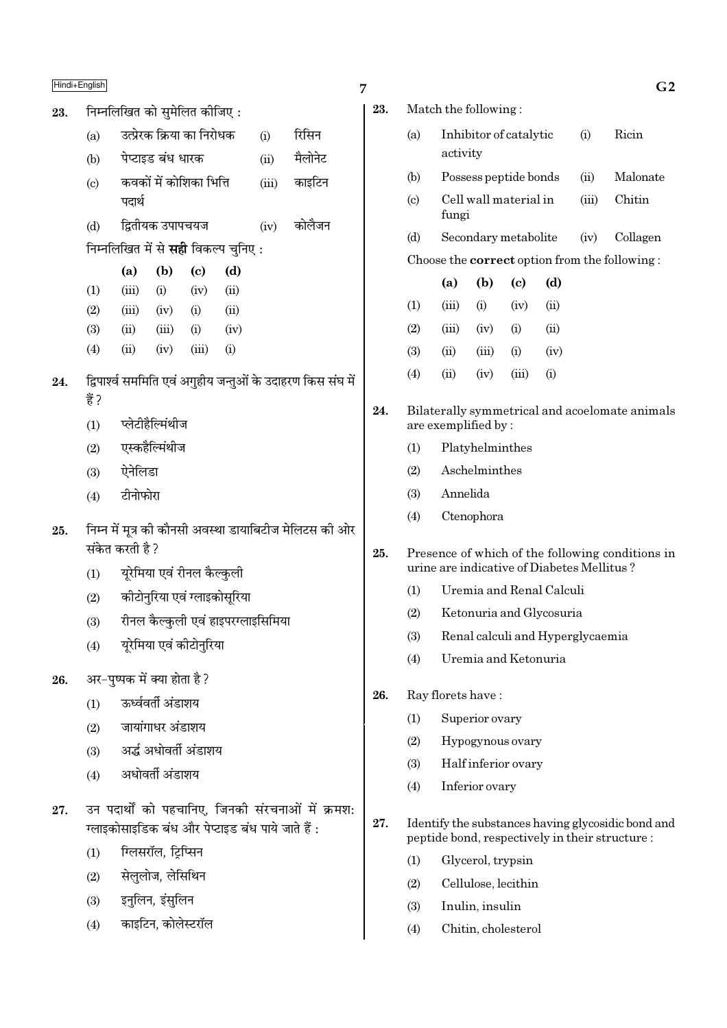23. निम्नलिखित को सुमेलित कीजिए :

| | | | |
|---|---|---|---|
| (a) | उत्प्रेरक क्रिया का निरोधक | (i) | रिसिन |
| (b) | पेप्टाइड बंध धारक | (ii) | मैलोनेट |
| (c) | कवकों में कोशिका भित्ति पदार्थ | (iii) | काइटिन |
| (d) | द्वितीयक उपापचयज | (iv) | कोलैजन |

निम्नलिखित में से **सही** विकल्प चुनिए :

| | (a) | (b) | (c) | (d) |
|---|---|---|---|---|
| (1) | (iii) | (i) | (iv) | (ii) |
| (2) | (iii) | (iv) | (i) | (ii) |
| (3) | (ii) | (iii) | (i) | (iv) |
| (4) | (ii) | (iv) | (iii) | (i) |

24. द्विपार्श्व सममिति एवं अगुहीय जन्तुओं के उदाहरण किस संघ में हैं ?

(1) प्लेटीहैल्मिंथीज
(2) एस्कहैल्मिंथीज
(3) ऐनेलिडा
(4) टीनोफोरा

25. निम्न में मूत्र की कौनसी अवस्था डायाबिटीज मेलिटस की ओर संकेत करती है ?

(1) यूरेमिया एवं रीनल कैल्कुली
(2) कीटोनुरिया एवं ग्लाइकोसूरिया
(3) रीनल कैल्कुली एवं हाइपरग्लाइसिमिया
(4) यूरेमिया एवं कीटोनुरिया

26. अर-पुष्पक में क्या होता है ?

(1) ऊर्ध्ववर्ती अंडाशय
(2) जायांगाधर अंडाशय
(3) अर्द्ध अधोवर्ती अंडाशय
(4) अधोवर्ती अंडाशय

27. उन पदार्थों को पहचानिए, जिनकी संरचनाओं में क्रमश: ग्लाइकोसाइडिक बंध और पेप्टाइड बंध पाये जाते हैं :

(1) ग्लिसरॉल, ट्रिप्सिन
(2) सेलुलोज, लेसिथिन
(3) इनुलिन, इंसुलिन
(4) काइटिन, कोलेस्टरॉल

23. Match the following :

| | | | |
|---|---|---|---|
| (a) | Inhibitor of catalytic activity | (i) | Ricin |
| (b) | Possess peptide bonds | (ii) | Malonate |
| (c) | Cell wall material in fungi | (iii) | Chitin |
| (d) | Secondary metabolite | (iv) | Collagen |

Choose the **correct** option from the following :

| | (a) | (b) | (c) | (d) |
|---|---|---|---|---|
| (1) | (iii) | (i) | (iv) | (ii) |
| (2) | (iii) | (iv) | (i) | (ii) |
| (3) | (ii) | (iii) | (i) | (iv) |
| (4) | (ii) | (iv) | (iii) | (i) |

24. Bilaterally symmetrical and acoelomate animals are exemplified by :

(1) Platyhelminthes
(2) Aschelminthes
(3) Annelida
(4) Ctenophora

25. Presence of which of the following conditions in urine are indicative of Diabetes Mellitus ?

(1) Uremia and Renal Calculi
(2) Ketonuria and Glycosuria
(3) Renal calculi and Hyperglycaemia
(4) Uremia and Ketonuria

26. Ray florets have :

(1) Superior ovary
(2) Hypogynous ovary
(3) Half inferior ovary
(4) Inferior ovary

27. Identify the substances having glycosidic bond and peptide bond, respectively in their structure :

(1) Glycerol, trypsin
(2) Cellulose, lecithin
(3) Inulin, insulin
(4) Chitin, cholesterol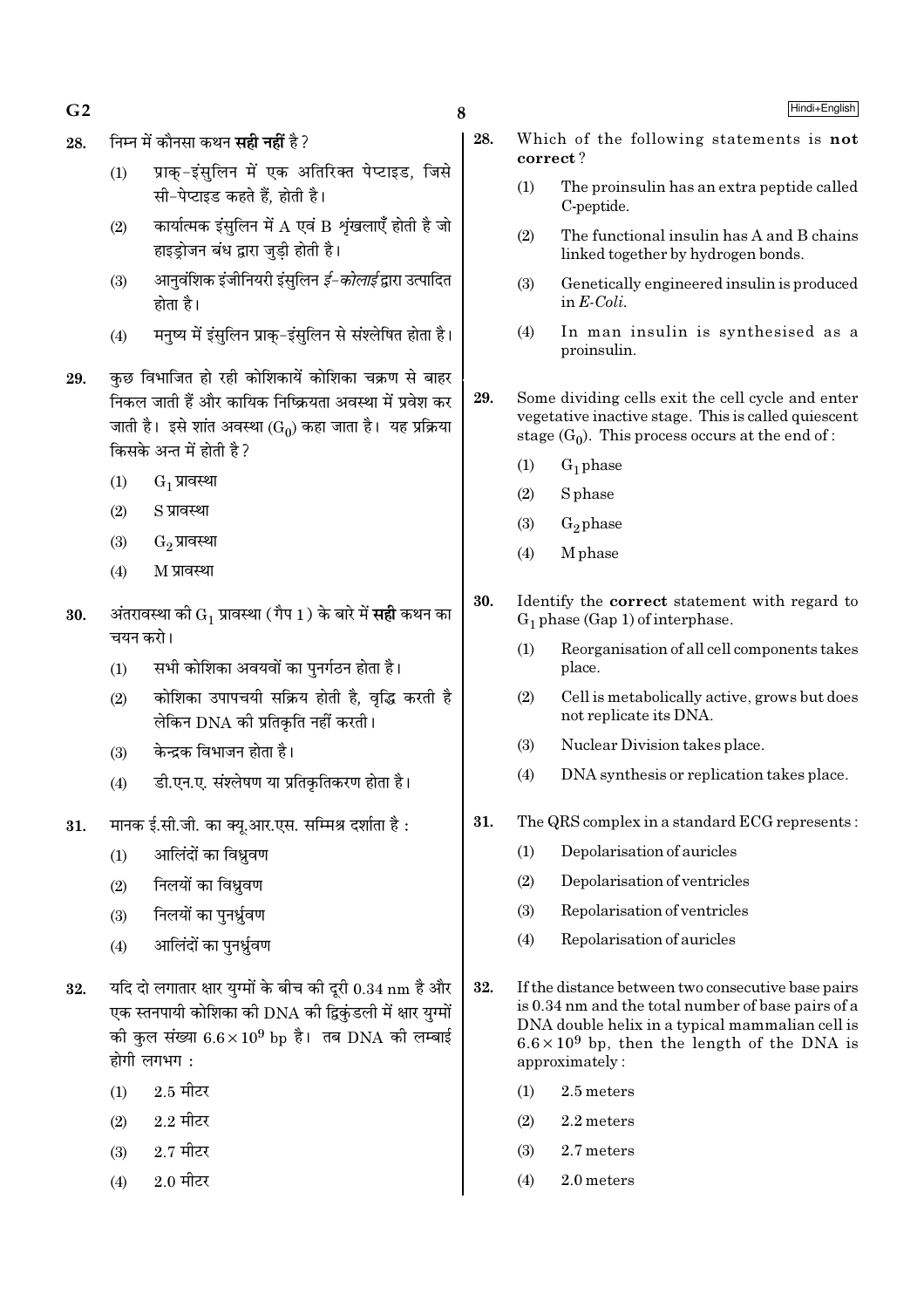28. निम्न में कौनसा कथन **सही नहीं** है ?

 (1) प्राक्-इंसुलिन में एक अतिरिक्त पेप्टाइड, जिसे सी-पेप्टाइड कहते हैं, होती है।

 (2) कार्यात्मक इंसुलिन में A एवं B शृंखलाएँ होती है जो हाइड्रोजन बंध द्वारा जुड़ी होती है।

 (3) आनुवंशिक इंजीनियरी इंसुलिन *ई-कोलाई* द्वारा उत्पादित होता है।

 (4) मनुष्य में इंसुलिन प्राक्-इंसुलिन से संश्लेषित होता है।

29. कुछ विभाजित हो रही कोशिकायें कोशिका चक्रण से बाहर निकल जाती हैं और कायिक निष्क्रियता अवस्था में प्रवेश कर जाती है। इसे शांत अवस्था ($G_0$) कहा जाता है। यह प्रक्रिया किसके अन्त में होती है ?

 (1) $G_1$ प्रावस्था

 (2) S प्रावस्था

 (3) $G_2$ प्रावस्था

 (4) M प्रावस्था

30. अंतरावस्था की $G_1$ प्रावस्था (गैप 1) के बारे में **सही** कथन का चयन करो।

 (1) सभी कोशिका अवयवों का पुनर्गठन होता है।

 (2) कोशिका उपापचयी सक्रिय होती है, वृद्धि करती है लेकिन DNA की प्रतिकृति नहीं करती।

 (3) केन्द्रक विभाजन होता है।

 (4) डी.एन.ए. संश्लेषण या प्रतिकृतिकरण होता है।

31. मानक ई.सी.जी. का क्यू.आर.एस. सम्मिश्र दर्शाता है :

 (1) आलिंदों का विध्रुवण

 (2) निलयों का विध्रुवण

 (3) निलयों का पुनर्ध्रुवण

 (4) आलिंदों का पुनर्ध्रुवण

32. यदि दो लगातार क्षार युग्मों के बीच की दूरी 0.34 nm है और एक स्तनपायी कोशिका की DNA की द्विकुंडली में क्षार युग्मों की कुल संख्या $6.6 \times 10^9$ bp है। तब DNA की लम्बाई होगी लगभग :

 (1) 2.5 मीटर

 (2) 2.2 मीटर

 (3) 2.7 मीटर

 (4) 2.0 मीटर

28. Which of the following statements is **not correct** ?

 (1) The proinsulin has an extra peptide called C-peptide.

 (2) The functional insulin has A and B chains linked together by hydrogen bonds.

 (3) Genetically engineered insulin is produced in *E-Coli*.

 (4) In man insulin is synthesised as a proinsulin.

29. Some dividing cells exit the cell cycle and enter vegetative inactive stage. This is called quiescent stage ($G_0$). This process occurs at the end of :

 (1) $G_1$ phase

 (2) S phase

 (3) $G_2$ phase

 (4) M phase

30. Identify the **correct** statement with regard to $G_1$ phase (Gap 1) of interphase.

 (1) Reorganisation of all cell components takes place.

 (2) Cell is metabolically active, grows but does not replicate its DNA.

 (3) Nuclear Division takes place.

 (4) DNA synthesis or replication takes place.

31. The QRS complex in a standard ECG represents :

 (1) Depolarisation of auricles

 (2) Depolarisation of ventricles

 (3) Repolarisation of ventricles

 (4) Repolarisation of auricles

32. If the distance between two consecutive base pairs is 0.34 nm and the total number of base pairs of a DNA double helix in a typical mammalian cell is $6.6 \times 10^9$ bp, then the length of the DNA is approximately :

 (1) 2.5 meters

 (2) 2.2 meters

 (3) 2.7 meters

 (4) 2.0 meters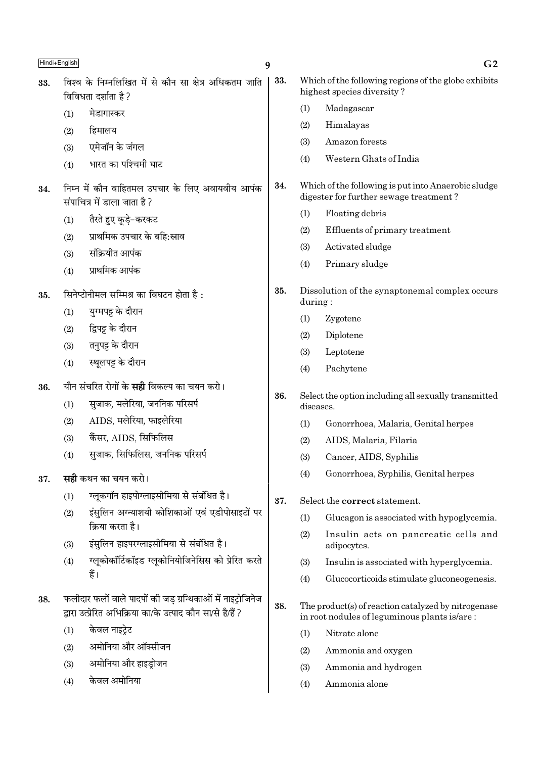33. विश्व के निम्नलिखित में से कौन सा क्षेत्र अधिकतम जाति विविधता दर्शाता है ?

(1) मेडागास्कर
(2) हिमालय
(3) एमेजॉन के जंगल
(4) भारत का पश्चिमी घाट

34. निम्न में कौन वाहितमल उपचार के लिए अवायवीय आपंक संपाचित्र में डाला जाता है ?

(1) तैरते हुए कूड़े-करकट
(2) प्राथमिक उपचार के बहि:स्राव
(3) संक्रियीत आपंक
(4) प्राथमिक आपंक

35. सिनेप्टोनीमल सम्मिश्र का विघटन होता है :

(1) युग्मपट्ट के दौरान
(2) द्विपट्ट के दौरान
(3) तनुपट्ट के दौरान
(4) स्थूलपट्ट के दौरान

36. यौन संचरित रोगों के **सही** विकल्प का चयन करो।

(1) सुजाक, मलेरिया, जननिक परिसर्प
(2) AIDS, मलेरिया, फाइलेरिया
(3) कैंसर, AIDS, सिफिलिस
(4) सुजाक, सिफिलिस, जननिक परिसर्प

37. **सही** कथन का चयन करो।

(1) ग्लूकगॉन हाइपोग्लाइसीमिया से संबंधित है।
(2) इंसुलिन अग्न्याशयी कोशिकाओं एवं एडीपोसाइटों पर क्रिया करता है।
(3) इंसुलिन हाइपरग्लाइसीमिया से संबंधित है।
(4) ग्लूकोकॉर्टिकॉइड ग्लूकोनियोजिनेसिस को प्रेरित करते हैं।

38. फलीदार फलों वाले पादपों की जड़ ग्रन्थिकाओं में नाइट्रोजिनेज द्वारा उत्प्रेरित अभिक्रिया का/के उत्पाद कौन सा/से है/हैं ?

(1) केवल नाइट्रेट
(2) अमोनिया और ऑक्सीजन
(3) अमोनिया और हाइड्रोजन
(4) केवल अमोनिया

33. Which of the following regions of the globe exhibits highest species diversity ?

(1) Madagascar
(2) Himalayas
(3) Amazon forests
(4) Western Ghats of India

34. Which of the following is put into Anaerobic sludge digester for further sewage treatment ?

(1) Floating debris
(2) Effluents of primary treatment
(3) Activated sludge
(4) Primary sludge

35. Dissolution of the synaptonemal complex occurs during :

(1) Zygotene
(2) Diplotene
(3) Leptotene
(4) Pachytene

36. Select the option including all sexually transmitted diseases.

(1) Gonorrhoea, Malaria, Genital herpes
(2) AIDS, Malaria, Filaria
(3) Cancer, AIDS, Syphilis
(4) Gonorrhoea, Syphilis, Genital herpes

37. Select the **correct** statement.

(1) Glucagon is associated with hypoglycemia.
(2) Insulin acts on pancreatic cells and adipocytes.
(3) Insulin is associated with hyperglycemia.
(4) Glucocorticoids stimulate gluconeogenesis.

38. The product(s) of reaction catalyzed by nitrogenase in root nodules of leguminous plants is/are :

(1) Nitrate alone
(2) Ammonia and oxygen
(3) Ammonia and hydrogen
(4) Ammonia alone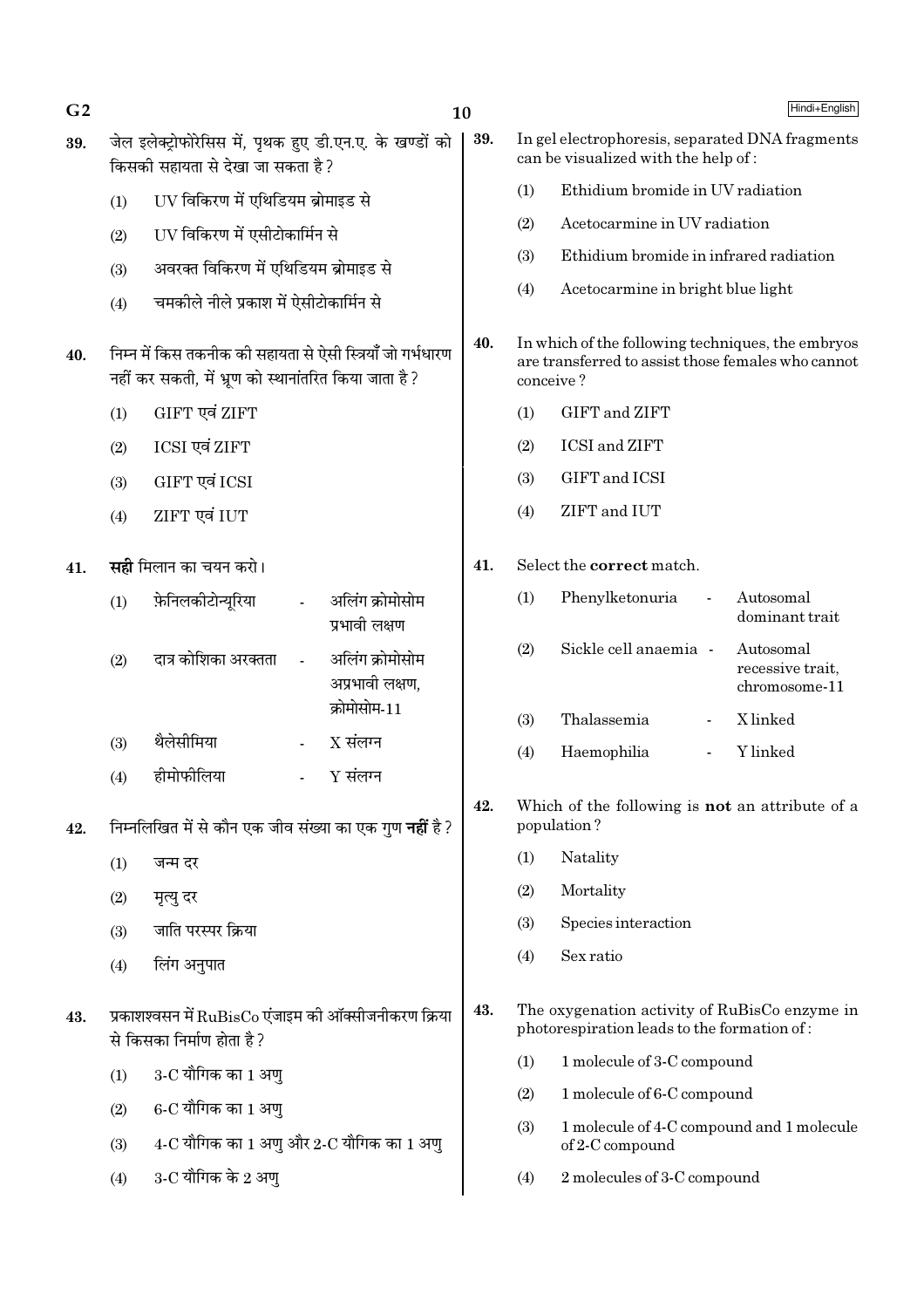39. जेल इलेक्ट्रोफोरेसिस में, पृथक हुए डी.एन.ए. के खण्डों को किसकी सहायता से देखा जा सकता है ?

 (1) UV विकिरण में एथिडियम ब्रोमाइड से
 (2) UV विकिरण में एसीटोकार्मिन से
 (3) अवरक्त विकिरण में एथिडियम ब्रोमाइड से
 (4) चमकीले नीले प्रकाश में ऐसीटोकार्मिन से

40. निम्न में किस तकनीक की सहायता से ऐसी स्त्रियाँ जो गर्भधारण नहीं कर सकती, में भ्रूण को स्थानांतरित किया जाता है ?

 (1) GIFT एवं ZIFT
 (2) ICSI एवं ZIFT
 (3) GIFT एवं ICSI
 (4) ZIFT एवं IUT

41. **सही** मिलान का चयन करो।

 (1) फ़ेनिलकीटोन्यूरिया - अलिंग क्रोमोसोम प्रभावी लक्षण
 (2) दात्र कोशिका अरक्तता - अलिंग क्रोमोसोम अप्रभावी लक्षण, क्रोमोसोम-11
 (3) थैलेसीमिया - X संलग्न
 (4) हीमोफीलिया - Y संलग्न

42. निम्नलिखित में से कौन एक जीव संख्या का एक गुण **नहीं** है ?

 (1) जन्म दर
 (2) मृत्यु दर
 (3) जाति परस्पर क्रिया
 (4) लिंग अनुपात

43. प्रकाशश्वसन में RuBisCo एंजाइम की ऑक्सीजनीकरण क्रिया से किसका निर्माण होता है ?

 (1) 3-C यौगिक का 1 अणु
 (2) 6-C यौगिक का 1 अणु
 (3) 4-C यौगिक का 1 अणु और 2-C यौगिक का 1 अणु
 (4) 3-C यौगिक के 2 अणु

39. In gel electrophoresis, separated DNA fragments can be visualized with the help of :

 (1) Ethidium bromide in UV radiation
 (2) Acetocarmine in UV radiation
 (3) Ethidium bromide in infrared radiation
 (4) Acetocarmine in bright blue light

40. In which of the following techniques, the embryos are transferred to assist those females who cannot conceive ?

 (1) GIFT and ZIFT
 (2) ICSI and ZIFT
 (3) GIFT and ICSI
 (4) ZIFT and IUT

41. Select the **correct** match.

 (1) Phenylketonuria - Autosomal dominant trait
 (2) Sickle cell anaemia - Autosomal recessive trait, chromosome-11
 (3) Thalassemia - X linked
 (4) Haemophilia - Y linked

42. Which of the following is **not** an attribute of a population ?

 (1) Natality
 (2) Mortality
 (3) Species interaction
 (4) Sex ratio

43. The oxygenation activity of RuBisCo enzyme in photorespiration leads to the formation of :

 (1) 1 molecule of 3-C compound
 (2) 1 molecule of 6-C compound
 (3) 1 molecule of 4-C compound and 1 molecule of 2-C compound
 (4) 2 molecules of 3-C compound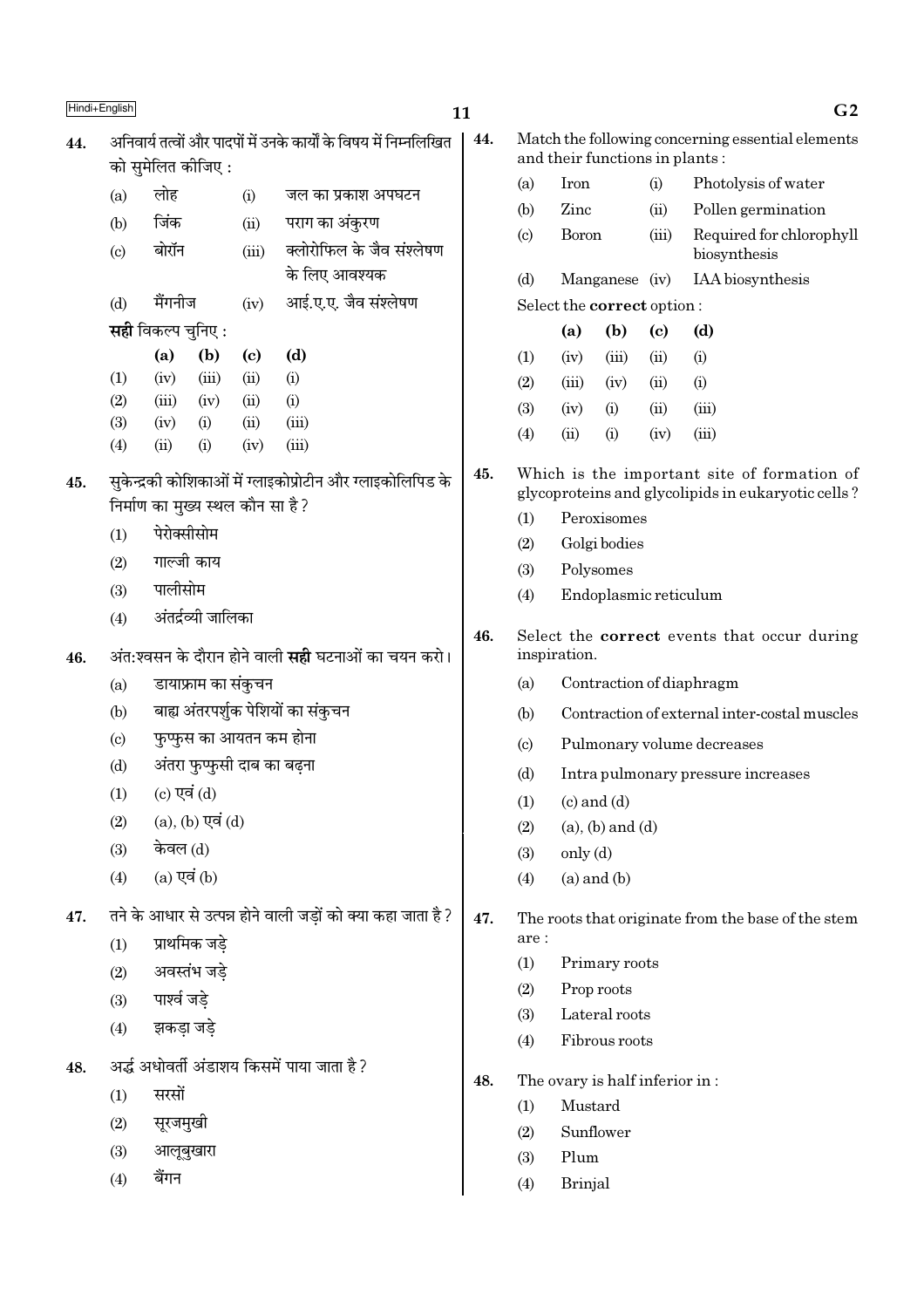44. अनिवार्य तत्वों और पादपों में उनके कार्यों के विषय में निम्नलिखित को सुमेलित कीजिए :

| | | | |
|---|---|---|---|
| (a) | लोह | (i) | जल का प्रकाश अपघटन |
| (b) | जिंक | (ii) | पराग का अंकुरण |
| (c) | बोरॉन | (iii) | क्लोरोफिल के जैव संश्लेषण के लिए आवश्यक |
| (d) | मैंगनीज | (iv) | आई.ए.ए. जैव संश्लेषण |

**सही** विकल्प चुनिए :

| | (a) | (b) | (c) | (d) |
|---|---|---|---|---|
| (1) | (iv) | (iii) | (ii) | (i) |
| (2) | (iii) | (iv) | (ii) | (i) |
| (3) | (iv) | (i) | (ii) | (iii) |
| (4) | (ii) | (i) | (iv) | (iii) |

45. सुकेन्द्रकी कोशिकाओं में ग्लाइकोप्रोटीन और ग्लाइकोलिपिड के निर्माण का मुख्य स्थल कौन सा है ?

(1) पेरोक्सीसोम
(2) गाल्जी काय
(3) पालीसोम
(4) अंतर्द्रव्यी जालिका

46. अंत:श्वसन के दौरान होने वाली **सही** घटनाओं का चयन करो।

(a) डायाफ्राम का संकुचन
(b) बाह्य अंतरपर्शुक पेशियों का संकुचन
(c) फुप्फुस का आयतन कम होना
(d) अंतरा फुप्फुसी दाब का बढ़ना

(1) (c) एवं (d)
(2) (a), (b) एवं (d)
(3) केवल (d)
(4) (a) एवं (b)

47. तने के आधार से उत्पन्न होने वाली जड़ों को क्या कहा जाता है ?

(1) प्राथमिक जड़े
(2) अवस्तंभ जड़े
(3) पार्श्व जड़े
(4) झकड़ा जड़े

48. अर्द्ध अधोवर्ती अंडाशय किसमें पाया जाता है ?

(1) सरसों
(2) सूरजमुखी
(3) आलूबुखारा
(4) बैंगन

44. Match the following concerning essential elements and their functions in plants :

| | | | |
|---|---|---|---|
| (a) | Iron | (i) | Photolysis of water |
| (b) | Zinc | (ii) | Pollen germination |
| (c) | Boron | (iii) | Required for chlorophyll biosynthesis |
| (d) | Manganese | (iv) | IAA biosynthesis |

Select the **correct** option :

| | (a) | (b) | (c) | (d) |
|---|---|---|---|---|
| (1) | (iv) | (iii) | (ii) | (i) |
| (2) | (iii) | (iv) | (ii) | (i) |
| (3) | (iv) | (i) | (ii) | (iii) |
| (4) | (ii) | (i) | (iv) | (iii) |

45. Which is the important site of formation of glycoproteins and glycolipids in eukaryotic cells ?

(1) Peroxisomes
(2) Golgi bodies
(3) Polysomes
(4) Endoplasmic reticulum

46. Select the **correct** events that occur during inspiration.

(a) Contraction of diaphragm
(b) Contraction of external inter-costal muscles
(c) Pulmonary volume decreases
(d) Intra pulmonary pressure increases

(1) (c) and (d)
(2) (a), (b) and (d)
(3) only (d)
(4) (a) and (b)

47. The roots that originate from the base of the stem are :

(1) Primary roots
(2) Prop roots
(3) Lateral roots
(4) Fibrous roots

48. The ovary is half inferior in :

(1) Mustard
(2) Sunflower
(3) Plum
(4) Brinjal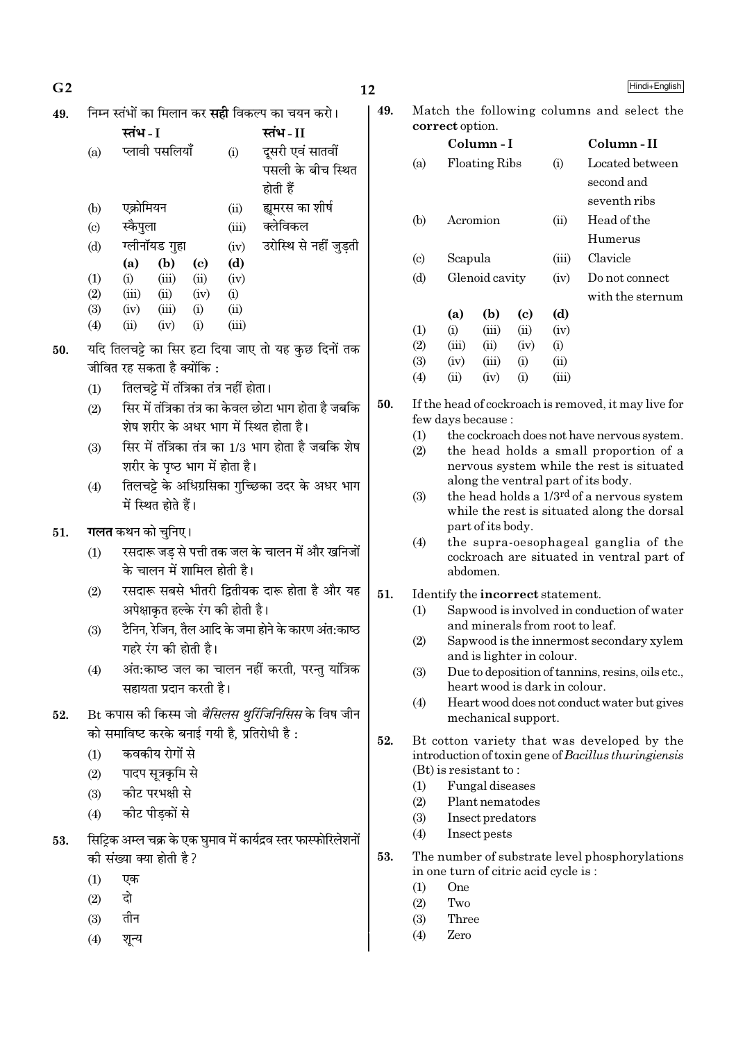49. निम्न स्तंभों का मिलान कर **सही** विकल्प का चयन करो।

| | स्तंभ - I | | स्तंभ - II |
|---|---|---|---|
| (a) | प्लावी पसलियाँ | (i) | दूसरी एवं सातवीं पसली के बीच स्थित होती हैं |
| (b) | एक्रोमियन | (ii) | ह्यूमरस का शीर्ष |
| (c) | स्कैपुला | (iii) | क्लेविकल |
| (d) | ग्लीनॉयड गुहा | (iv) | उरोस्थि से नहीं जुड़ती |

| | (a) | (b) | (c) | (d) |
|---|---|---|---|---|
| (1) | (i) | (iii) | (ii) | (iv) |
| (2) | (iii) | (ii) | (iv) | (i) |
| (3) | (iv) | (iii) | (i) | (ii) |
| (4) | (ii) | (iv) | (i) | (iii) |

50. यदि तिलचट्टे का सिर हटा दिया जाए तो यह कुछ दिनों तक जीवित रह सकता है क्योंकि :
   (1) तिलचट्टे में तंत्रिका तंत्र नहीं होता।
   (2) सिर में तंत्रिका तंत्र का केवल छोटा भाग होता है जबकि शेष शरीर के अधर भाग में स्थित होता है।
   (3) सिर में तंत्रिका तंत्र का 1/3 भाग होता है जबकि शेष शरीर के पृष्ठ भाग में होता है।
   (4) तिलचट्टे के अधिग्रसिका गुच्छिका उदर के अधर भाग में स्थित होते हैं।

51. **गलत** कथन को चुनिए।
   (1) रसदारू जड़ से पत्ती तक जल के चालन में और खनिजों के चालन में शामिल होती है।
   (2) रसदारू सबसे भीतरी द्वितीयक दारू होता है और यह अपेक्षाकृत हल्के रंग की होती है।
   (3) टैनिन, रेजिन, तैल आदि के जमा होने के कारण अंतःकाष्ठ गहरे रंग की होती है।
   (4) अंतःकाष्ठ जल का चालन नहीं करती, परन्तु यांत्रिक सहायता प्रदान करती है।

52. Bt कपास की किस्म जो *बैसिलस थुरिंजिनिसिस* के विष जीन को समाविष्ट करके बनाई गयी है, प्रतिरोधी है :
   (1) कवकीय रोगों से
   (2) पादप सूत्रकृमि से
   (3) कीट परभक्षी से
   (4) कीट पीड़कों से

53. सिट्रिक अम्ल चक्र के एक घुमाव में कार्यद्रव स्तर फास्फोरिलेशनों की संख्या क्या होती है?
   (1) एक
   (2) दो
   (3) तीन
   (4) शून्य

49. Match the following columns and select the **correct** option.

| | Column - I | | Column - II |
|---|---|---|---|
| (a) | Floating Ribs | (i) | Located between second and seventh ribs |
| (b) | Acromion | (ii) | Head of the Humerus |
| (c) | Scapula | (iii) | Clavicle |
| (d) | Glenoid cavity | (iv) | Do not connect with the sternum |

| | (a) | (b) | (c) | (d) |
|---|---|---|---|---|
| (1) | (i) | (iii) | (ii) | (iv) |
| (2) | (iii) | (ii) | (iv) | (i) |
| (3) | (iv) | (iii) | (i) | (ii) |
| (4) | (ii) | (iv) | (i) | (iii) |

50. If the head of cockroach is removed, it may live for few days because :
   (1) the cockroach does not have nervous system.
   (2) the head holds a small proportion of a nervous system while the rest is situated along the ventral part of its body.
   (3) the head holds a 1/3rd of a nervous system while the rest is situated along the dorsal part of its body.
   (4) the supra-oesophageal ganglia of the cockroach are situated in ventral part of abdomen.

51. Identify the **incorrect** statement.
   (1) Sapwood is involved in conduction of water and minerals from root to leaf.
   (2) Sapwood is the innermost secondary xylem and is lighter in colour.
   (3) Due to deposition of tannins, resins, oils etc., heart wood is dark in colour.
   (4) Heart wood does not conduct water but gives mechanical support.

52. Bt cotton variety that was developed by the introduction of toxin gene of *Bacillus thuringiensis* (Bt) is resistant to :
   (1) Fungal diseases
   (2) Plant nematodes
   (3) Insect predators
   (4) Insect pests

53. The number of substrate level phosphorylations in one turn of citric acid cycle is :
   (1) One
   (2) Two
   (3) Three
   (4) Zero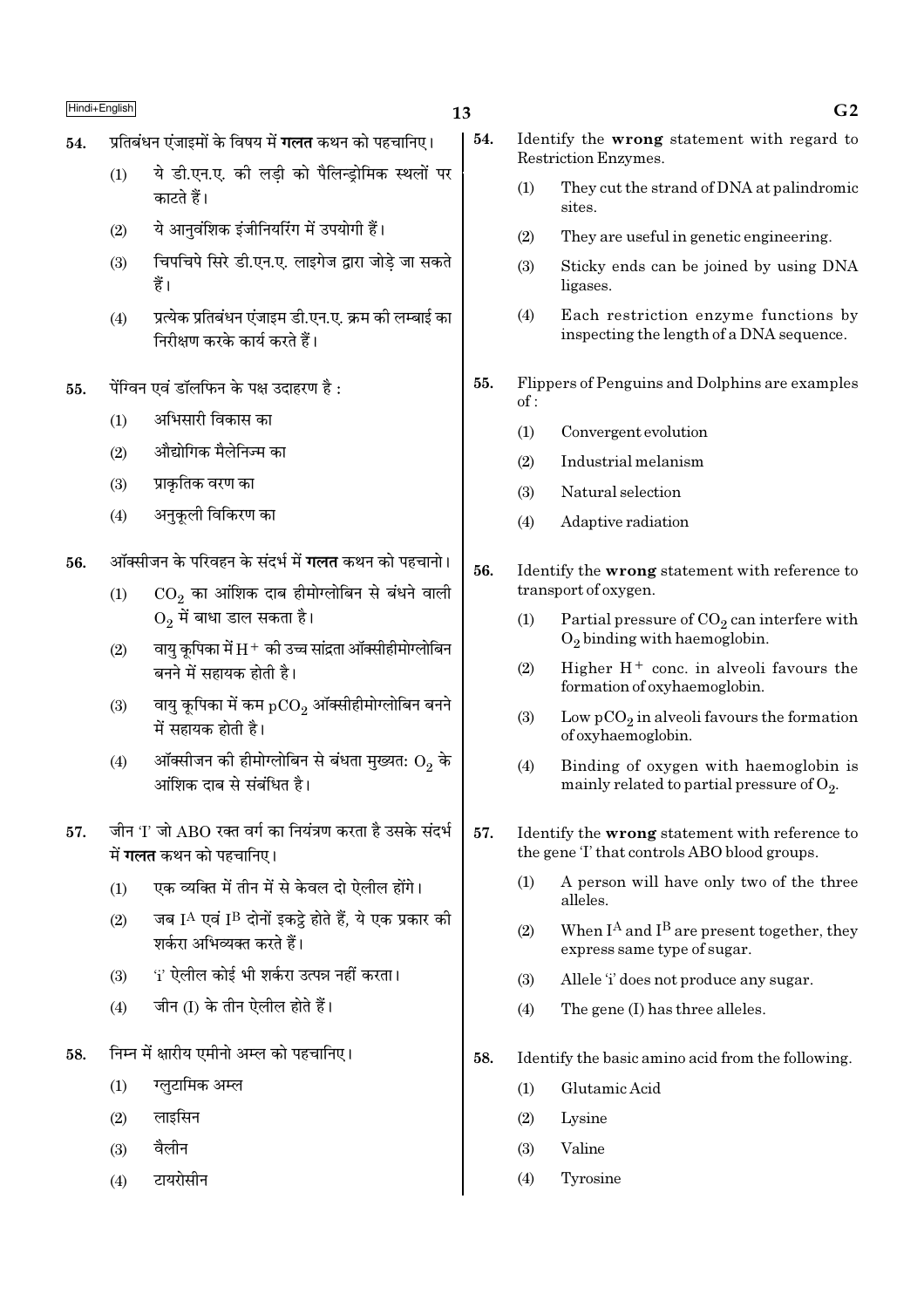54. प्रतिबंधन एंजाइमों के विषय में **गलत** कथन को पहचानिए।

(1) ये डी.एन.ए. की लड़ी को पैलिन्ड्रोमिक स्थलों पर काटते हैं।

(2) ये आनुवंशिक इंजीनियरिंग में उपयोगी हैं।

(3) चिपचिपे सिरे डी.एन.ए. लाइगेज द्वारा जोड़े जा सकते हैं।

(4) प्रत्येक प्रतिबंधन एंजाइम डी.एन.ए. क्रम की लम्बाई का निरीक्षण करके कार्य करते हैं।

55. पेंग्विन एवं डॉलफिन के पक्ष उदाहरण है :

(1) अभिसारी विकास का

(2) औद्योगिक मैलेनिज्म का

(3) प्राकृतिक वरण का

(4) अनुकूली विकिरण का

56. ऑक्सीजन के परिवहन के संदर्भ में **गलत** कथन को पहचानो।

(1) $CO_2$ का आंशिक दाब हीमोग्लोबिन से बंधने वाली $O_2$ में बाधा डाल सकता है।

(2) वायु कूपिका में $H^+$ की उच्च सांद्रता ऑक्सीहीमोग्लोबिन बनने में सहायक होती है।

(3) वायु कूपिका में कम $pCO_2$ ऑक्सीहीमोग्लोबिन बनने में सहायक होती है।

(4) ऑक्सीजन की हीमोग्लोबिन से बंधता मुख्यतः $O_2$ के आंशिक दाब से संबंधित है।

57. जीन 'I' जो ABO रक्त वर्ग का नियंत्रण करता है उसके संदर्भ में **गलत** कथन को पहचानिए।

(1) एक व्यक्ति में तीन में से केवल दो ऐलील होंगे।

(2) जब $I^A$ एवं $I^B$ दोनों इकट्ठे होते हैं, ये एक प्रकार की शर्करा अभिव्यक्त करते हैं।

(3) 'i' ऐलील कोई भी शर्करा उत्पन्न नहीं करता।

(4) जीन (I) के तीन ऐलील होते हैं।

58. निम्न में क्षारीय एमीनो अम्ल को पहचानिए।

(1) ग्लुटामिक अम्ल

(2) लाइसिन

(3) वैलीन

(4) टायरोसीन

54. Identify the **wrong** statement with regard to Restriction Enzymes.

(1) They cut the strand of DNA at palindromic sites.

(2) They are useful in genetic engineering.

(3) Sticky ends can be joined by using DNA ligases.

(4) Each restriction enzyme functions by inspecting the length of a DNA sequence.

55. Flippers of Penguins and Dolphins are examples of :

(1) Convergent evolution

(2) Industrial melanism

(3) Natural selection

(4) Adaptive radiation

56. Identify the **wrong** statement with reference to transport of oxygen.

(1) Partial pressure of $CO_2$ can interfere with $O_2$ binding with haemoglobin.

(2) Higher $H^+$ conc. in alveoli favours the formation of oxyhaemoglobin.

(3) Low $pCO_2$ in alveoli favours the formation of oxyhaemoglobin.

(4) Binding of oxygen with haemoglobin is mainly related to partial pressure of $O_2$.

57. Identify the **wrong** statement with reference to the gene 'I' that controls ABO blood groups.

(1) A person will have only two of the three alleles.

(2) When $I^A$ and $I^B$ are present together, they express same type of sugar.

(3) Allele 'i' does not produce any sugar.

(4) The gene (I) has three alleles.

58. Identify the basic amino acid from the following.

(1) Glutamic Acid

(2) Lysine

(3) Valine

(4) Tyrosine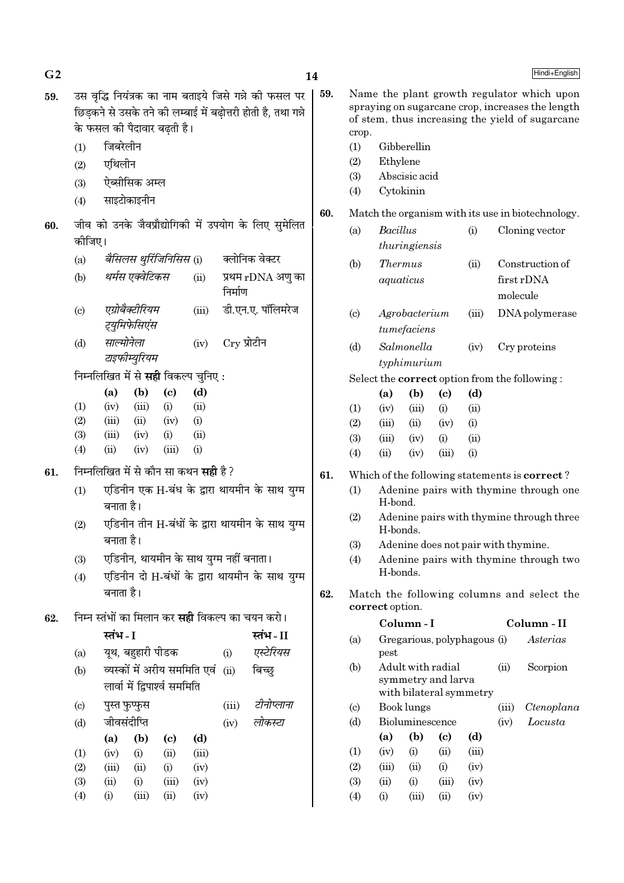59. उस वृद्धि नियंत्रक का नाम बताइये जिसे गन्ने की फसल पर छिड़कने से उसके तने की लम्बाई में बढ़ोत्तरी होती है, तथा गन्ने के फसल की पैदावार बढ़ती है।

(1) जिबरेलीन
(2) एथिलीन
(3) ऐब्सीसिक अम्ल
(4) साइटोकाइनीन

60. जीव को उनके जैवप्रौद्योगिकी में उपयोग के लिए सुमेलित कीजिए।

| | | | |
|---|---|---|---|
| (a) | *बैसिलस थुरिंजिनिसिस* | (i) | क्लोनिक वेक्टर |
| (b) | *थर्मस एक्वेटिकस* | (ii) | प्रथम rDNA अणु का निर्माण |
| (c) | *एग्रोबैक्टीरियम ट्युमिफेसिएंस* | (iii) | डी.एन.ए. पॉलिमरेज |
| (d) | *साल्मोनेला टाइफीम्युरियम* | (iv) | Cry प्रोटीन |

निम्नलिखित में से **सही** विकल्प चुनिए :

| | (a) | (b) | (c) | (d) |
|---|---|---|---|---|
| (1) | (iv) | (iii) | (i) | (ii) |
| (2) | (iii) | (ii) | (iv) | (i) |
| (3) | (iii) | (iv) | (i) | (ii) |
| (4) | (ii) | (iv) | (iii) | (i) |

61. निम्नलिखित में से कौन सा कथन **सही** है ?

(1) एडिनीन एक H-बंध के द्वारा थायमीन के साथ युग्म बनाता है।
(2) एडिनीन तीन H-बंधों के द्वारा थायमीन के साथ युग्म बनाता है।
(3) एडिनीन, थायमीन के साथ युग्म नहीं बनाता।
(4) एडिनीन दो H-बंधों के द्वारा थायमीन के साथ युग्म बनाता है।

62. निम्न स्तंभों का मिलान कर **सही** विकल्प का चयन करो।

| | स्तंभ - I | | स्तंभ - II |
|---|---|---|---|
| (a) | यूथ, बहुहारी पीडक | (i) | *एस्टेरियस* |
| (b) | व्यस्कों में अरीय सममिति एवं लार्वा में द्विपार्श्व सममिति | (ii) | बिच्छु |
| (c) | पुस्त फुप्फुस | (iii) | *टीनोप्लाना* |
| (d) | जीवसंदीप्ति | (iv) | *लोकस्टा* |

| | (a) | (b) | (c) | (d) |
|---|---|---|---|---|
| (1) | (iv) | (i) | (ii) | (iii) |
| (2) | (iii) | (ii) | (i) | (iv) |
| (3) | (ii) | (i) | (iii) | (iv) |
| (4) | (i) | (iii) | (ii) | (iv) |

59. Name the plant growth regulator which upon spraying on sugarcane crop, increases the length of stem, thus increasing the yield of sugarcane crop.

(1) Gibberellin
(2) Ethylene
(3) Abscisic acid
(4) Cytokinin

60. Match the organism with its use in biotechnology.

| | | | |
|---|---|---|---|
| (a) | *Bacillus thuringiensis* | (i) | Cloning vector |
| (b) | *Thermus aquaticus* | (ii) | Construction of first rDNA molecule |
| (c) | *Agrobacterium tumefaciens* | (iii) | DNA polymerase |
| (d) | *Salmonella typhimurium* | (iv) | Cry proteins |

Select the **correct** option from the following :

| | (a) | (b) | (c) | (d) |
|---|---|---|---|---|
| (1) | (iv) | (iii) | (i) | (ii) |
| (2) | (iii) | (ii) | (iv) | (i) |
| (3) | (iii) | (iv) | (i) | (ii) |
| (4) | (ii) | (iv) | (iii) | (i) |

61. Which of the following statements is **correct** ?

(1) Adenine pairs with thymine through one H-bond.
(2) Adenine pairs with thymine through three H-bonds.
(3) Adenine does not pair with thymine.
(4) Adenine pairs with thymine through two H-bonds.

62. Match the following columns and select the **correct** option.

| | Column - I | | Column - II |
|---|---|---|---|
| (a) | Gregarious, polyphagous pest | (i) | *Asterias* |
| (b) | Adult with radial symmetry and larva with bilateral symmetry | (ii) | Scorpion |
| (c) | Book lungs | (iii) | *Ctenoplana* |
| (d) | Bioluminescence | (iv) | *Locusta* |

| | (a) | (b) | (c) | (d) |
|---|---|---|---|---|
| (1) | (iv) | (i) | (ii) | (iii) |
| (2) | (iii) | (ii) | (i) | (iv) |
| (3) | (ii) | (i) | (iii) | (iv) |
| (4) | (i) | (iii) | (ii) | (iv) |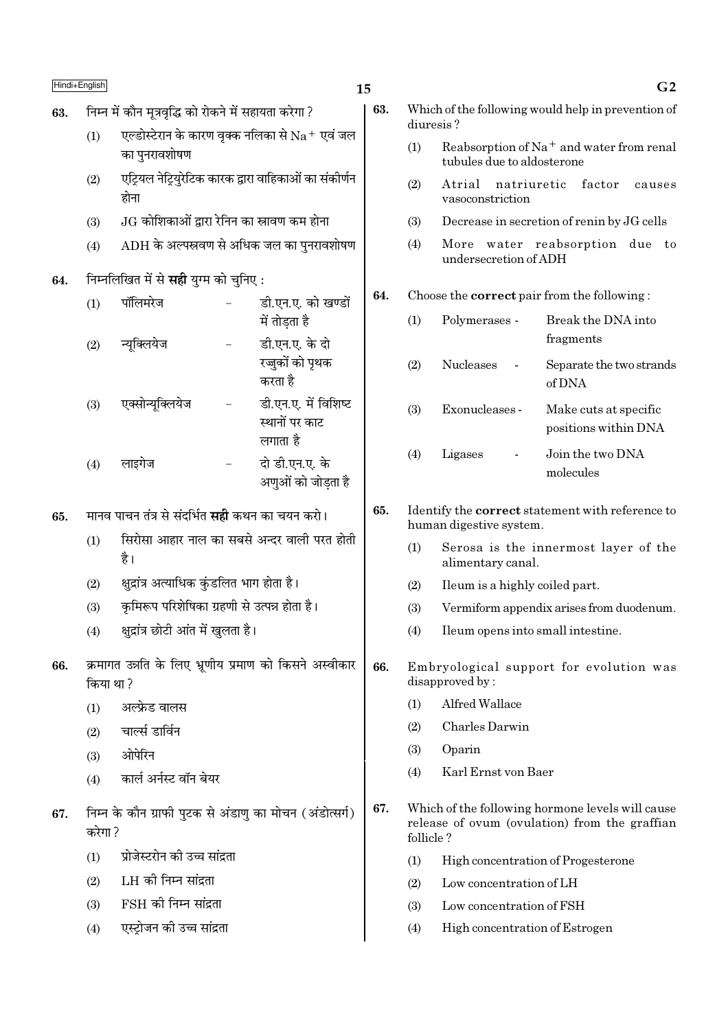63. निम्न में कौन मूत्रवृद्धि को रोकने में सहायता करेगा ?

(1) एल्डोस्टेरान के कारण वृक्क नलिका से $Na^+$ एवं जल का पुनरावशोषण

(2) एट्रियल नेट्रियुरेटिक कारक द्वारा वाहिकाओं का संकीर्णन होना

(3) JG कोशिकाओं द्वारा रेनिन का स्रावण कम होना

(4) ADH के अल्पस्रवण से अधिक जल का पुनरावशोषण

64. निम्नलिखित में से **सही** युग्म को चुनिए :

(1) पॉलिमरेज – डी.एन.ए. को खण्डों में तोड़ता है

(2) न्यूक्लियेज – डी.एन.ए. के दो रज्जुकों को पृथक करता है

(3) एक्सोन्यूक्लियेज – डी.एन.ए. में विशिष्ट स्थानों पर काट लगाता है

(4) लाइगेज – दो डी.एन.ए. के अणुओं को जोड़ता है

65. मानव पाचन तंत्र से संदर्भित **सही** कथन का चयन करो।

(1) सिरोसा आहार नाल का सबसे अन्दर वाली परत होती है।

(2) क्षुद्रांत्र अत्याधिक कुंडलित भाग होता है।

(3) कृमिरूप परिशेषिका ग्रहणी से उत्पन्न होता है।

(4) क्षुद्रांत्र छोटी आंत में खुलता है।

66. क्रमागत उन्नति के लिए भ्रूणीय प्रमाण को किसने अस्वीकार किया था ?

(1) अल्फ्रेड वालस

(2) चार्ल्स डार्विन

(3) ओपेरिन

(4) कार्ल अर्नस्ट वॉन बेयर

67. निम्न के कौन ग्राफी पुटक से अंडाणु का मोचन (अंडोत्सर्ग) करेगा ?

(1) प्रोजेस्टरोन की उच्च सांद्रता

(2) LH की निम्न सांद्रता

(3) FSH की निम्न सांद्रता

(4) एस्ट्रोजन की उच्च सांद्रता

63. Which of the following would help in prevention of diuresis ?

(1) Reabsorption of $Na^+$ and water from renal tubules due to aldosterone

(2) Atrial natriuretic factor causes vasoconstriction

(3) Decrease in secretion of renin by JG cells

(4) More water reabsorption due to undersecretion of ADH

64. Choose the **correct** pair from the following :

(1) Polymerases - Break the DNA into fragments

(2) Nucleases - Separate the two strands of DNA

(3) Exonucleases - Make cuts at specific positions within DNA

(4) Ligases - Join the two DNA molecules

65. Identify the **correct** statement with reference to human digestive system.

(1) Serosa is the innermost layer of the alimentary canal.

(2) Ileum is a highly coiled part.

(3) Vermiform appendix arises from duodenum.

(4) Ileum opens into small intestine.

66. Embryological support for evolution was disapproved by :

(1) Alfred Wallace

(2) Charles Darwin

(3) Oparin

(4) Karl Ernst von Baer

67. Which of the following hormone levels will cause release of ovum (ovulation) from the graffian follicle ?

(1) High concentration of Progesterone

(2) Low concentration of LH

(3) Low concentration of FSH

(4) High concentration of Estrogen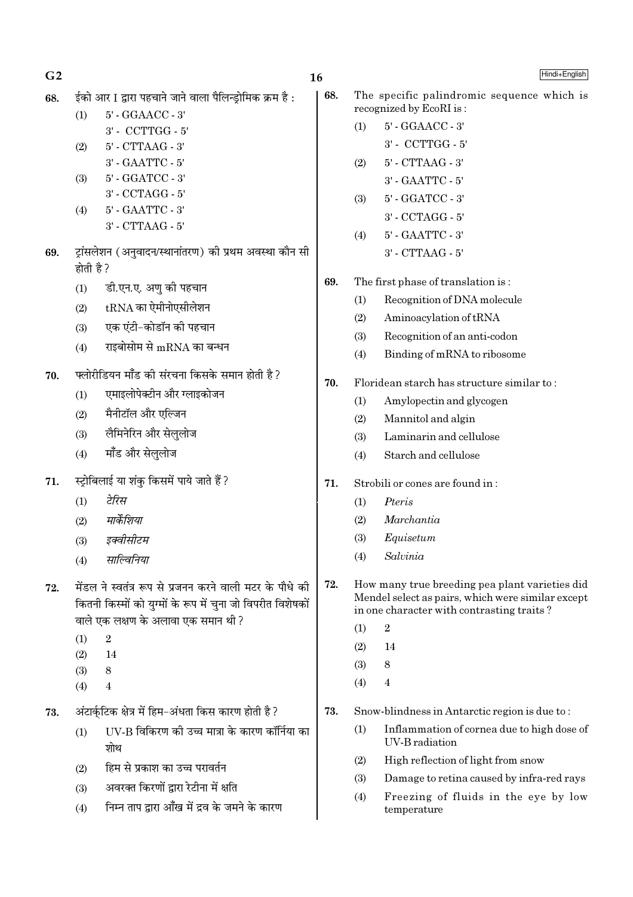68. ईको आर I द्वारा पहचाने जाने वाला पैलिन्ड्रोमिक क्रम है :
   (1) 5' - GGAACC - 3'
       3' - CCTTGG - 5'
   (2) 5' - CTTAAG - 3'
       3' - GAATTC - 5'
   (3) 5' - GGATCC - 3'
       3' - CCTAGG - 5'
   (4) 5' - GAATTC - 3'
       3' - CTTAAG - 5'

69. ट्रांसलेशन (अनुवादन/स्थानांतरण) की प्रथम अवस्था कौन सी होती है ?
   (1) डी.एन.ए. अणु की पहचान
   (2) tRNA का ऐमीनोएसीलेशन
   (3) एक एंटी-कोडॉन की पहचान
   (4) राइबोसोम से mRNA का बन्धन

70. फ्लोरीडियन माँड की संरचना किसके समान होती है ?
   (1) एमाइलोपेक्टीन और ग्लाइकोजन
   (2) मैनीटॉल और एल्जिन
   (3) लैमिनेरिन और सेलुलोज
   (4) माँड और सेलुलोज

71. स्ट्रोबिलाई या शंकु किसमें पाये जाते हैं ?
   (1) *टेरिस*
   (2) *मार्केंशिया*
   (3) *इक्वीसीटम*
   (4) *साल्विनिया*

72. मेंडल ने स्वतंत्र रूप से प्रजनन करने वाली मटर के पौधे की कितनी किस्मों को युग्मों के रूप में चुना जो विपरीत विशेषकों वाले एक लक्षण के अलावा एक समान थी ?
   (1) 2
   (2) 14
   (3) 8
   (4) 4

73. अंटार्कटिक क्षेत्र में हिम-अंधता किस कारण होती है ?
   (1) UV-B विकिरण की उच्च मात्रा के कारण कॉर्निया का शोथ
   (2) हिम से प्रकाश का उच्च परावर्तन
   (3) अवरक्त किरणों द्वारा रेटीना में क्षति
   (4) निम्न ताप द्वारा आँख में द्रव के जमने के कारण

68. The specific palindromic sequence which is recognized by EcoRI is :
   (1) 5' - GGAACC - 3'
       3' - CCTTGG - 5'
   (2) 5' - CTTAAG - 3'
       3' - GAATTC - 5'
   (3) 5' - GGATCC - 3'
       3' - CCTAGG - 5'
   (4) 5' - GAATTC - 3'
       3' - CTTAAG - 5'

69. The first phase of translation is :
   (1) Recognition of DNA molecule
   (2) Aminoacylation of tRNA
   (3) Recognition of an anti-codon
   (4) Binding of mRNA to ribosome

70. Floridean starch has structure similar to :
   (1) Amylopectin and glycogen
   (2) Mannitol and algin
   (3) Laminarin and cellulose
   (4) Starch and cellulose

71. Strobili or cones are found in :
   (1) *Pteris*
   (2) *Marchantia*
   (3) *Equisetum*
   (4) *Salvinia*

72. How many true breeding pea plant varieties did Mendel select as pairs, which were similar except in one character with contrasting traits ?
   (1) 2
   (2) 14
   (3) 8
   (4) 4

73. Snow-blindness in Antarctic region is due to :
   (1) Inflammation of cornea due to high dose of UV-B radiation
   (2) High reflection of light from snow
   (3) Damage to retina caused by infra-red rays
   (4) Freezing of fluids in the eye by low temperature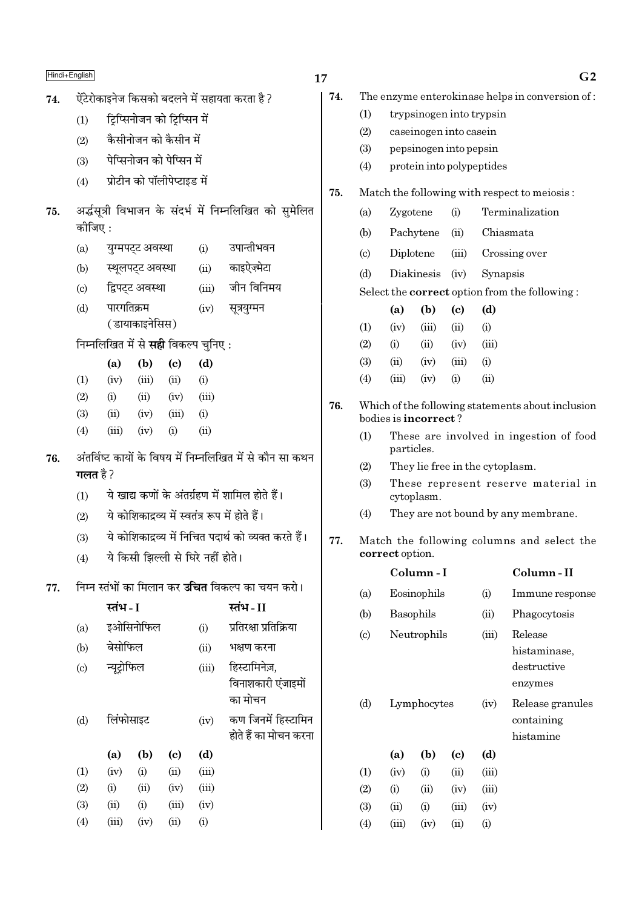74. ऐंटेरोकाइनेज किसको बदलने में सहायता करता है ?

(1) ट्रिप्सिनोजन को ट्रिप्सिन में
(2) कैसीनोजन को कैसीन में
(3) पेप्सिनोजन को पेप्सिन में
(4) प्रोटीन को पॉलीपेप्टाइड में

75. अर्द्धसूत्री विभाजन के संदर्भ में निम्नलिखित को सुमेलित कीजिए :

| | | | |
|---|---|---|---|
| (a) | युग्मपट्ट अवस्था | (i) | उपान्तीभवन |
| (b) | स्थूलपट्ट अवस्था | (ii) | काइऐज़्मेटा |
| (c) | द्विपट्ट अवस्था | (iii) | जीन विनिमय |
| (d) | पारगतिक्रम (डायाकाइनेसिस) | (iv) | सूत्रयुग्मन |

निम्नलिखित में से **सही** विकल्प चुनिए :

| | (a) | (b) | (c) | (d) |
|---|---|---|---|---|
| (1) | (iv) | (iii) | (ii) | (i) |
| (2) | (i) | (ii) | (iv) | (iii) |
| (3) | (ii) | (iv) | (iii) | (i) |
| (4) | (iii) | (iv) | (i) | (ii) |

76. अंतर्विष्ट कायों के विषय में निम्नलिखित में से कौन सा कथन **गलत** है ?

(1) ये खाद्य कणों के अंतर्ग्रहण में शामिल होते हैं।
(2) ये कोशिकाद्रव्य में स्वतंत्र रूप में होते हैं।
(3) ये कोशिकाद्रव्य में निचित पदार्थ को व्यक्त करते हैं।
(4) ये किसी झिल्ली से घिरे नहीं होते।

77. निम्न स्तंभों का मिलान कर **उचित** विकल्प का चयन करो।

| | स्तंभ - I | | स्तंभ - II |
|---|---|---|---|
| (a) | इओसिनोफिल | (i) | प्रतिरक्षा प्रतिक्रिया |
| (b) | बेसोफिल | (ii) | भक्षण करना |
| (c) | न्यूट्रोफिल | (iii) | हिस्टामिनेज़, विनाशकारी एंजाइमों का मोचन |
| (d) | लिंफोसाइट | (iv) | कण जिनमें हिस्टामिन होते हैं का मोचन करना |

| | (a) | (b) | (c) | (d) |
|---|---|---|---|---|
| (1) | (iv) | (i) | (ii) | (iii) |
| (2) | (i) | (ii) | (iv) | (iii) |
| (3) | (ii) | (i) | (iii) | (iv) |
| (4) | (iii) | (iv) | (ii) | (i) |

74. The enzyme enterokinase helps in conversion of :

(1) trypsinogen into trypsin
(2) caseinogen into casein
(3) pepsinogen into pepsin
(4) protein into polypeptides

75. Match the following with respect to meiosis :

| | | | |
|---|---|---|---|
| (a) | Zygotene | (i) | Terminalization |
| (b) | Pachytene | (ii) | Chiasmata |
| (c) | Diplotene | (iii) | Crossing over |
| (d) | Diakinesis | (iv) | Synapsis |

Select the **correct** option from the following :

| | (a) | (b) | (c) | (d) |
|---|---|---|---|---|
| (1) | (iv) | (iii) | (ii) | (i) |
| (2) | (i) | (ii) | (iv) | (iii) |
| (3) | (ii) | (iv) | (iii) | (i) |
| (4) | (iii) | (iv) | (i) | (ii) |

76. Which of the following statements about inclusion bodies is **incorrect** ?

(1) These are involved in ingestion of food particles.
(2) They lie free in the cytoplasm.
(3) These represent reserve material in cytoplasm.
(4) They are not bound by any membrane.

77. Match the following columns and select the **correct** option.

| | Column - I | | Column - II |
|---|---|---|---|
| (a) | Eosinophils | (i) | Immune response |
| (b) | Basophils | (ii) | Phagocytosis |
| (c) | Neutrophils | (iii) | Release histaminase, destructive enzymes |
| (d) | Lymphocytes | (iv) | Release granules containing histamine |

| | (a) | (b) | (c) | (d) |
|---|---|---|---|---|
| (1) | (iv) | (i) | (ii) | (iii) |
| (2) | (i) | (ii) | (iv) | (iii) |
| (3) | (ii) | (i) | (iii) | (iv) |
| (4) | (iii) | (iv) | (ii) | (i) |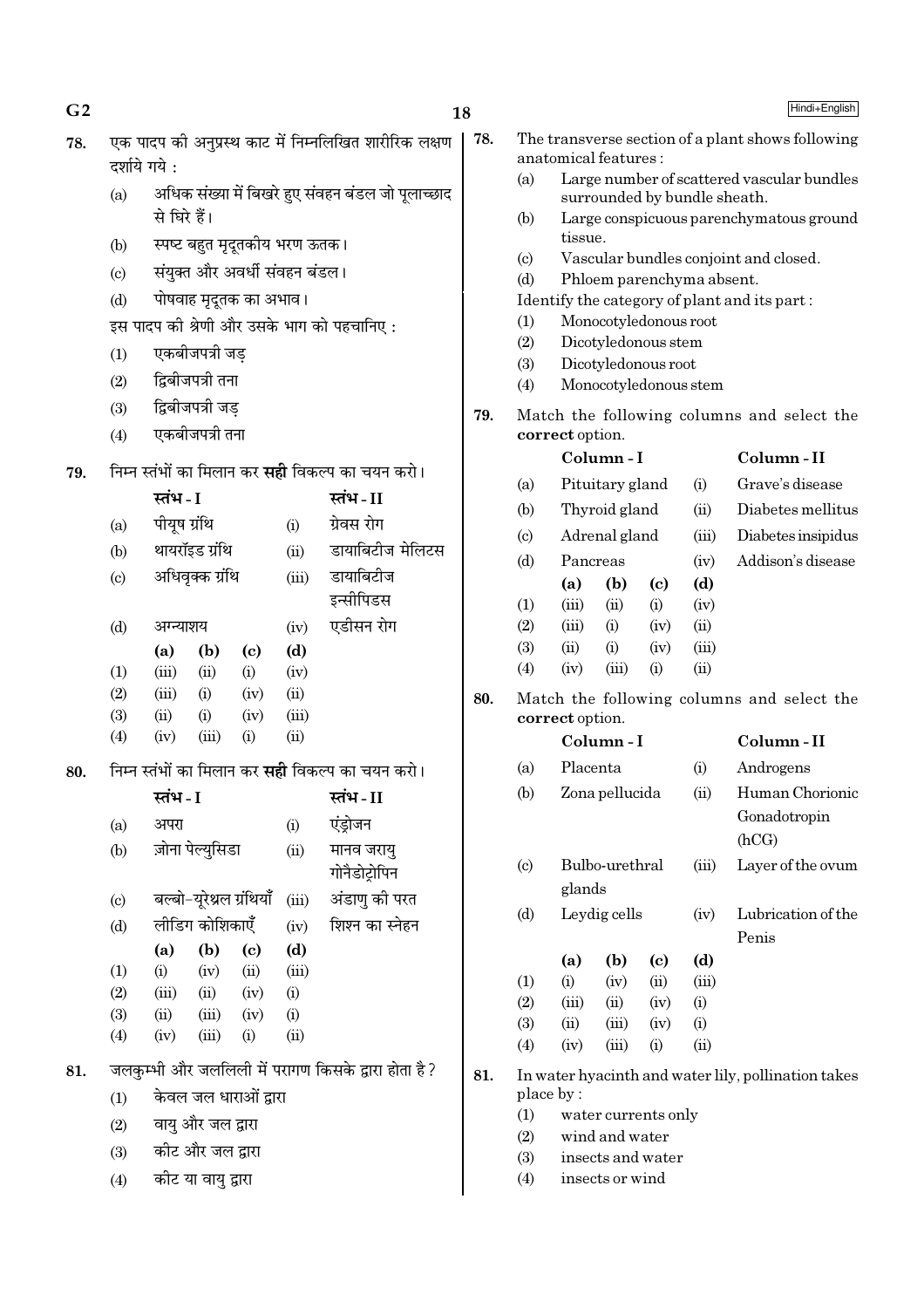78. एक पादप की अनुप्रस्थ काट में निम्नलिखित शारीरिक लक्षण दर्शाये गये :

(a) अधिक संख्या में बिखरे हुए संवहन बंडल जो पूलाच्छाद से घिरे हैं।

(b) स्पष्ट बहुत मृदूतकीय भरण ऊतक।

(c) संयुक्त और अवर्धी संवहन बंडल।

(d) पोषवाह मृदूतक का अभाव।

इस पादप की श्रेणी और उसके भाग को पहचानिए :

(1) एकबीजपत्री जड़

(2) द्विबीजपत्री तना

(3) द्विबीजपत्री जड़

(4) एकबीजपत्री तना

79. निम्न स्तंभों का मिलान कर **सही** विकल्प का चयन करो।

| | स्तंभ - I | | स्तंभ - II |
|---|---|---|---|
| (a) | पीयूष ग्रंथि | (i) | ग्रेवस रोग |
| (b) | थायरॉइड ग्रंथि | (ii) | डायाबिटीज मेलिटस |
| (c) | अधिवृक्क ग्रंथि | (iii) | डायाबिटीज इन्सीपिडस |
| (d) | अग्न्याशय | (iv) | एडीसन रोग |

| | (a) | (b) | (c) | (d) |
|---|---|---|---|---|
| (1) | (iii) | (ii) | (i) | (iv) |
| (2) | (iii) | (i) | (iv) | (ii) |
| (3) | (ii) | (i) | (iv) | (iii) |
| (4) | (iv) | (iii) | (i) | (ii) |

80. निम्न स्तंभों का मिलान कर **सही** विकल्प का चयन करो।

| | स्तंभ - I | | स्तंभ - II |
|---|---|---|---|
| (a) | अपरा | (i) | एंड्रोजन |
| (b) | ज़ोना पेल्युसिडा | (ii) | मानव जरायु गोनैडोट्रोपिन |
| (c) | बल्बो-यूरेथ्रल ग्रंथियाँ | (iii) | अंडाणु की परत |
| (d) | लीडिग कोशिकाएँ | (iv) | शिश्न का स्नेहन |

| | (a) | (b) | (c) | (d) |
|---|---|---|---|---|
| (1) | (i) | (iv) | (ii) | (iii) |
| (2) | (iii) | (ii) | (iv) | (i) |
| (3) | (ii) | (iii) | (iv) | (i) |
| (4) | (iv) | (iii) | (i) | (ii) |

81. जलकुम्भी और जललिली में परागण किसके द्वारा होता है?

(1) केवल जल धाराओं द्वारा

(2) वायु और जल द्वारा

(3) कीट और जल द्वारा

(4) कीट या वायु द्वारा

78. The transverse section of a plant shows following anatomical features :

(a) Large number of scattered vascular bundles surrounded by bundle sheath.

(b) Large conspicuous parenchymatous ground tissue.

(c) Vascular bundles conjoint and closed.

(d) Phloem parenchyma absent.

Identify the category of plant and its part :

(1) Monocotyledonous root

(2) Dicotyledonous stem

(3) Dicotyledonous root

(4) Monocotyledonous stem

79. Match the following columns and select the **correct** option.

| | Column - I | | Column - II |
|---|---|---|---|
| (a) | Pituitary gland | (i) | Grave's disease |
| (b) | Thyroid gland | (ii) | Diabetes mellitus |
| (c) | Adrenal gland | (iii) | Diabetes insipidus |
| (d) | Pancreas | (iv) | Addison's disease |

| | (a) | (b) | (c) | (d) |
|---|---|---|---|---|
| (1) | (iii) | (ii) | (i) | (iv) |
| (2) | (iii) | (i) | (iv) | (ii) |
| (3) | (ii) | (i) | (iv) | (iii) |
| (4) | (iv) | (iii) | (i) | (ii) |

80. Match the following columns and select the **correct** option.

| | Column - I | | Column - II |
|---|---|---|---|
| (a) | Placenta | (i) | Androgens |
| (b) | Zona pellucida | (ii) | Human Chorionic Gonadotropin (hCG) |
| (c) | Bulbo-urethral glands | (iii) | Layer of the ovum |
| (d) | Leydig cells | (iv) | Lubrication of the Penis |

| | (a) | (b) | (c) | (d) |
|---|---|---|---|---|
| (1) | (i) | (iv) | (ii) | (iii) |
| (2) | (iii) | (ii) | (iv) | (i) |
| (3) | (ii) | (iii) | (iv) | (i) |
| (4) | (iv) | (iii) | (i) | (ii) |

81. In water hyacinth and water lily, pollination takes place by :

(1) water currents only

(2) wind and water

(3) insects and water

(4) insects or wind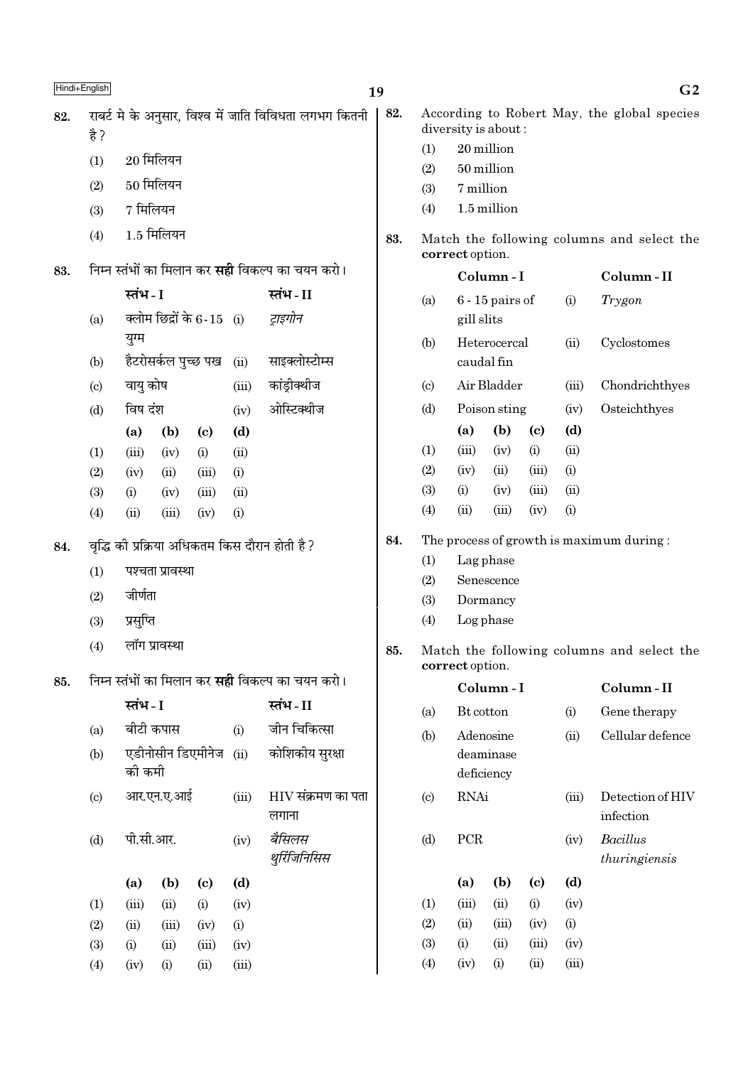82. राबर्ट मे के अनुसार, विश्व में जाति विविधता लगभग कितनी है ?

(1) 20 मिलियन

(2) 50 मिलियन

(3) 7 मिलियन

(4) 1.5 मिलियन

83. निम्न स्तंभों का मिलान कर **सही** विकल्प का चयन करो।

| | स्तंभ - I | | स्तंभ - II |
|---|---|---|---|
| (a) | क्लोम छिद्रों के 6-15 युग्म | (i) | *ट्राइगोन* |
| (b) | हैटरोसर्कल पुच्छ पख | (ii) | साइक्लोस्टोम्स |
| (c) | वायु कोष | (iii) | कांड्रीक्थीज |
| (d) | विष दंश | (iv) | ओस्टिक्थीज |

| | (a) | (b) | (c) | (d) |
|---|---|---|---|---|
| (1) | (iii) | (iv) | (i) | (ii) |
| (2) | (iv) | (ii) | (iii) | (i) |
| (3) | (i) | (iv) | (iii) | (ii) |
| (4) | (ii) | (iii) | (iv) | (i) |

84. वृद्धि की प्रक्रिया अधिकतम किस दौरान होती है ?

(1) पश्चता प्रावस्था

(2) जीर्णता

(3) प्रसुप्ति

(4) लॉग प्रावस्था

85. निम्न स्तंभों का मिलान कर **सही** विकल्प का चयन करो।

| | स्तंभ - I | | स्तंभ - II |
|---|---|---|---|
| (a) | बीटी कपास | (i) | जीन चिकित्सा |
| (b) | एडीनोसीन डिएमीनेज की कमी | (ii) | कोशिकीय सुरक्षा |
| (c) | आर.एन.ए.आई | (iii) | HIV संक्रमण का पता लगाना |
| (d) | पी.सी.आर. | (iv) | *बैसिलस थुरिंजिनिसिस* |

| | (a) | (b) | (c) | (d) |
|---|---|---|---|---|
| (1) | (iii) | (ii) | (i) | (iv) |
| (2) | (ii) | (iii) | (iv) | (i) |
| (3) | (i) | (ii) | (iii) | (iv) |
| (4) | (iv) | (i) | (ii) | (iii) |

82. According to Robert May, the global species diversity is about :

(1) 20 million

(2) 50 million

(3) 7 million

(4) 1.5 million

83. Match the following columns and select the **correct** option.

| | Column - I | | Column - II |
|---|---|---|---|
| (a) | 6 - 15 pairs of gill slits | (i) | *Trygon* |
| (b) | Heterocercal caudal fin | (ii) | Cyclostomes |
| (c) | Air Bladder | (iii) | Chondrichthyes |
| (d) | Poison sting | (iv) | Osteichthyes |

| | (a) | (b) | (c) | (d) |
|---|---|---|---|---|
| (1) | (iii) | (iv) | (i) | (ii) |
| (2) | (iv) | (ii) | (iii) | (i) |
| (3) | (i) | (iv) | (iii) | (ii) |
| (4) | (ii) | (iii) | (iv) | (i) |

84. The process of growth is maximum during :

(1) Lag phase

(2) Senescence

(3) Dormancy

(4) Log phase

85. Match the following columns and select the **correct** option.

| | Column - I | | Column - II |
|---|---|---|---|
| (a) | Bt cotton | (i) | Gene therapy |
| (b) | Adenosine deaminase deficiency | (ii) | Cellular defence |
| (c) | RNAi | (iii) | Detection of HIV infection |
| (d) | PCR | (iv) | *Bacillus thuringiensis* |

| | (a) | (b) | (c) | (d) |
|---|---|---|---|---|
| (1) | (iii) | (ii) | (i) | (iv) |
| (2) | (ii) | (iii) | (iv) | (i) |
| (3) | (i) | (ii) | (iii) | (iv) |
| (4) | (iv) | (i) | (ii) | (iii) |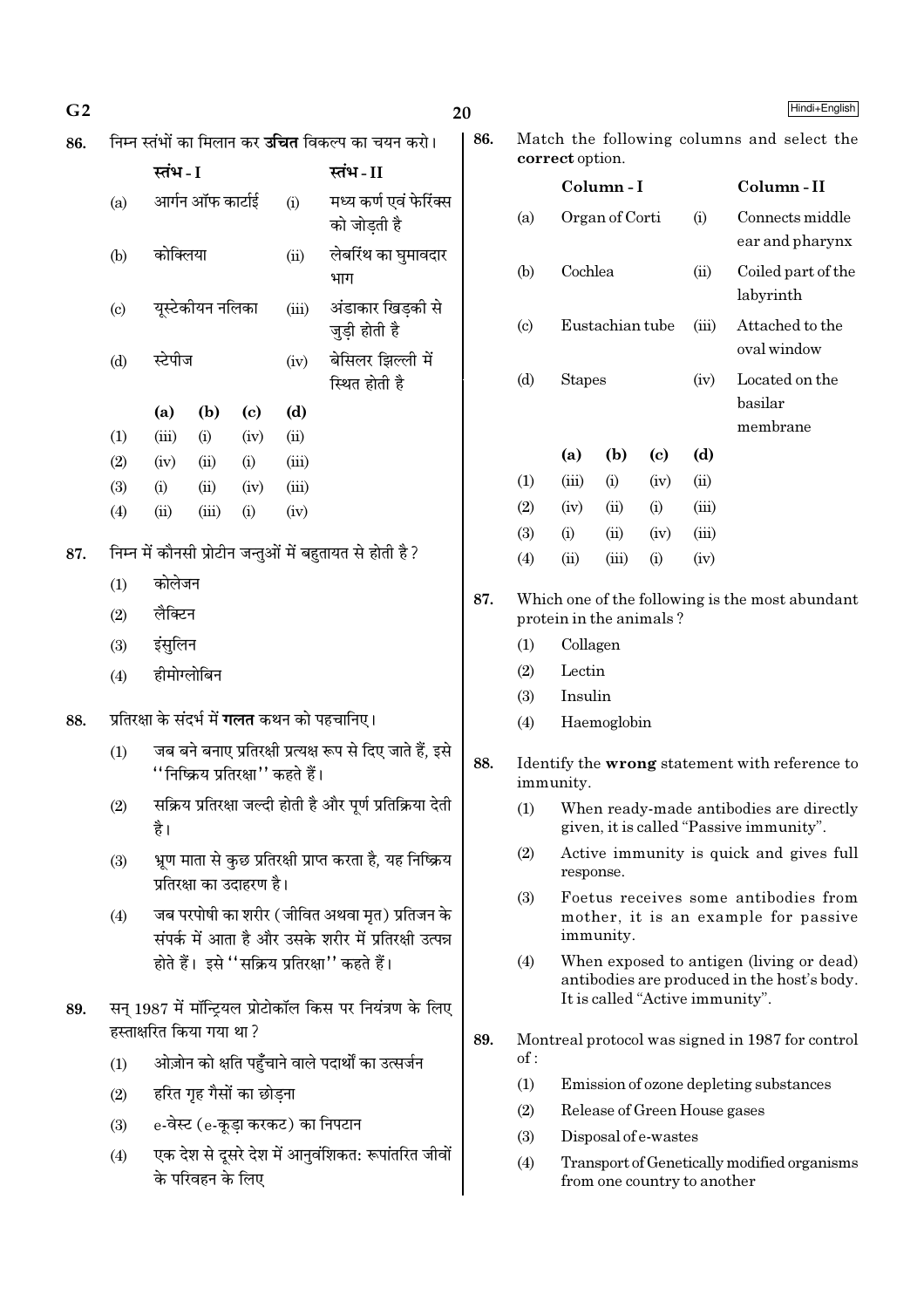86. निम्न स्तंभों का मिलान कर **उचित** विकल्प का चयन करो।

| | स्तंभ - I | | स्तंभ - II |
|---|---|---|---|
| (a) | आर्गन ऑफ कार्टाई | (i) | मध्य कर्ण एवं फेरिंक्स को जोड़ती है |
| (b) | कोक्लिया | (ii) | लेबरिंथ का घुमावदार भाग |
| (c) | यूस्टेकीयन नलिका | (iii) | अंडाकार खिड़की से जुड़ी होती है |
| (d) | स्टेपीज | (iv) | बेसिलर झिल्ली में स्थित होती है |

| | (a) | (b) | (c) | (d) |
|---|---|---|---|---|
| (1) | (iii) | (i) | (iv) | (ii) |
| (2) | (iv) | (ii) | (i) | (iii) |
| (3) | (i) | (ii) | (iv) | (iii) |
| (4) | (ii) | (iii) | (i) | (iv) |

87. निम्न में कौनसी प्रोटीन जन्तुओं में बहुतायत से होती है?

(1) कोलेजन
(2) लैक्टिन
(3) इंसुलिन
(4) हीमोग्लोबिन

88. प्रतिरक्षा के संदर्भ में **गलत** कथन को पहचानिए।

(1) जब बने बनाए प्रतिरक्षी प्रत्यक्ष रूप से दिए जाते हैं, इसे "निष्क्रिय प्रतिरक्षा" कहते हैं।
(2) सक्रिय प्रतिरक्षा जल्दी होती है और पूर्ण प्रतिक्रिया देती है।
(3) भ्रूण माता से कुछ प्रतिरक्षी प्राप्त करता है, यह निष्क्रिय प्रतिरक्षा का उदाहरण है।
(4) जब परपोषी का शरीर (जीवित अथवा मृत) प्रतिजन के संपर्क में आता है और उसके शरीर में प्रतिरक्षी उत्पन्न होते हैं। इसे "सक्रिय प्रतिरक्षा" कहते हैं।

89. सन् 1987 में मॉन्ट्रियल प्रोटोकॉल किस पर नियंत्रण के लिए हस्ताक्षरित किया गया था?

(1) ओज़ोन को क्षति पहुँचाने वाले पदार्थों का उत्सर्जन
(2) हरित गृह गैसों का छोड़ना
(3) e-वेस्ट (e-कूड़ा करकट) का निपटान
(4) एक देश से दूसरे देश में आनुवंशिकत: रूपांतरित जीवों के परिवहन के लिए

86. Match the following columns and select the **correct** option.

| | Column - I | | Column - II |
|---|---|---|---|
| (a) | Organ of Corti | (i) | Connects middle ear and pharynx |
| (b) | Cochlea | (ii) | Coiled part of the labyrinth |
| (c) | Eustachian tube | (iii) | Attached to the oval window |
| (d) | Stapes | (iv) | Located on the basilar membrane |

| | (a) | (b) | (c) | (d) |
|---|---|---|---|---|
| (1) | (iii) | (i) | (iv) | (ii) |
| (2) | (iv) | (ii) | (i) | (iii) |
| (3) | (i) | (ii) | (iv) | (iii) |
| (4) | (ii) | (iii) | (i) | (iv) |

87. Which one of the following is the most abundant protein in the animals?

(1) Collagen
(2) Lectin
(3) Insulin
(4) Haemoglobin

88. Identify the **wrong** statement with reference to immunity.

(1) When ready-made antibodies are directly given, it is called "Passive immunity".
(2) Active immunity is quick and gives full response.
(3) Foetus receives some antibodies from mother, it is an example for passive immunity.
(4) When exposed to antigen (living or dead) antibodies are produced in the host's body. It is called "Active immunity".

89. Montreal protocol was signed in 1987 for control of :

(1) Emission of ozone depleting substances
(2) Release of Green House gases
(3) Disposal of e-wastes
(4) Transport of Genetically modified organisms from one country to another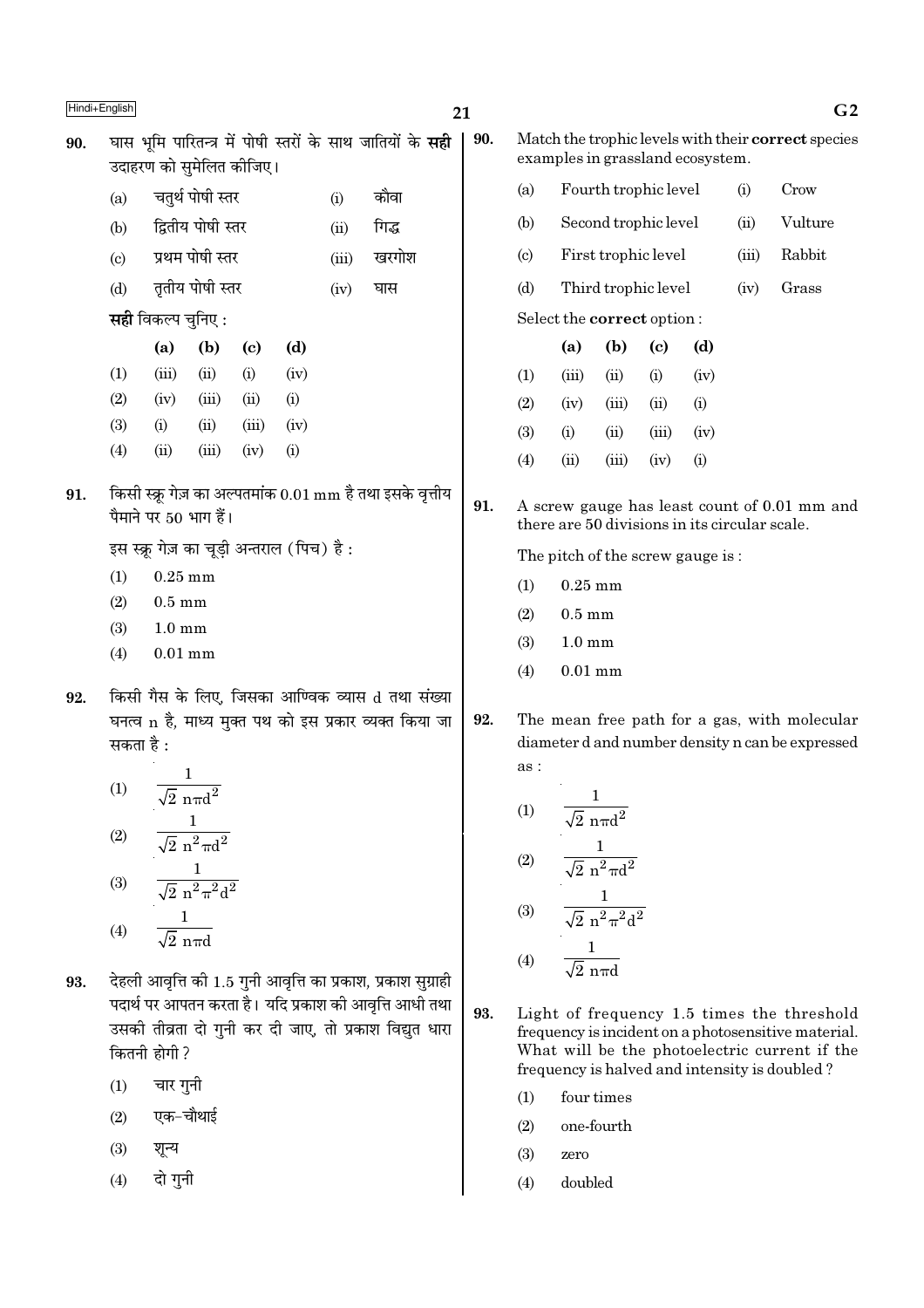**90.** घास भूमि पारितन्त्र में पोषी स्तरों के साथ जातियों के **सही** उदाहरण को सुमेलित कीजिए।

| | | | |
|---|---|---|---|
| (a) | चतुर्थ पोषी स्तर | (i) | कौवा |
| (b) | द्वितीय पोषी स्तर | (ii) | गिद्ध |
| (c) | प्रथम पोषी स्तर | (iii) | खरगोश |
| (d) | तृतीय पोषी स्तर | (iv) | घास |

**सही** विकल्प चुनिए :

| | (a) | (b) | (c) | (d) |
|---|---|---|---|---|
| (1) | (iii) | (ii) | (i) | (iv) |
| (2) | (iv) | (iii) | (ii) | (i) |
| (3) | (i) | (ii) | (iii) | (iv) |
| (4) | (ii) | (iii) | (iv) | (i) |

**91.** किसी स्क्रू गेज़ का अल्पतमांक 0.01 mm है तथा इसके वृत्तीय पैमाने पर 50 भाग हैं।

इस स्क्रू गेज़ का चूड़ी अन्तराल (पिच) है :

(1) 0.25 mm

(2) 0.5 mm

(3) 1.0 mm

(4) 0.01 mm

**92.** किसी गैस के लिए, जिसका आण्विक व्यास d तथा संख्या घनत्व n है, माध्य मुक्त पथ को इस प्रकार व्यक्त किया जा सकता है :

(1) $\frac{1}{\sqrt{2}\, n\pi d^2}$

(2) $\frac{1}{\sqrt{2}\, n^2\pi d^2}$

(3) $\frac{1}{\sqrt{2}\, n^2\pi^2 d^2}$

(4) $\frac{1}{\sqrt{2}\, n\pi d}$

**93.** देहली आवृत्ति की 1.5 गुनी आवृत्ति का प्रकाश, प्रकाश सुग्राही पदार्थ पर आपतन करता है। यदि प्रकाश की आवृत्ति आधी तथा उसकी तीव्रता दो गुनी कर दी जाए, तो प्रकाश विद्युत धारा कितनी होगी ?

(1) चार गुनी

(2) एक-चौथाई

(3) शून्य

(4) दो गुनी

**90.** Match the trophic levels with their **correct** species examples in grassland ecosystem.

| | | | |
|---|---|---|---|
| (a) | Fourth trophic level | (i) | Crow |
| (b) | Second trophic level | (ii) | Vulture |
| (c) | First trophic level | (iii) | Rabbit |
| (d) | Third trophic level | (iv) | Grass |

Select the **correct** option :

| | (a) | (b) | (c) | (d) |
|---|---|---|---|---|
| (1) | (iii) | (ii) | (i) | (iv) |
| (2) | (iv) | (iii) | (ii) | (i) |
| (3) | (i) | (ii) | (iii) | (iv) |
| (4) | (ii) | (iii) | (iv) | (i) |

**91.** A screw gauge has least count of 0.01 mm and there are 50 divisions in its circular scale.

The pitch of the screw gauge is :

(1) 0.25 mm

(2) 0.5 mm

(3) 1.0 mm

(4) 0.01 mm

**92.** The mean free path for a gas, with molecular diameter d and number density n can be expressed as :

(1) $\frac{1}{\sqrt{2}\, n\pi d^2}$

(2) $\frac{1}{\sqrt{2}\, n^2\pi d^2}$

(3) $\frac{1}{\sqrt{2}\, n^2\pi^2 d^2}$

(4) $\frac{1}{\sqrt{2}\, n\pi d}$

**93.** Light of frequency 1.5 times the threshold frequency is incident on a photosensitive material. What will be the photoelectric current if the frequency is halved and intensity is doubled ?

(1) four times

(2) one-fourth

(3) zero

(4) doubled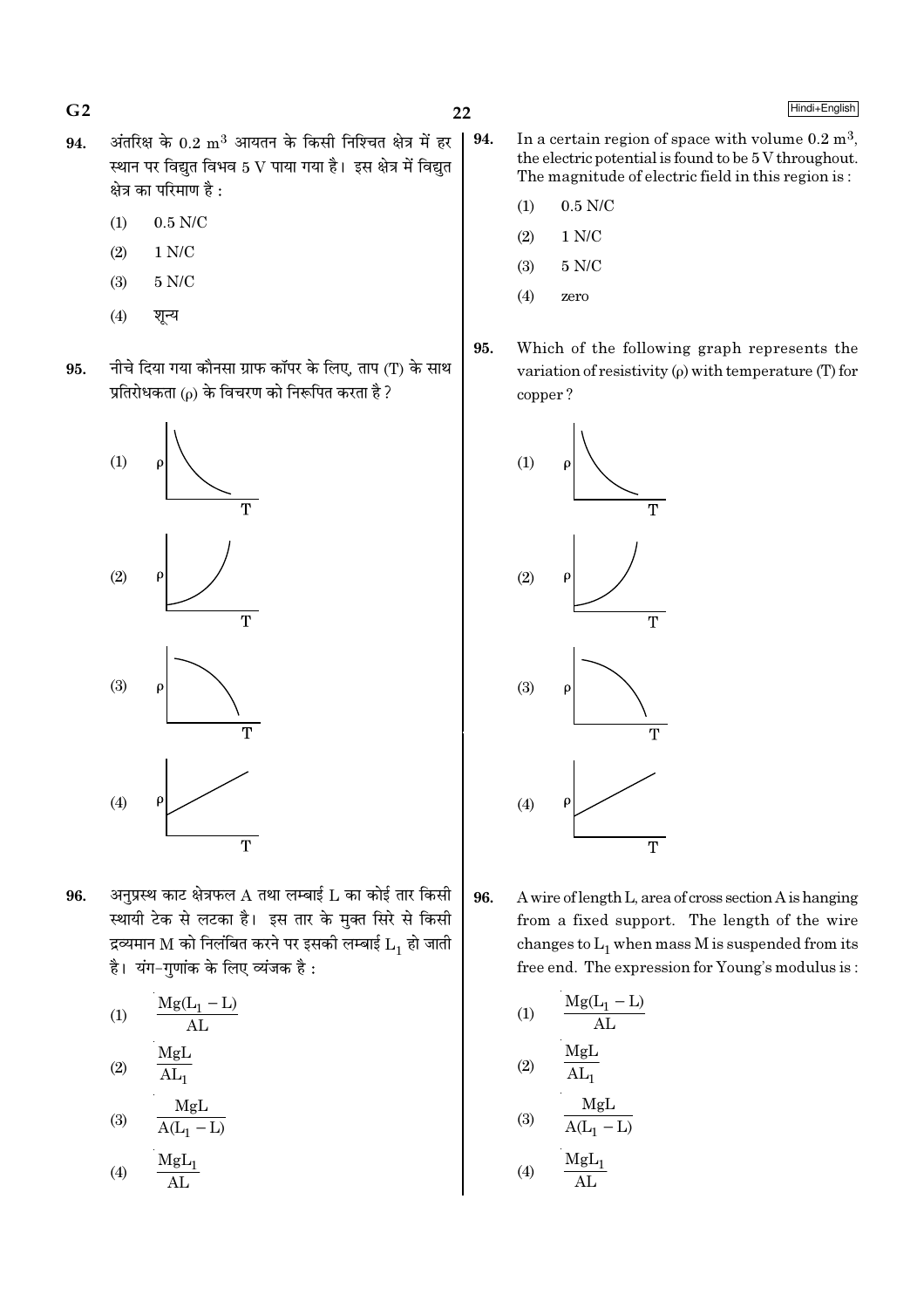94. अंतरिक्ष के 0.2 $m^3$ आयतन के किसी निश्चित क्षेत्र में हर स्थान पर विद्युत विभव 5 V पाया गया है। इस क्षेत्र में विद्युत क्षेत्र का परिमाण है :

(1) 0.5 N/C

(2) 1 N/C

(3) 5 N/C

(4) शून्य

95. नीचे दिया गया कौनसा ग्राफ कॉपर के लिए, ताप (T) के साथ प्रतिरोधकता (ρ) के विचरण को निरूपित करता है ?

(1)

(2)

(3)

(4)

96. अनुप्रस्थ काट क्षेत्रफल A तथा लम्बाई L का कोई तार किसी स्थायी टेक से लटका है। इस तार के मुक्त सिरे से किसी द्रव्यमान M को निलंबित करने पर इसकी लम्बाई $L_1$ हो जाती है। यंग-गुणांक के लिए व्यंजक है :

(1) $\frac{Mg(L_1 - L)}{AL}$

(2) $\frac{MgL}{AL_1}$

(3) $\frac{MgL}{A(L_1 - L)}$

(4) $\frac{MgL_1}{AL}$

94. In a certain region of space with volume 0.2 $m^3$, the electric potential is found to be 5 V throughout. The magnitude of electric field in this region is :

(1) 0.5 N/C

(2) 1 N/C

(3) 5 N/C

(4) zero

95. Which of the following graph represents the variation of resistivity (ρ) with temperature (T) for copper ?

(1)

(2)

(3)

(4)

96. A wire of length L, area of cross section A is hanging from a fixed support. The length of the wire changes to $L_1$ when mass M is suspended from its free end. The expression for Young's modulus is :

(1) $\frac{Mg(L_1 - L)}{AL}$

(2) $\frac{MgL}{AL_1}$

(3) $\frac{MgL}{A(L_1 - L)}$

(4) $\frac{MgL_1}{AL}$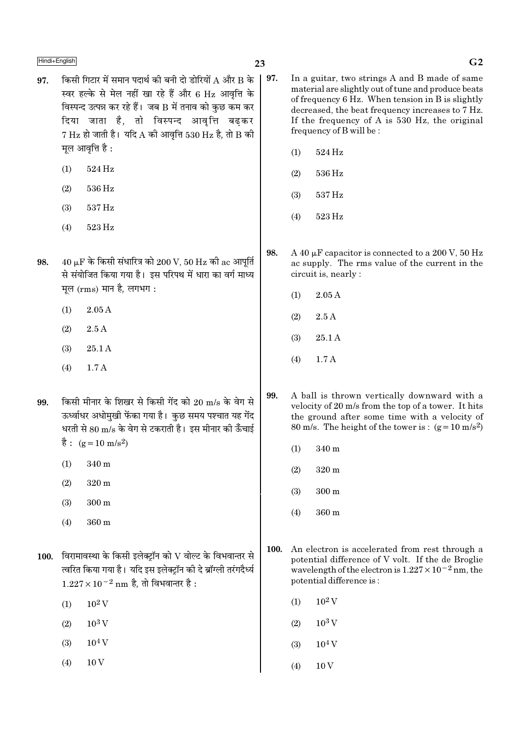97. किसी गिटार में समान पदार्थ की बनी दो डोरियों A और B के स्वर हल्के से मेल नहीं खा रहे हैं और 6 Hz आवृत्ति के विस्पन्द उत्पन्न कर रहे हैं। जब B में तनाव को कुछ कम कर दिया जाता है, तो विस्पन्द आवृत्ति बढ़कर 7 Hz हो जाती है। यदि A की आवृत्ति 530 Hz है, तो B की मूल आवृत्ति है :

(1) 524 Hz

(2) 536 Hz

(3) 537 Hz

(4) 523 Hz

98. 40 $\mu$F के किसी संधारित्र को 200 V, 50 Hz की ac आपूर्ति से संयोजित किया गया है। इस परिपथ में धारा का वर्ग माध्य मूल (rms) मान है, लगभग :

(1) 2.05 A

(2) 2.5 A

(3) 25.1 A

(4) 1.7 A

99. किसी मीनार के शिखर से किसी गेंद को 20 m/s के वेग से ऊर्ध्वाधर अधोमुखी फेंका गया है। कुछ समय पश्चात यह गेंद धरती से 80 m/s के वेग से टकराती है। इस मीनार की ऊँचाई है : ($g = 10$ m/s$^2$)

(1) 340 m

(2) 320 m

(3) 300 m

(4) 360 m

100. विरामावस्था के किसी इलेक्ट्रॉन को V वोल्ट के विभवान्तर से त्वरित किया गया है। यदि इस इलेक्ट्रॉन की दे ब्रॉग्ली तरंगदैर्ध्य $1.227 \times 10^{-2}$ nm है, तो विभवान्तर है :

(1) $10^2$ V

(2) $10^3$ V

(3) $10^4$ V

(4) 10 V

97. In a guitar, two strings A and B made of same material are slightly out of tune and produce beats of frequency 6 Hz. When tension in B is slightly decreased, the beat frequency increases to 7 Hz. If the frequency of A is 530 Hz, the original frequency of B will be :

(1) 524 Hz

(2) 536 Hz

(3) 537 Hz

(4) 523 Hz

98. A 40 $\mu$F capacitor is connected to a 200 V, 50 Hz ac supply. The rms value of the current in the circuit is, nearly :

(1) 2.05 A

(2) 2.5 A

(3) 25.1 A

(4) 1.7 A

99. A ball is thrown vertically downward with a velocity of 20 m/s from the top of a tower. It hits the ground after some time with a velocity of 80 m/s. The height of the tower is : ($g = 10$ m/s$^2$)

(1) 340 m

(2) 320 m

(3) 300 m

(4) 360 m

100. An electron is accelerated from rest through a potential difference of V volt. If the de Broglie wavelength of the electron is $1.227 \times 10^{-2}$ nm, the potential difference is :

(1) $10^2$ V

(2) $10^3$ V

(3) $10^4$ V

(4) 10 V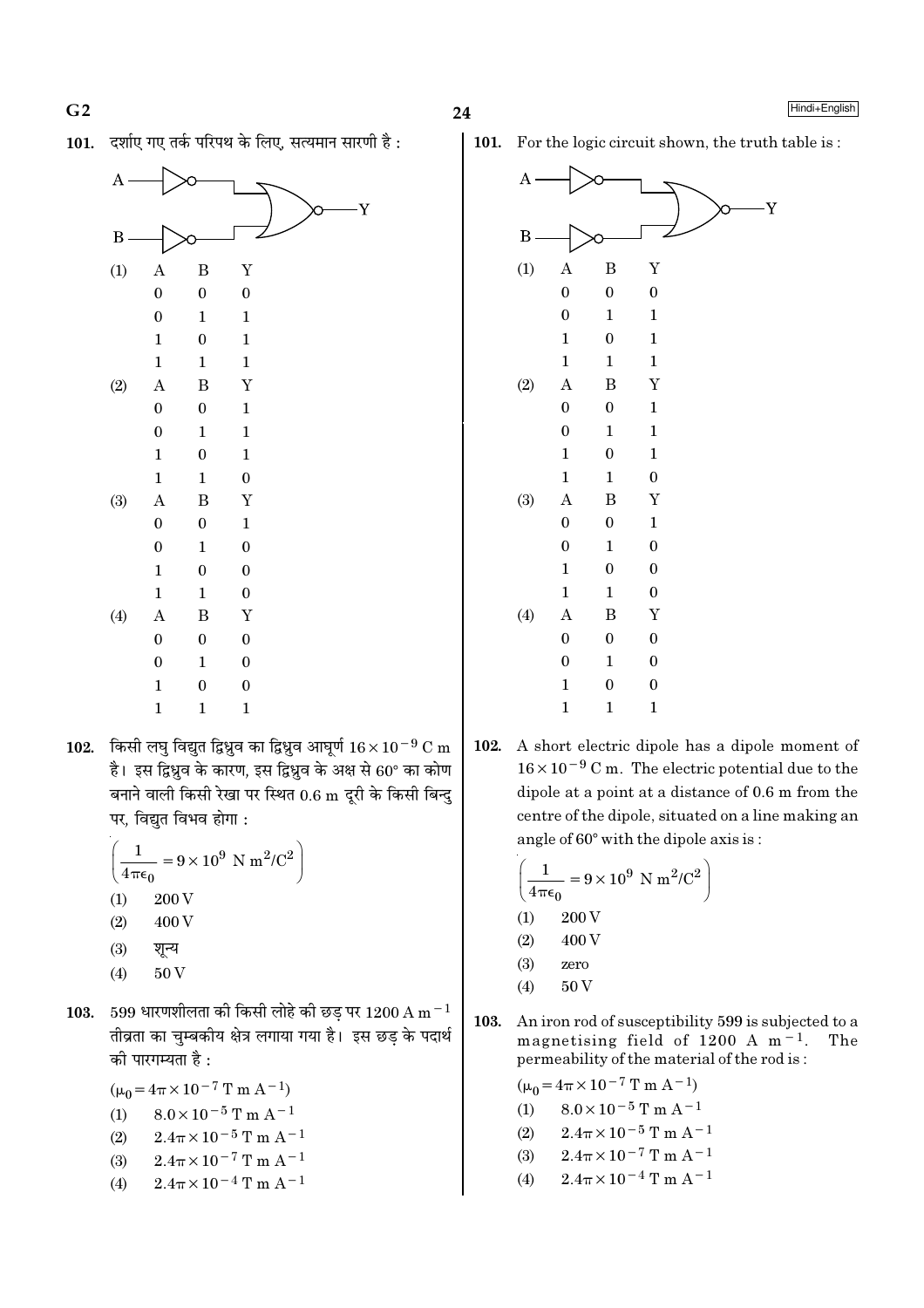101. दर्शाए गए तर्क परिपथ के लिए, सत्यमान सारणी है :

(1)

| A | B | Y |
|---|---|---|
| 0 | 0 | 0 |
| 0 | 1 | 1 |
| 1 | 0 | 1 |
| 1 | 1 | 1 |

(2)

| A | B | Y |
|---|---|---|
| 0 | 0 | 1 |
| 0 | 1 | 1 |
| 1 | 0 | 1 |
| 1 | 1 | 0 |

(3)

| A | B | Y |
|---|---|---|
| 0 | 0 | 1 |
| 0 | 1 | 0 |
| 1 | 0 | 0 |
| 1 | 1 | 0 |

(4)

| A | B | Y |
|---|---|---|
| 0 | 0 | 0 |
| 0 | 1 | 0 |
| 1 | 0 | 0 |
| 1 | 1 | 1 |

102. किसी लघु विद्युत द्विध्रुव का द्विध्रुव आघूर्ण $16 \times 10^{-9}$ C m है। इस द्विध्रुव के कारण, इस द्विध्रुव के अक्ष से 60° का कोण बनाने वाली किसी रेखा पर स्थित 0.6 m दूरी के किसी बिन्दु पर, विद्युत विभव होगा :

$\left(\frac{1}{4\pi\epsilon_0} = 9 \times 10^9 \text{ N m}^2/\text{C}^2\right)$

(1) 200 V
(2) 400 V
(3) शून्य
(4) 50 V

103. 599 धारणशीलता की किसी लोहे की छड़ पर 1200 A $m^{-1}$ तीव्रता का चुम्बकीय क्षेत्र लगाया गया है। इस छड़ के पदार्थ की पारगम्यता है :

$(\mu_0 = 4\pi \times 10^{-7} \text{ T m A}^{-1})$

(1) $8.0 \times 10^{-5}$ T m $A^{-1}$
(2) $2.4\pi \times 10^{-5}$ T m $A^{-1}$
(3) $2.4\pi \times 10^{-7}$ T m $A^{-1}$
(4) $2.4\pi \times 10^{-4}$ T m $A^{-1}$

101. For the logic circuit shown, the truth table is :

(1)

| A | B | Y |
|---|---|---|
| 0 | 0 | 0 |
| 0 | 1 | 1 |
| 1 | 0 | 1 |
| 1 | 1 | 1 |

(2)

| A | B | Y |
|---|---|---|
| 0 | 0 | 1 |
| 0 | 1 | 1 |
| 1 | 0 | 1 |
| 1 | 1 | 0 |

(3)

| A | B | Y |
|---|---|---|
| 0 | 0 | 1 |
| 0 | 1 | 0 |
| 1 | 0 | 0 |
| 1 | 1 | 0 |

(4)

| A | B | Y |
|---|---|---|
| 0 | 0 | 0 |
| 0 | 1 | 0 |
| 1 | 0 | 0 |
| 1 | 1 | 1 |

102. A short electric dipole has a dipole moment of $16 \times 10^{-9}$ C m. The electric potential due to the dipole at a point at a distance of 0.6 m from the centre of the dipole, situated on a line making an angle of 60° with the dipole axis is :

$\left(\frac{1}{4\pi\epsilon_0} = 9 \times 10^9 \text{ N m}^2/\text{C}^2\right)$

(1) 200 V
(2) 400 V
(3) zero
(4) 50 V

103. An iron rod of susceptibility 599 is subjected to a magnetising field of 1200 A $m^{-1}$. The permeability of the material of the rod is :

$(\mu_0 = 4\pi \times 10^{-7} \text{ T m A}^{-1})$

(1) $8.0 \times 10^{-5}$ T m $A^{-1}$
(2) $2.4\pi \times 10^{-5}$ T m $A^{-1}$
(3) $2.4\pi \times 10^{-7}$ T m $A^{-1}$
(4) $2.4\pi \times 10^{-4}$ T m $A^{-1}$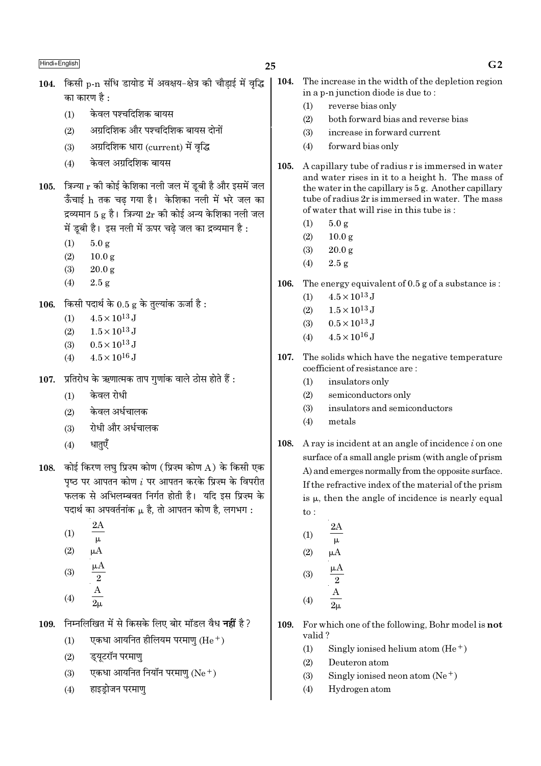104. किसी p-n संधि डायोड में अवक्षय-क्षेत्र की चौड़ाई में वृद्धि का कारण है :

(1) केवल पश्चदिशिक बायस
(2) अग्रदिशिक और पश्चदिशिक बायस दोनों
(3) अग्रदिशिक धारा (current) में वृद्धि
(4) केवल अग्रदिशिक बायस

105. त्रिज्या r की कोई केशिका नली जल में डूबी है और इसमें जल ऊँचाई h तक चढ़ गया है। केशिका नली में भरे जल का द्रव्यमान 5 g है। त्रिज्या 2r की कोई अन्य केशिका नली जल में डूबी है। इस नली में ऊपर चढ़े जल का द्रव्यमान है :

(1) 5.0 g
(2) 10.0 g
(3) 20.0 g
(4) 2.5 g

106. किसी पदार्थ के 0.5 g के तुल्यांक ऊर्जा है :

(1) $4.5 \times 10^{13}$ J
(2) $1.5 \times 10^{13}$ J
(3) $0.5 \times 10^{13}$ J
(4) $4.5 \times 10^{16}$ J

107. प्रतिरोध के ऋणात्मक ताप गुणांक वाले ठोस होते हैं :

(1) केवल रोधी
(2) केवल अर्धचालक
(3) रोधी और अर्धचालक
(4) धातुएँ

108. कोई किरण लघु प्रिज़्म कोण (प्रिज़्म कोण A) के किसी एक पृष्ठ पर आपतन कोण $i$ पर आपतन करके प्रिज़्म के विपरीत फलक से अभिलम्बवत निर्गत होती है। यदि इस प्रिज़्म के पदार्थ का अपवर्तनांक $\mu$ है, तो आपतन कोण है, लगभग :

(1) $\frac{2A}{\mu}$
(2) $\mu A$
(3) $\frac{\mu A}{2}$
(4) $\frac{A}{2\mu}$

109. निम्नलिखित में से किसके लिए बोर मॉडल वैध **नहीं** है ?

(1) एकधा आयनित हीलियम परमाणु ($He^{+}$)
(2) ड्यूटरॉन परमाणु
(3) एकधा आयनित नियॉन परमाणु ($Ne^{+}$)
(4) हाइड्रोजन परमाणु

104. The increase in the width of the depletion region in a p-n junction diode is due to :

(1) reverse bias only
(2) both forward bias and reverse bias
(3) increase in forward current
(4) forward bias only

105. A capillary tube of radius r is immersed in water and water rises in it to a height h. The mass of the water in the capillary is 5 g. Another capillary tube of radius 2r is immersed in water. The mass of water that will rise in this tube is :

(1) 5.0 g
(2) 10.0 g
(3) 20.0 g
(4) 2.5 g

106. The energy equivalent of 0.5 g of a substance is :

(1) $4.5 \times 10^{13}$ J
(2) $1.5 \times 10^{13}$ J
(3) $0.5 \times 10^{13}$ J
(4) $4.5 \times 10^{16}$ J

107. The solids which have the negative temperature coefficient of resistance are :

(1) insulators only
(2) semiconductors only
(3) insulators and semiconductors
(4) metals

108. A ray is incident at an angle of incidence $i$ on one surface of a small angle prism (with angle of prism A) and emerges normally from the opposite surface. If the refractive index of the material of the prism is $\mu$, then the angle of incidence is nearly equal to :

(1) $\frac{2A}{\mu}$
(2) $\mu A$
(3) $\frac{\mu A}{2}$
(4) $\frac{A}{2\mu}$

109. For which one of the following, Bohr model is **not** valid ?

(1) Singly ionised helium atom ($He^{+}$)
(2) Deuteron atom
(3) Singly ionised neon atom ($Ne^{+}$)
(4) Hydrogen atom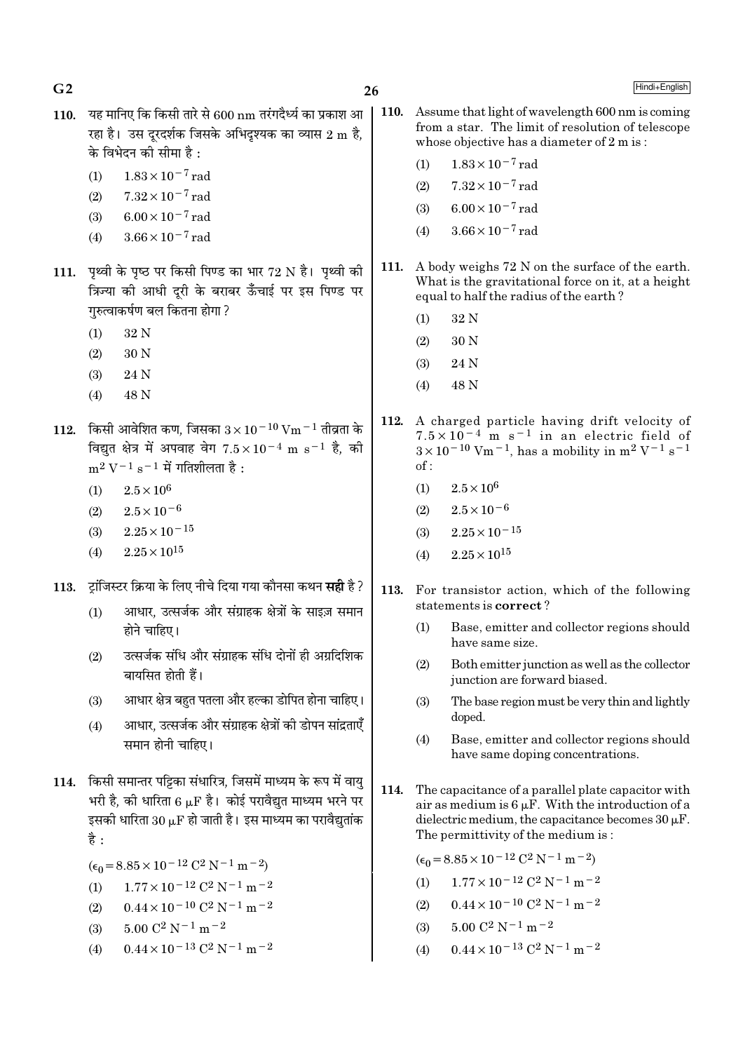110. यह मानिए कि किसी तारे से 600 nm तरंगदैर्ध्य का प्रकाश आ रहा है। उस दूरदर्शक जिसके अभिदृश्यक का व्यास 2 m है, के विभेदन की सीमा है :

(1) $1.83 \times 10^{-7}$ rad
(2) $7.32 \times 10^{-7}$ rad
(3) $6.00 \times 10^{-7}$ rad
(4) $3.66 \times 10^{-7}$ rad

111. पृथ्वी के पृष्ठ पर किसी पिण्ड का भार 72 N है। पृथ्वी की त्रिज्या की आधी दूरी के बराबर ऊँचाई पर इस पिण्ड पर गुरुत्वाकर्षण बल कितना होगा ?

(1) 32 N
(2) 30 N
(3) 24 N
(4) 48 N

112. किसी आवेशित कण, जिसका $3 \times 10^{-10}$ V$m^{-1}$ तीव्रता के विद्युत क्षेत्र में अपवाह वेग $7.5 \times 10^{-4}$ m $s^{-1}$ है, की $m^2 V^{-1} s^{-1}$ में गतिशीलता है :

(1) $2.5 \times 10^{6}$
(2) $2.5 \times 10^{-6}$
(3) $2.25 \times 10^{-15}$
(4) $2.25 \times 10^{15}$

113. ट्रांजिस्टर क्रिया के लिए नीचे दिया गया कौनसा कथन **सही** है ?

(1) आधार, उत्सर्जक और संग्राहक क्षेत्रों के साइज़ समान होने चाहिए।
(2) उत्सर्जक संधि और संग्राहक संधि दोनों ही अग्रदिशिक बायसित होती हैं।
(3) आधार क्षेत्र बहुत पतला और हल्का डोपित होना चाहिए।
(4) आधार, उत्सर्जक और संग्राहक क्षेत्रों की डोपन सांद्रताएँ समान होनी चाहिए।

114. किसी समान्तर पट्टिका संधारित्र, जिसमें माध्यम के रूप में वायु भरी है, की धारिता 6 μF है। कोई परावैद्युत माध्यम भरने पर इसकी धारिता 30 μF हो जाती है। इस माध्यम का परावैद्युतांक है :

($\epsilon_0 = 8.85 \times 10^{-12}$ $C^2 N^{-1} m^{-2}$)

(1) $1.77 \times 10^{-12}$ $C^2 N^{-1} m^{-2}$
(2) $0.44 \times 10^{-10}$ $C^2 N^{-1} m^{-2}$
(3) $5.00$ $C^2 N^{-1} m^{-2}$
(4) $0.44 \times 10^{-13}$ $C^2 N^{-1} m^{-2}$

110. Assume that light of wavelength 600 nm is coming from a star. The limit of resolution of telescope whose objective has a diameter of 2 m is :

(1) $1.83 \times 10^{-7}$ rad
(2) $7.32 \times 10^{-7}$ rad
(3) $6.00 \times 10^{-7}$ rad
(4) $3.66 \times 10^{-7}$ rad

111. A body weighs 72 N on the surface of the earth. What is the gravitational force on it, at a height equal to half the radius of the earth ?

(1) 32 N
(2) 30 N
(3) 24 N
(4) 48 N

112. A charged particle having drift velocity of $7.5 \times 10^{-4}$ m $s^{-1}$ in an electric field of $3 \times 10^{-10}$ V$m^{-1}$, has a mobility in $m^2 V^{-1} s^{-1}$ of :

(1) $2.5 \times 10^{6}$
(2) $2.5 \times 10^{-6}$
(3) $2.25 \times 10^{-15}$
(4) $2.25 \times 10^{15}$

113. For transistor action, which of the following statements is **correct** ?

(1) Base, emitter and collector regions should have same size.
(2) Both emitter junction as well as the collector junction are forward biased.
(3) The base region must be very thin and lightly doped.
(4) Base, emitter and collector regions should have same doping concentrations.

114. The capacitance of a parallel plate capacitor with air as medium is 6 μF. With the introduction of a dielectric medium, the capacitance becomes 30 μF. The permittivity of the medium is :

($\epsilon_0 = 8.85 \times 10^{-12}$ $C^2 N^{-1} m^{-2}$)

(1) $1.77 \times 10^{-12}$ $C^2 N^{-1} m^{-2}$
(2) $0.44 \times 10^{-10}$ $C^2 N^{-1} m^{-2}$
(3) $5.00$ $C^2 N^{-1} m^{-2}$
(4) $0.44 \times 10^{-13}$ $C^2 N^{-1} m^{-2}$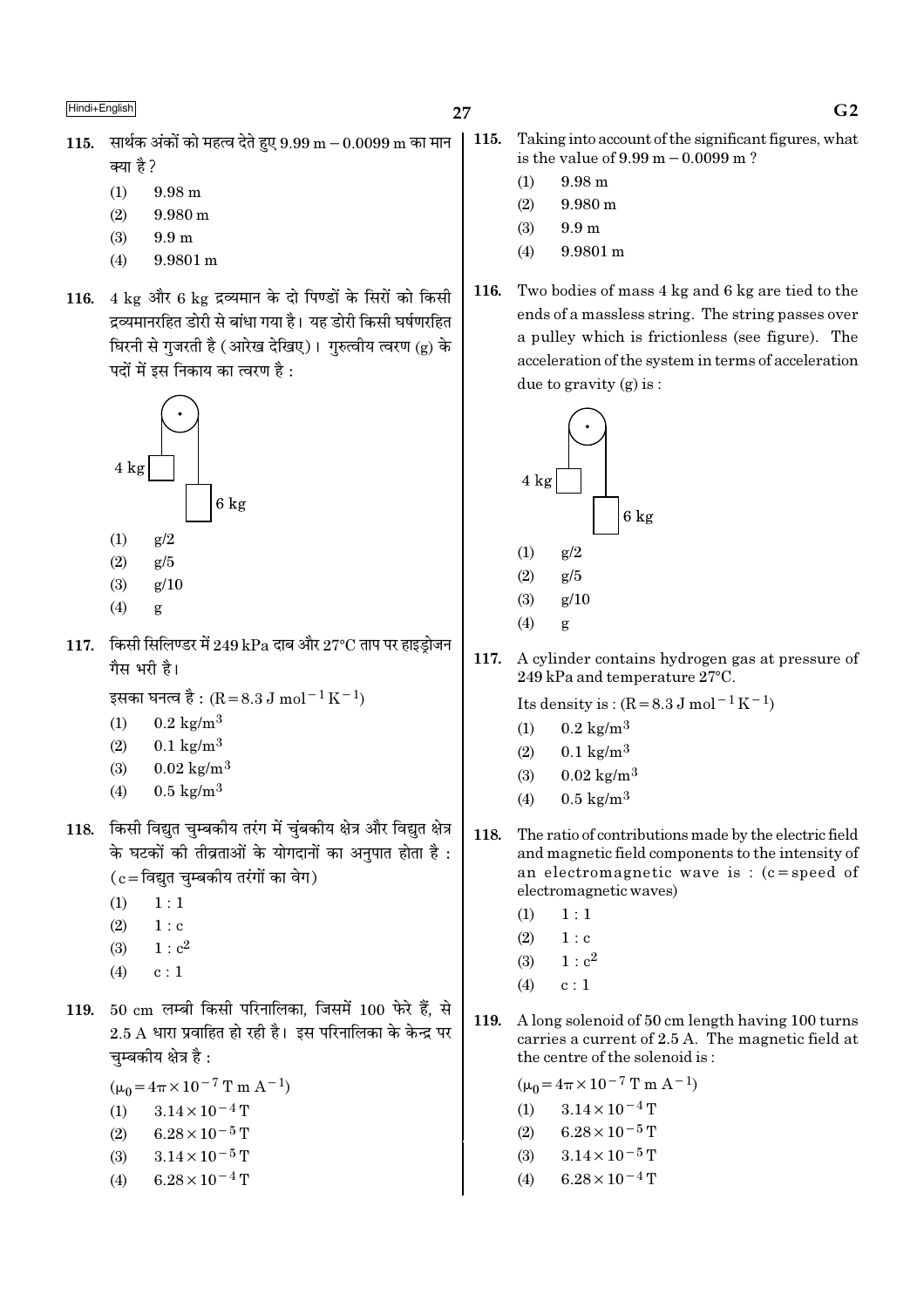115. सार्थक अंकों को महत्व देते हुए 9.99 m − 0.0099 m का मान क्या है ?

(1) 9.98 m
(2) 9.980 m
(3) 9.9 m
(4) 9.9801 m

116. 4 kg और 6 kg द्रव्यमान के दो पिण्डों के सिरों को किसी द्रव्यमानरहित डोरी से बांधा गया है। यह डोरी किसी घर्षणरहित घिरनी से गुजरती है (आरेख देखिए)। गुरुत्वीय त्वरण (g) के पदों में इस निकाय का त्वरण है :

4 kg

6 kg

(1) g/2
(2) g/5
(3) g/10
(4) g

117. किसी सिलिण्डर में 249 kPa दाब और 27°C ताप पर हाइड्रोजन गैस भरी है।

इसका घनत्व है : ($R = 8.3\ J\ mol^{-1} K^{-1}$)

(1) $0.2\ kg/m^3$
(2) $0.1\ kg/m^3$
(3) $0.02\ kg/m^3$
(4) $0.5\ kg/m^3$

118. किसी विद्युत चुम्बकीय तरंग में चुंबकीय क्षेत्र और विद्युत क्षेत्र के घटकों की तीव्रताओं के योगदानों का अनुपात होता है : (c = विद्युत चुम्बकीय तरंगों का वेग)

(1) 1 : 1
(2) 1 : c
(3) $1 : c^2$
(4) c : 1

119. 50 cm लम्बी किसी परिनालिका, जिसमें 100 फेरे हैं, से 2.5 A धारा प्रवाहित हो रही है। इस परिनालिका के केन्द्र पर चुम्बकीय क्षेत्र है :

($\mu_0 = 4\pi \times 10^{-7}\ T\ m\ A^{-1}$)

(1) $3.14 \times 10^{-4}\ T$
(2) $6.28 \times 10^{-5}\ T$
(3) $3.14 \times 10^{-5}\ T$
(4) $6.28 \times 10^{-4}\ T$

115. Taking into account of the significant figures, what is the value of 9.99 m − 0.0099 m ?

(1) 9.98 m
(2) 9.980 m
(3) 9.9 m
(4) 9.9801 m

116. Two bodies of mass 4 kg and 6 kg are tied to the ends of a massless string. The string passes over a pulley which is frictionless (see figure). The acceleration of the system in terms of acceleration due to gravity (g) is :

4 kg

6 kg

(1) g/2
(2) g/5
(3) g/10
(4) g

117. A cylinder contains hydrogen gas at pressure of 249 kPa and temperature 27°C.

Its density is : ($R = 8.3\ J\ mol^{-1} K^{-1}$)

(1) $0.2\ kg/m^3$
(2) $0.1\ kg/m^3$
(3) $0.02\ kg/m^3$
(4) $0.5\ kg/m^3$

118. The ratio of contributions made by the electric field and magnetic field components to the intensity of an electromagnetic wave is : (c = speed of electromagnetic waves)

(1) 1 : 1
(2) 1 : c
(3) $1 : c^2$
(4) c : 1

119. A long solenoid of 50 cm length having 100 turns carries a current of 2.5 A. The magnetic field at the centre of the solenoid is :

($\mu_0 = 4\pi \times 10^{-7}\ T\ m\ A^{-1}$)

(1) $3.14 \times 10^{-4}\ T$
(2) $6.28 \times 10^{-5}\ T$
(3) $3.14 \times 10^{-5}\ T$
(4) $6.28 \times 10^{-4}\ T$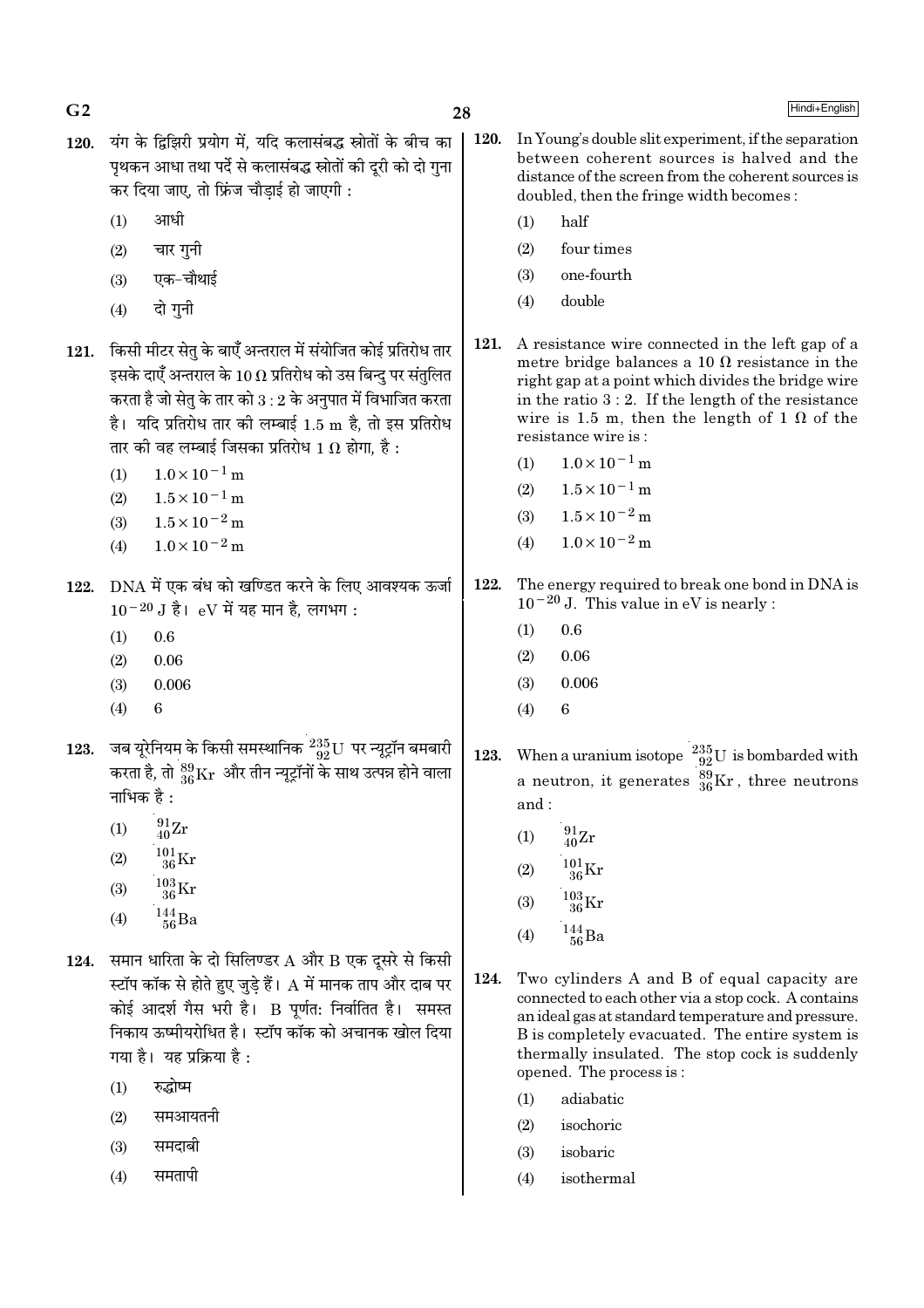120. यंग के द्विझिरी प्रयोग में, यदि कलासंबद्ध स्रोतों के बीच का पृथकन आधा तथा पर्दे से कलासंबद्ध स्रोतों की दूरी को दो गुना कर दिया जाए, तो फ्रिंज चौड़ाई हो जाएगी :

(1) आधी

(2) चार गुनी

(3) एक–चौथाई

(4) दो गुनी

121. किसी मीटर सेतु के बाएँ अन्तराल में संयोजित कोई प्रतिरोध तार इसके दाएँ अन्तराल के 10 Ω प्रतिरोध को उस बिन्दु पर संतुलित करता है जो सेतु के तार को 3 : 2 के अनुपात में विभाजित करता है। यदि प्रतिरोध तार की लम्बाई 1.5 m है, तो इस प्रतिरोध तार की वह लम्बाई जिसका प्रतिरोध 1 Ω होगा, है :

(1) $1.0 \times 10^{-1}$ m

(2) $1.5 \times 10^{-1}$ m

(3) $1.5 \times 10^{-2}$ m

(4) $1.0 \times 10^{-2}$ m

122. DNA में एक बंध को खण्डित करने के लिए आवश्यक ऊर्जा $10^{-20}$ J है। eV में यह मान है, लगभग :

(1) 0.6

(2) 0.06

(3) 0.006

(4) 6

123. जब यूरेनियम के किसी समस्थानिक $^{235}_{92}U$ पर न्यूट्रॉन बमबारी करता है, तो $^{89}_{36}Kr$ और तीन न्यूट्रॉनों के साथ उत्पन्न होने वाला नाभिक है :

(1) $^{91}_{40}Zr$

(2) $^{101}_{36}Kr$

(3) $^{103}_{36}Kr$

(4) $^{144}_{56}Ba$

124. समान धारिता के दो सिलिण्डर A और B एक दूसरे से किसी स्टॉप कॉक से होते हुए जुड़े हैं। A में मानक ताप और दाब पर कोई आदर्श गैस भरी है। B पूर्णतः निर्वातित है। समस्त निकाय ऊष्मीयरोधित है। स्टॉप कॉक को अचानक खोल दिया गया है। यह प्रक्रिया है :

(1) रुद्धोष्म

(2) समआयतनी

(3) समदाबी

(4) समतापी

120. In Young's double slit experiment, if the separation between coherent sources is halved and the distance of the screen from the coherent sources is doubled, then the fringe width becomes :

(1) half

(2) four times

(3) one-fourth

(4) double

121. A resistance wire connected in the left gap of a metre bridge balances a 10 Ω resistance in the right gap at a point which divides the bridge wire in the ratio 3 : 2. If the length of the resistance wire is 1.5 m, then the length of 1 Ω of the resistance wire is :

(1) $1.0 \times 10^{-1}$ m

(2) $1.5 \times 10^{-1}$ m

(3) $1.5 \times 10^{-2}$ m

(4) $1.0 \times 10^{-2}$ m

122. The energy required to break one bond in DNA is $10^{-20}$ J. This value in eV is nearly :

(1) 0.6

(2) 0.06

(3) 0.006

(4) 6

123. When a uranium isotope $^{235}_{92}U$ is bombarded with a neutron, it generates $^{89}_{36}Kr$, three neutrons and :

(1) $^{91}_{40}Zr$

(2) $^{101}_{36}Kr$

(3) $^{103}_{36}Kr$

(4) $^{144}_{56}Ba$

124. Two cylinders A and B of equal capacity are connected to each other via a stop cock. A contains an ideal gas at standard temperature and pressure. B is completely evacuated. The entire system is thermally insulated. The stop cock is suddenly opened. The process is :

(1) adiabatic

(2) isochoric

(3) isobaric

(4) isothermal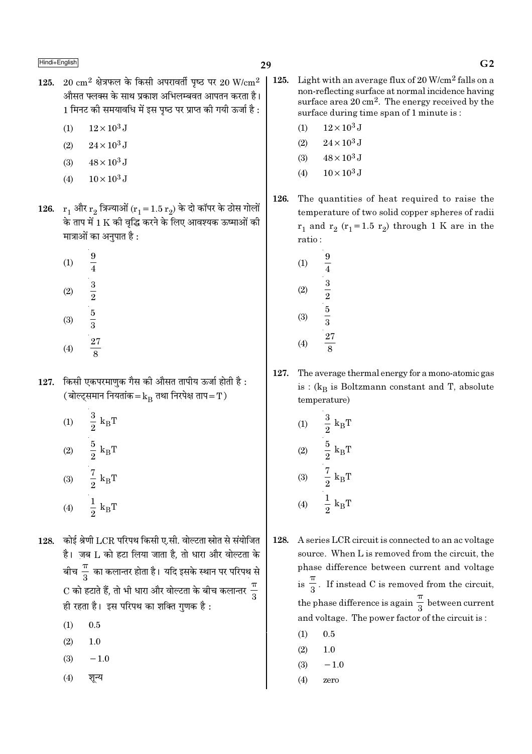125. 20 $cm^2$ क्षेत्रफल के किसी अपरावर्ती पृष्ठ पर 20 $W/cm^2$ औसत फ्लक्स के साथ प्रकाश अभिलम्बवत आपतन करता है। 1 मिनट की समयावधि में इस पृष्ठ पर प्राप्त की गयी ऊर्जा है :

(1) $12 \times 10^3$ J

(2) $24 \times 10^3$ J

(3) $48 \times 10^3$ J

(4) $10 \times 10^3$ J

126. $r_1$ और $r_2$ त्रिज्याओं ($r_1 = 1.5\ r_2$) के दो कॉपर के ठोस गोलों के ताप में 1 K की वृद्धि करने के लिए आवश्यक ऊष्माओं की मात्राओं का अनुपात है :

(1) $\frac{9}{4}$

(2) $\frac{3}{2}$

(3) $\frac{5}{3}$

(4) $\frac{27}{8}$

127. किसी एकपरमाणुक गैस की औसत तापीय ऊर्जा होती है : (बोल्ट्समान नियतांक $= k_B$ तथा निरपेक्ष ताप $= T$)

(1) $\frac{3}{2}\ k_BT$

(2) $\frac{5}{2}\ k_BT$

(3) $\frac{7}{2}\ k_BT$

(4) $\frac{1}{2}\ k_BT$

128. कोई श्रेणी LCR परिपथ किसी ए.सी. वोल्टता स्रोत से संयोजित है। ज़ब L को हटा लिया जाता है, तो धारा और वोल्टता के बीच $\frac{\pi}{3}$ का कलान्तर होता है। यदि इसके स्थान पर परिपथ से C को हटाते हैं, तो भी धारा और वोल्टता के बीच कलान्तर $\frac{\pi}{3}$ ही रहता है। इस परिपथ का शक्ति गुणक है :

(1) 0.5

(2) 1.0

(3) $-1.0$

(4) शून्य

125. Light with an average flux of 20 $W/cm^2$ falls on a non-reflecting surface at normal incidence having surface area 20 $cm^2$. The energy received by the surface during time span of 1 minute is :

(1) $12 \times 10^3$ J

(2) $24 \times 10^3$ J

(3) $48 \times 10^3$ J

(4) $10 \times 10^3$ J

126. The quantities of heat required to raise the temperature of two solid copper spheres of radii $r_1$ and $r_2$ ($r_1 = 1.5\ r_2$) through 1 K are in the ratio :

(1) $\frac{9}{4}$

(2) $\frac{3}{2}$

(3) $\frac{5}{3}$

(4) $\frac{27}{8}$

127. The average thermal energy for a mono-atomic gas is : ($k_B$ is Boltzmann constant and T, absolute temperature)

(1) $\frac{3}{2}\ k_BT$

(2) $\frac{5}{2}\ k_BT$

(3) $\frac{7}{2}\ k_BT$

(4) $\frac{1}{2}\ k_BT$

128. A series LCR circuit is connected to an ac voltage source. When L is removed from the circuit, the phase difference between current and voltage is $\frac{\pi}{3}$. If instead C is removed from the circuit, the phase difference is again $\frac{\pi}{3}$ between current and voltage. The power factor of the circuit is :

(1) 0.5

(2) 1.0

(3) $-1.0$

(4) zero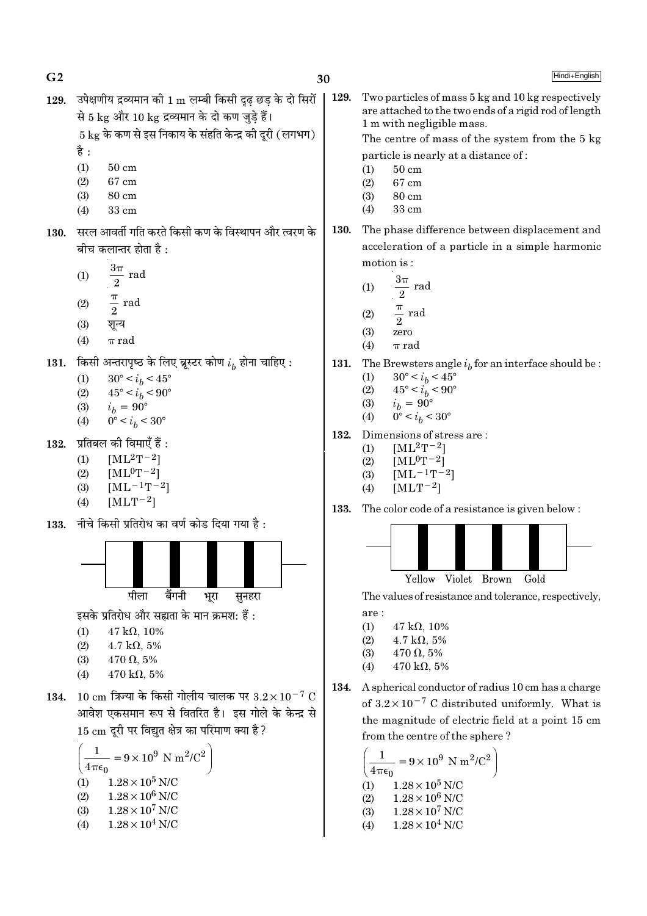129. उपेक्षणीय द्रव्यमान की 1 m लम्बी किसी दृढ़ छड़ के दो सिरों से 5 kg और 10 kg द्रव्यमान के दो कण जुड़े हैं।

5 kg के कण से इस निकाय के संहति केन्द्र की दूरी (लगभग) है :

(1) 50 cm
(2) 67 cm
(3) 80 cm
(4) 33 cm

130. सरल आवर्ती गति करते किसी कण के विस्थापन और त्वरण के बीच कलान्तर होता है :

(1) $\frac{3\pi}{2}$ rad
(2) $\frac{\pi}{2}$ rad
(3) शून्य
(4) $\pi$ rad

131. किसी अन्तरापृष्ठ के लिए ब्रूस्टर कोण $i_b$ होना चाहिए :

(1) $30° < i_b < 45°$
(2) $45° < i_b < 90°$
(3) $i_b = 90°$
(4) $0° < i_b < 30°$

132. प्रतिबल की विमाएँ हैं :

(1) $[ML^2T^{-2}]$
(2) $[ML^0T^{-2}]$
(3) $[ML^{-1}T^{-2}]$
(4) $[MLT^{-2}]$

133. नीचे किसी प्रतिरोध का वर्ण कोड दिया गया है :

पीला बैंगनी भूरा सुनहरा

इसके प्रतिरोध और सह्यता के मान क्रमशः हैं :

(1) 47 kΩ, 10%
(2) 4.7 kΩ, 5%
(3) 470 Ω, 5%
(4) 470 kΩ, 5%

134. 10 cm त्रिज्या के किसी गोलीय चालक पर $3.2 \times 10^{-7}$ C आवेश एकसमान रूप से वितरित है। इस गोले के केन्द्र से 15 cm दूरी पर विद्युत क्षेत्र का परिमाण क्या है?

$\left(\frac{1}{4\pi\epsilon_0} = 9 \times 10^9 \text{ N m}^2/\text{C}^2\right)$

(1) $1.28 \times 10^5$ N/C
(2) $1.28 \times 10^6$ N/C
(3) $1.28 \times 10^7$ N/C
(4) $1.28 \times 10^4$ N/C

129. Two particles of mass 5 kg and 10 kg respectively are attached to the two ends of a rigid rod of length 1 m with negligible mass.

The centre of mass of the system from the 5 kg particle is nearly at a distance of :

(1) 50 cm
(2) 67 cm
(3) 80 cm
(4) 33 cm

130. The phase difference between displacement and acceleration of a particle in a simple harmonic motion is :

(1) $\frac{3\pi}{2}$ rad
(2) $\frac{\pi}{2}$ rad
(3) zero
(4) $\pi$ rad

131. The Brewsters angle $i_b$ for an interface should be :

(1) $30° < i_b < 45°$
(2) $45° < i_b < 90°$
(3) $i_b = 90°$
(4) $0° < i_b < 30°$

132. Dimensions of stress are :

(1) $[ML^2T^{-2}]$
(2) $[ML^0T^{-2}]$
(3) $[ML^{-1}T^{-2}]$
(4) $[MLT^{-2}]$

133. The color code of a resistance is given below :

Yellow Violet Brown Gold

The values of resistance and tolerance, respectively, are :

(1) 47 kΩ, 10%
(2) 4.7 kΩ, 5%
(3) 470 Ω, 5%
(4) 470 kΩ, 5%

134. A spherical conductor of radius 10 cm has a charge of $3.2 \times 10^{-7}$ C distributed uniformly. What is the magnitude of electric field at a point 15 cm from the centre of the sphere ?

$\left(\frac{1}{4\pi\epsilon_0} = 9 \times 10^9 \text{ N m}^2/\text{C}^2\right)$

(1) $1.28 \times 10^5$ N/C
(2) $1.28 \times 10^6$ N/C
(3) $1.28 \times 10^7$ N/C
(4) $1.28 \times 10^4$ N/C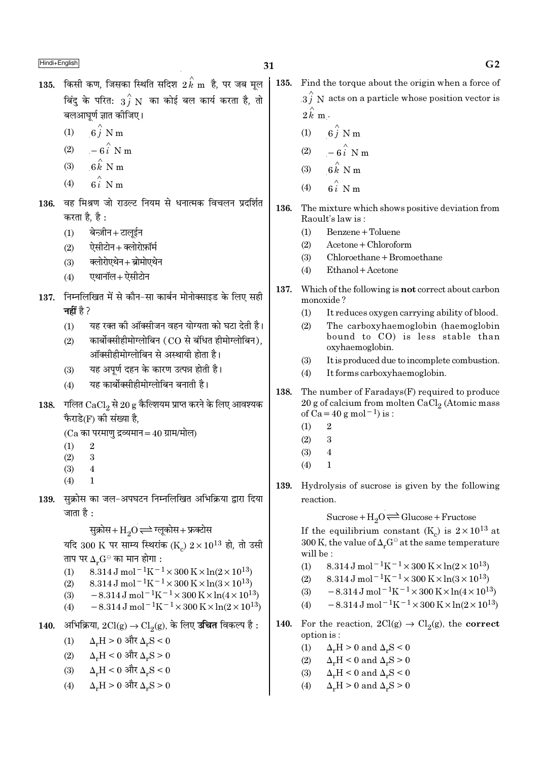135. किसी कण, जिसका स्थिति सदिश $2\hat{k}$ m है, पर जब मूल बिंदु के परितः $3\hat{j}$ N का कोई बल कार्य करता है, तो बलआघूर्ण ज्ञात कीजिए।

(1) $6\hat{j}$ N m
(2) $-6\hat{i}$ N m
(3) $6\hat{k}$ N m
(4) $6\hat{i}$ N m

136. वह मिश्रण जो राउल्ट नियम से धनात्मक विचलन प्रदर्शित करता है, है :

(1) बेन्ज़ीन + टालूईन
(2) ऐसीटोन + क्लोरोफ़ॉर्म
(3) क्लोरोएथेन + ब्रोमोएथेन
(4) एथानॉल + ऐसीटोन

137. निम्नलिखित में से कौन-सा कार्बन मोनोक्साइड के लिए सही **नहीं** है ?

(1) यह रक्त की ऑक्सीजन वहन योग्यता को घटा देती है।
(2) कार्बोक्सीहीमोग्लोबिन (CO से बंधित हीमोग्लोबिन), ऑक्सीहीमोग्लोबिन से अस्थायी होता है।
(3) यह अपूर्ण दहन के कारण उत्पन्न होती है।
(4) यह कार्बोक्सीहीमोग्लोबिन बनाती है।

138. गलित $CaCl_2$ से 20 g कैल्शियम प्राप्त करने के लिए आवश्यक फैराडे(F) की संख्या है,
(Ca का परमाणु द्रव्यमान = 40 ग्राम/मोल)

(1) 2
(2) 3
(3) 4
(4) 1

139. सुक्रोस का जल-अपघटन निम्नलिखित अभिक्रिया द्वारा दिया जाता है :

$$\text{सुक्रोस} + H_2O \rightleftharpoons \text{ग्लूकोस} + \text{फ्रक्टोस}$$

यदि 300 K पर साम्य स्थिरांक ($K_c$) $2 \times 10^{13}$ हो, तो उसी ताप पर $\Delta_r G^\ominus$ का मान होगा :

(1) $8.314\ \text{J mol}^{-1}\text{K}^{-1} \times 300\ \text{K} \times \ln(2 \times 10^{13})$
(2) $8.314\ \text{J mol}^{-1}\text{K}^{-1} \times 300\ \text{K} \times \ln(3 \times 10^{13})$
(3) $-8.314\ \text{J mol}^{-1}\text{K}^{-1} \times 300\ \text{K} \times \ln(4 \times 10^{13})$
(4) $-8.314\ \text{J mol}^{-1}\text{K}^{-1} \times 300\ \text{K} \times \ln(2 \times 10^{13})$

140. अभिक्रिया, $2Cl(g) \rightarrow Cl_2(g)$, के लिए **उचित** विकल्प है :

(1) $\Delta_r H > 0$ और $\Delta_r S < 0$
(2) $\Delta_r H < 0$ और $\Delta_r S > 0$
(3) $\Delta_r H < 0$ और $\Delta_r S < 0$
(4) $\Delta_r H > 0$ और $\Delta_r S > 0$

---

135. Find the torque about the origin when a force of $3\hat{j}$ N acts on a particle whose position vector is $2\hat{k}$ m.

(1) $6\hat{j}$ N m
(2) $-6\hat{i}$ N m
(3) $6\hat{k}$ N m
(4) $6\hat{i}$ N m

136. The mixture which shows positive deviation from Raoult's law is :

(1) Benzene + Toluene
(2) Acetone + Chloroform
(3) Chloroethane + Bromoethane
(4) Ethanol + Acetone

137. Which of the following is **not** correct about carbon monoxide ?

(1) It reduces oxygen carrying ability of blood.
(2) The carboxyhaemoglobin (haemoglobin bound to CO) is less stable than oxyhaemoglobin.
(3) It is produced due to incomplete combustion.
(4) It forms carboxyhaemoglobin.

138. The number of Faradays(F) required to produce 20 g of calcium from molten $CaCl_2$ (Atomic mass of Ca = 40 g mol$^{-1}$) is :

(1) 2
(2) 3
(3) 4
(4) 1

139. Hydrolysis of sucrose is given by the following reaction.

$$\text{Sucrose} + H_2O \rightleftharpoons \text{Glucose} + \text{Fructose}$$

If the equilibrium constant ($K_c$) is $2 \times 10^{13}$ at 300 K, the value of $\Delta_r G^\ominus$ at the same temperature will be :

(1) $8.314\ \text{J mol}^{-1}\text{K}^{-1} \times 300\ \text{K} \times \ln(2 \times 10^{13})$
(2) $8.314\ \text{J mol}^{-1}\text{K}^{-1} \times 300\ \text{K} \times \ln(3 \times 10^{13})$
(3) $-8.314\ \text{J mol}^{-1}\text{K}^{-1} \times 300\ \text{K} \times \ln(4 \times 10^{13})$
(4) $-8.314\ \text{J mol}^{-1}\text{K}^{-1} \times 300\ \text{K} \times \ln(2 \times 10^{13})$

140. For the reaction, $2Cl(g) \rightarrow Cl_2(g)$, the **correct** option is :

(1) $\Delta_r H > 0$ and $\Delta_r S < 0$
(2) $\Delta_r H < 0$ and $\Delta_r S > 0$
(3) $\Delta_r H < 0$ and $\Delta_r S < 0$
(4) $\Delta_r H > 0$ and $\Delta_r S > 0$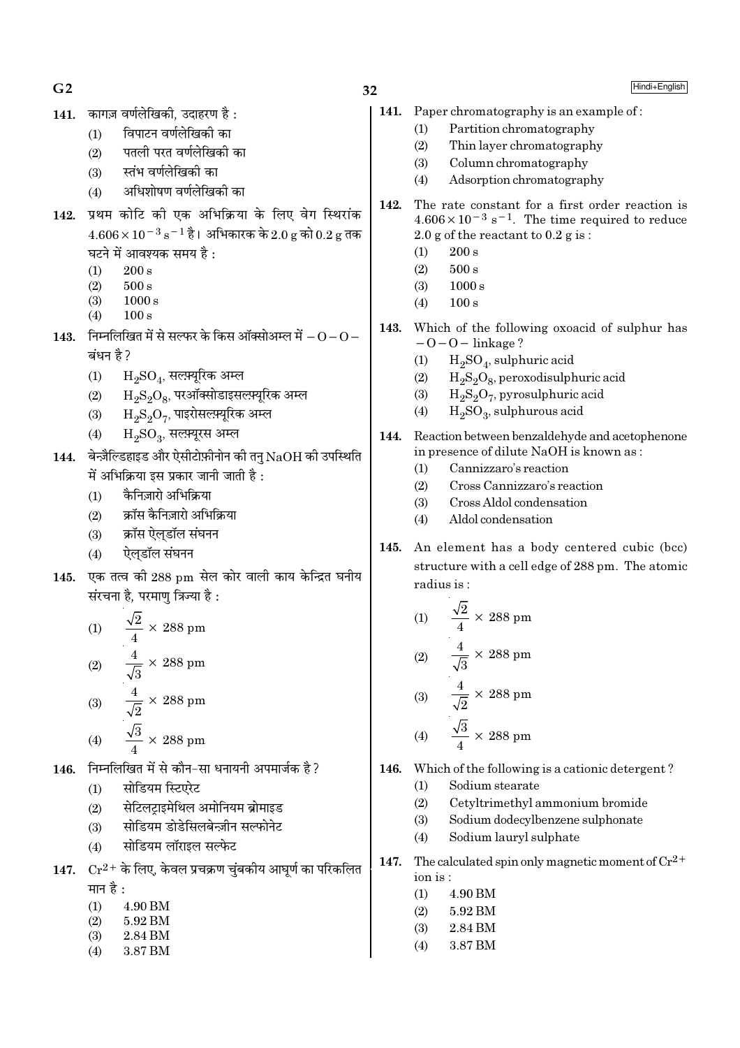141. कागज़ वर्णलेखिकी, उदाहरण है :

(1) विपाटन वर्णलेखिकी का
(2) पतली परत वर्णलेखिकी का
(3) स्तंभ वर्णलेखिकी का
(4) अधिशोषण वर्णलेखिकी का

142. प्रथम कोटि की एक अभिक्रिया के लिए वेग स्थिरांक $4.606 \times 10^{-3}\ s^{-1}$ है। अभिकारक के 2.0 g को 0.2 g तक घटने में आवश्यक समय है :

(1) 200 s
(2) 500 s
(3) 1000 s
(4) 100 s

143. निम्नलिखित में से सल्फर के किस ऑक्सोअम्ल में $-O-O-$ बंधन है?

(1) $H_2SO_4$, सल्फ़्यूरिक अम्ल
(2) $H_2S_2O_8$, परऑक्सोडाइसल्फ़्यूरिक अम्ल
(3) $H_2S_2O_7$, पाइरोसल्फ़्यूरिक अम्ल
(4) $H_2SO_3$, सल्फ़्यूरस अम्ल

144. बेन्ज़ैल्डिहाइड और ऐसीटोफ़ीनोन की तनु NaOH की उपस्थिति में अभिक्रिया इस प्रकार जानी जाती है :

(1) कैनिज़ारो अभिक्रिया
(2) क्रॉस कैनिज़ारो अभिक्रिया
(3) क्रॉस ऐल्डॉल संघनन
(4) ऐल्डॉल संघनन

145. एक तत्व की 288 pm सेल कोर वाली काय केन्द्रित घनीय संरचना है, परमाणु त्रिज्या है :

(1) $\frac{\sqrt{2}}{4} \times 288$ pm
(2) $\frac{4}{\sqrt{3}} \times 288$ pm
(3) $\frac{4}{\sqrt{2}} \times 288$ pm
(4) $\frac{\sqrt{3}}{4} \times 288$ pm

146. निम्नलिखित में से कौन-सा धनायनी अपमार्जक है?

(1) सोडियम स्टिएरेट
(2) सेटिलट्राइमेथिल अमोनियम ब्रोमाइड
(3) सोडियम डोडेसिलबेन्ज़ीन सल्फोनेट
(4) सोडियम लॉराइल सल्फेट

147. $Cr^{2+}$ के लिए, केवल प्रचक्रण चुंबकीय आघूर्ण का परिकलित मान है :

(1) 4.90 BM
(2) 5.92 BM
(3) 2.84 BM
(4) 3.87 BM

141. Paper chromatography is an example of :

(1) Partition chromatography
(2) Thin layer chromatography
(3) Column chromatography
(4) Adsorption chromatography

142. The rate constant for a first order reaction is $4.606 \times 10^{-3}\ s^{-1}$. The time required to reduce 2.0 g of the reactant to 0.2 g is :

(1) 200 s
(2) 500 s
(3) 1000 s
(4) 100 s

143. Which of the following oxoacid of sulphur has $-O-O-$ linkage?

(1) $H_2SO_4$, sulphuric acid
(2) $H_2S_2O_8$, peroxodisulphuric acid
(3) $H_2S_2O_7$, pyrosulphuric acid
(4) $H_2SO_3$, sulphurous acid

144. Reaction between benzaldehyde and acetophenone in presence of dilute NaOH is known as :

(1) Cannizzaro's reaction
(2) Cross Cannizzaro's reaction
(3) Cross Aldol condensation
(4) Aldol condensation

145. An element has a body centered cubic (bcc) structure with a cell edge of 288 pm. The atomic radius is :

(1) $\frac{\sqrt{2}}{4} \times 288$ pm
(2) $\frac{4}{\sqrt{3}} \times 288$ pm
(3) $\frac{4}{\sqrt{2}} \times 288$ pm
(4) $\frac{\sqrt{3}}{4} \times 288$ pm

146. Which of the following is a cationic detergent?

(1) Sodium stearate
(2) Cetyltrimethyl ammonium bromide
(3) Sodium dodecylbenzene sulphonate
(4) Sodium lauryl sulphate

147. The calculated spin only magnetic moment of $Cr^{2+}$ ion is :

(1) 4.90 BM
(2) 5.92 BM
(3) 2.84 BM
(4) 3.87 BM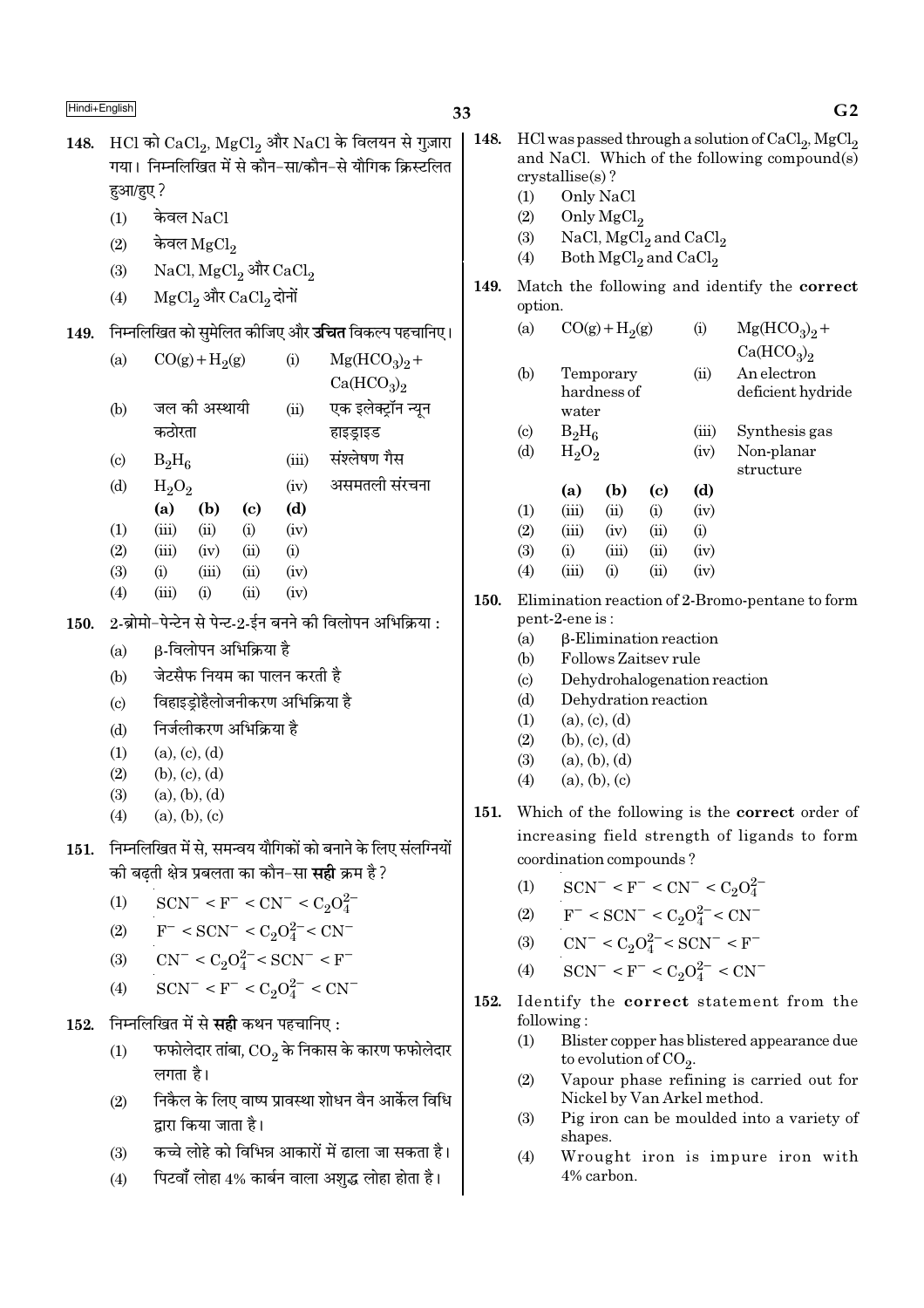148. HCl को $CaCl_2$, $MgCl_2$ और NaCl के विलयन से गुज़ारा गया। निम्नलिखित में से कौन-सा/कौन-से यौगिक क्रिस्टलित हुआ/हुए ?

(1) केवल NaCl
(2) केवल $MgCl_2$
(3) NaCl, $MgCl_2$ और $CaCl_2$
(4) $MgCl_2$ और $CaCl_2$ दोनों

149. निम्नलिखित को सुमेलित कीजिए और **उचित** विकल्प पहचानिए।

| | | | |
|---|---|---|---|
| (a) | $CO(g) + H_2(g)$ | (i) | $Mg(HCO_3)_2 + Ca(HCO_3)_2$ |
| (b) | जल की अस्थायी कठोरता | (ii) | एक इलेक्ट्रॉन न्यून हाइड्राइड |
| (c) | $B_2H_6$ | (iii) | संश्लेषण गैस |
| (d) | $H_2O_2$ | (iv) | असमतली संरचना |

| | (a) | (b) | (c) | (d) |
|---|---|---|---|---|
| (1) | (iii) | (ii) | (i) | (iv) |
| (2) | (iii) | (iv) | (ii) | (i) |
| (3) | (i) | (iii) | (ii) | (iv) |
| (4) | (iii) | (i) | (ii) | (iv) |

150. 2-ब्रोमो-पेन्टेन से पेन्ट-2-ईन बनने की विलोपन अभिक्रिया :

(a) β-विलोपन अभिक्रिया है
(b) जेटसैफ नियम का पालन करती है
(c) विहाइड्रोहैलोजनीकरण अभिक्रिया है
(d) निर्जलीकरण अभिक्रिया है

(1) (a), (c), (d)
(2) (b), (c), (d)
(3) (a), (b), (d)
(4) (a), (b), (c)

151. निम्नलिखित में से, समन्वय यौगिकों को बनाने के लिए संलग्नियों की बढ़ती क्षेत्र प्रबलता का कौन-सा **सही** क्रम है ?

(1) $SCN^- < F^- < CN^- < C_2O_4^{2-}$
(2) $F^- < SCN^- < C_2O_4^{2-} < CN^-$
(3) $CN^- < C_2O_4^{2-} < SCN^- < F^-$
(4) $SCN^- < F^- < C_2O_4^{2-} < CN^-$

152. निम्नलिखित में से **सही** कथन पहचानिए :

(1) फफोलेदार तांबा, $CO_2$ के निकास के कारण फफोलेदार लगता है।
(2) निकैल के लिए वाष्प प्रावस्था शोधन वैन आर्केल विधि द्वारा किया जाता है।
(3) कच्चे लोहे को विभिन्न आकारों में ढाला जा सकता है।
(4) पिटवाँ लोहा 4% कार्बन वाला अशुद्ध लोहा होता है।

148. HCl was passed through a solution of $CaCl_2$, $MgCl_2$ and NaCl. Which of the following compound(s) crystallise(s) ?

(1) Only NaCl
(2) Only $MgCl_2$
(3) NaCl, $MgCl_2$ and $CaCl_2$
(4) Both $MgCl_2$ and $CaCl_2$

149. Match the following and identify the **correct** option.

| | | | |
|---|---|---|---|
| (a) | $CO(g) + H_2(g)$ | (i) | $Mg(HCO_3)_2 + Ca(HCO_3)_2$ |
| (b) | Temporary hardness of water | (ii) | An electron deficient hydride |
| (c) | $B_2H_6$ | (iii) | Synthesis gas |
| (d) | $H_2O_2$ | (iv) | Non-planar structure |

| | (a) | (b) | (c) | (d) |
|---|---|---|---|---|
| (1) | (iii) | (ii) | (i) | (iv) |
| (2) | (iii) | (iv) | (ii) | (i) |
| (3) | (i) | (iii) | (ii) | (iv) |
| (4) | (iii) | (i) | (ii) | (iv) |

150. Elimination reaction of 2-Bromo-pentane to form pent-2-ene is :

(a) β-Elimination reaction
(b) Follows Zaitsev rule
(c) Dehydrohalogenation reaction
(d) Dehydration reaction

(1) (a), (c), (d)
(2) (b), (c), (d)
(3) (a), (b), (d)
(4) (a), (b), (c)

151. Which of the following is the **correct** order of increasing field strength of ligands to form coordination compounds ?

(1) $SCN^- < F^- < CN^- < C_2O_4^{2-}$
(2) $F^- < SCN^- < C_2O_4^{2-} < CN^-$
(3) $CN^- < C_2O_4^{2-} < SCN^- < F^-$
(4) $SCN^- < F^- < C_2O_4^{2-} < CN^-$

152. Identify the **correct** statement from the following :

(1) Blister copper has blistered appearance due to evolution of $CO_2$.
(2) Vapour phase refining is carried out for Nickel by Van Arkel method.
(3) Pig iron can be moulded into a variety of shapes.
(4) Wrought iron is impure iron with 4% carbon.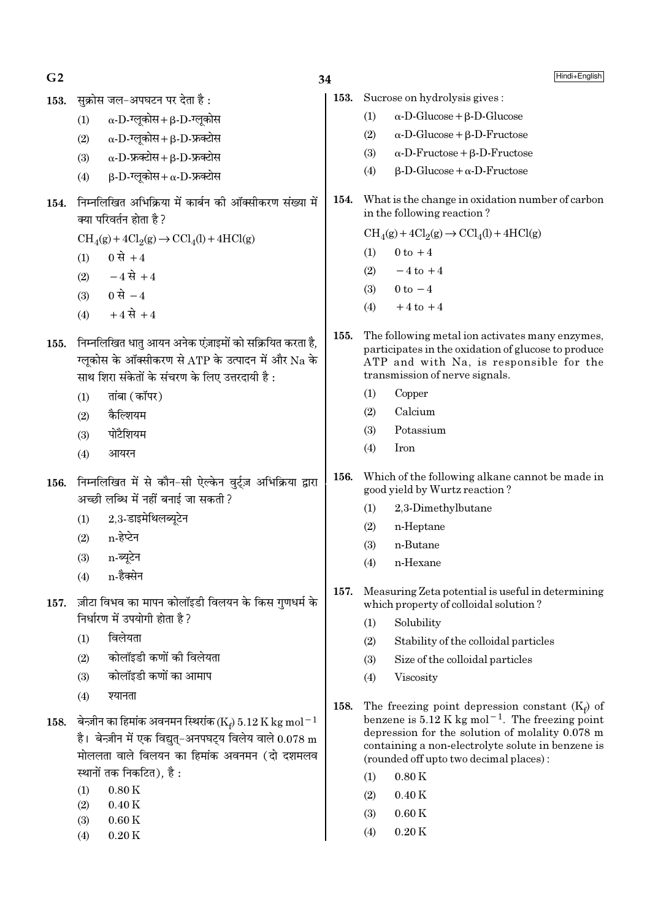153. सुक्रोस जल-अपघटन पर देता है :

(1) α-D-ग्लूकोस + β-D-ग्लूकोस

(2) α-D-ग्लूकोस + β-D-फ्रक्टोस

(3) α-D-फ्रक्टोस + β-D-फ्रक्टोस

(4) β-D-ग्लूकोस + α-D-फ्रक्टोस

154. निम्नलिखित अभिक्रिया में कार्बन की ऑक्सीकरण संख्या में क्या परिवर्तन होता है ?

$CH_4(g) + 4Cl_2(g) \rightarrow CCl_4(l) + 4HCl(g)$

(1) 0 से +4

(2) −4 से +4

(3) 0 से −4

(4) +4 से +4

155. निम्नलिखित धातु आयन अनेक एंज़ाइमों को सक्रियित करता है, ग्लूकोस के ऑक्सीकरण से ATP के उत्पादन में और Na के साथ शिरा संकेतों के संचरण के लिए उत्तरदायी है :

(1) तांबा (कॉपर)

(2) कैल्शियम

(3) पोटैशियम

(4) आयरन

156. निम्नलिखित में से कौन-सी ऐल्केन वुर्ट्ज़ अभिक्रिया द्वारा अच्छी लब्धि में नहीं बनाई जा सकती ?

(1) 2,3-डाइमेथिलब्यूटेन

(2) n-हेप्टेन

(3) n-ब्यूटेन

(4) n-हैक्सेन

157. ज़ीटा विभव का मापन कोलॉइडी विलयन के किस गुणधर्म के निर्धारण में उपयोगी होता है ?

(1) विलेयता

(2) कोलॉइडी कणों की विलेयता

(3) कोलॉइडी कणों का आमाप

(4) श्यानता

158. बेन्ज़ीन का हिमांक अवनमन स्थिरांक ($K_f$) 5.12 K kg mol$^{-1}$ है। बेन्ज़ीन में एक विद्युत्-अनपघट्य विलेय वाले 0.078 m मोललता वाले विलयन का हिमांक अवनमन (दो दशमलव स्थानों तक निकटित), है :

(1) 0.80 K

(2) 0.40 K

(3) 0.60 K

(4) 0.20 K

153. Sucrose on hydrolysis gives :

(1) α-D-Glucose + β-D-Glucose

(2) α-D-Glucose + β-D-Fructose

(3) α-D-Fructose + β-D-Fructose

(4) β-D-Glucose + α-D-Fructose

154. What is the change in oxidation number of carbon in the following reaction ?

$CH_4(g) + 4Cl_2(g) \rightarrow CCl_4(l) + 4HCl(g)$

(1) 0 to +4

(2) −4 to +4

(3) 0 to −4

(4) +4 to +4

155. The following metal ion activates many enzymes, participates in the oxidation of glucose to produce ATP and with Na, is responsible for the transmission of nerve signals.

(1) Copper

(2) Calcium

(3) Potassium

(4) Iron

156. Which of the following alkane cannot be made in good yield by Wurtz reaction ?

(1) 2,3-Dimethylbutane

(2) n-Heptane

(3) n-Butane

(4) n-Hexane

157. Measuring Zeta potential is useful in determining which property of colloidal solution ?

(1) Solubility

(2) Stability of the colloidal particles

(3) Size of the colloidal particles

(4) Viscosity

158. The freezing point depression constant ($K_f$) of benzene is 5.12 K kg mol$^{-1}$. The freezing point depression for the solution of molality 0.078 m containing a non-electrolyte solute in benzene is (rounded off upto two decimal places) :

(1) 0.80 K

(2) 0.40 K

(3) 0.60 K

(4) 0.20 K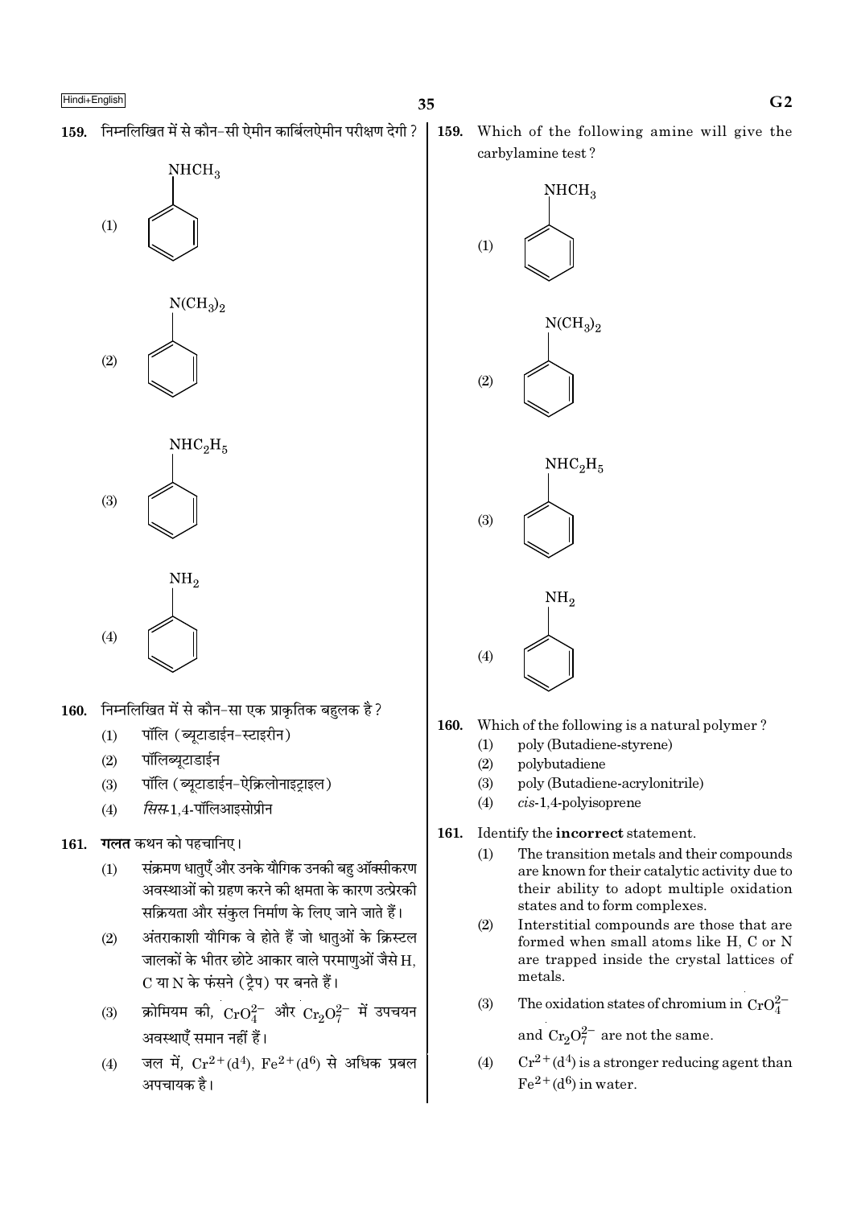159. निम्नलिखित में से कौन-सी ऐमीन कार्बिलऐमीन परीक्षण देगी ?

(1) $C_6H_5NHCH_3$

(2) $C_6H_5N(CH_3)_2$

(3) $C_6H_5NHC_2H_5$

(4) $C_6H_5NH_2$

160. निम्नलिखित में से कौन-सा एक प्राकृतिक बहुलक है ?

(1) पॉलि (ब्यूटाडाईन-स्टाइरीन)

(2) पॉलिब्यूटाडाईन

(3) पॉलि (ब्यूटाडाईन-ऐक्रिलोनाइट्राइल)

(4) *सिस*-1,4-पॉलिआइसोप्रीन

161. **गलत** कथन को पहचानिए।

(1) संक्रमण धातुएँ और उनके यौगिक उनकी बहु ऑक्सीकरण अवस्थाओं को ग्रहण करने की क्षमता के कारण उत्प्रेरकी सक्रियता और संकुल निर्माण के लिए जाने जाते हैं।

(2) अंतराकाशी यौगिक वे होते हैं जो धातुओं के क्रिस्टल जालकों के भीतर छोटे आकार वाले परमाणुओं जैसे H, C या N के फंसने (ट्रैप) पर बनते हैं।

(3) क्रोमियम की, $CrO_4^{2-}$ और $Cr_2O_7^{2-}$ में उपचयन अवस्थाएँ समान नहीं हैं।

(4) जल में, $Cr^{2+}(d^4)$, $Fe^{2+}(d^6)$ से अधिक प्रबल अपचायक है।

159. Which of the following amine will give the carbylamine test ?

(1) $C_6H_5NHCH_3$

(2) $C_6H_5N(CH_3)_2$

(3) $C_6H_5NHC_2H_5$

(4) $C_6H_5NH_2$

160. Which of the following is a natural polymer ?

(1) poly (Butadiene-styrene)

(2) polybutadiene

(3) poly (Butadiene-acrylonitrile)

(4) *cis*-1,4-polyisoprene

161. Identify the **incorrect** statement.

(1) The transition metals and their compounds are known for their catalytic activity due to their ability to adopt multiple oxidation states and to form complexes.

(2) Interstitial compounds are those that are formed when small atoms like H, C or N are trapped inside the crystal lattices of metals.

(3) The oxidation states of chromium in $CrO_4^{2-}$ and $Cr_2O_7^{2-}$ are not the same.

(4) $Cr^{2+}(d^4)$ is a stronger reducing agent than $Fe^{2+}(d^6)$ in water.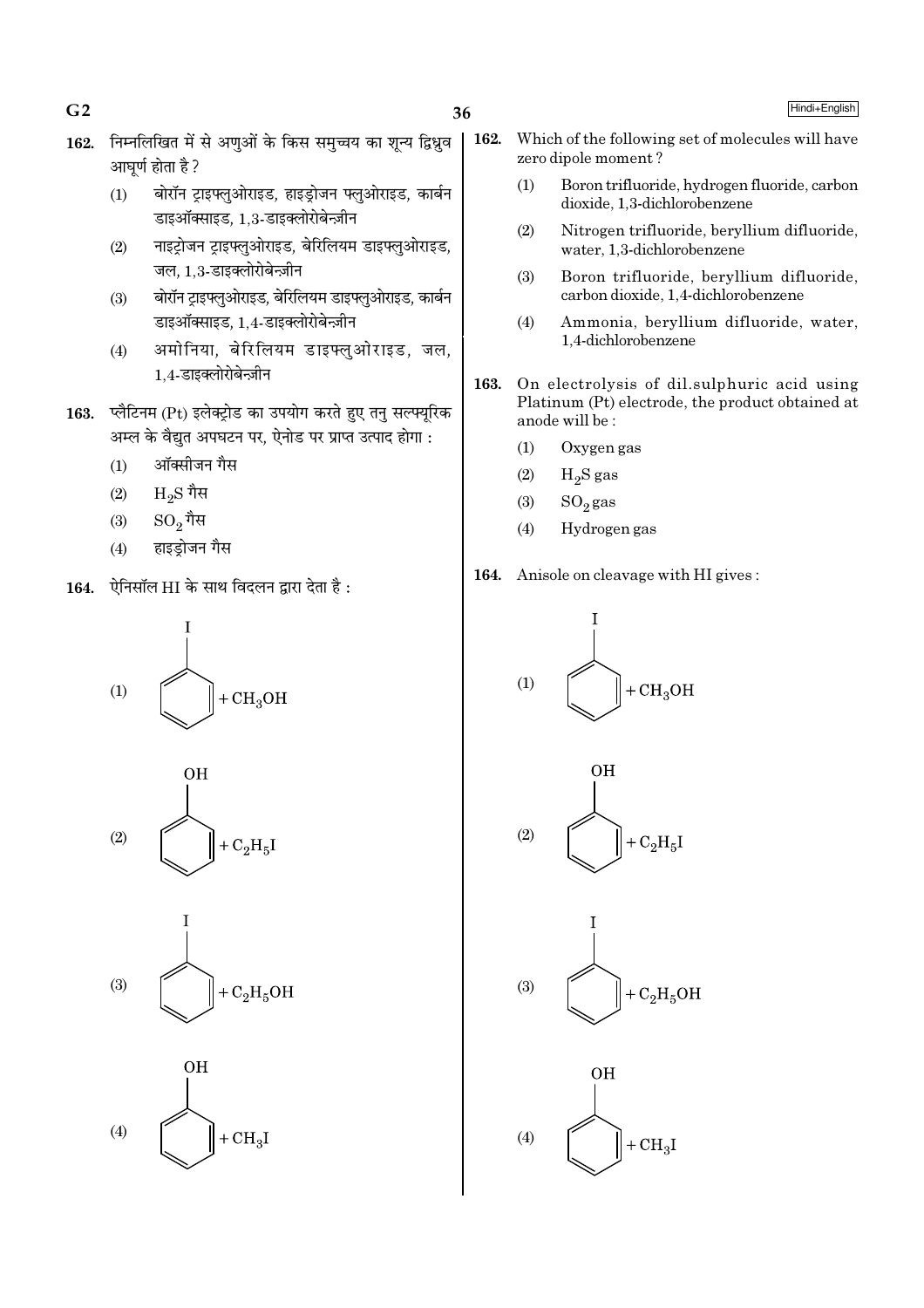**162.** निम्नलिखित में से अणुओं के किस समुच्चय का शून्य द्विध्रुव आघूर्ण होता है ?

(1) बोरॉन ट्राइफ्लुओराइड, हाइड्रोजन फ्लुओराइड, कार्बन डाइऑक्साइड, 1,3-डाइक्लोरोबेन्ज़ीन

(2) नाइट्रोजन ट्राइफ्लुओराइड, बेरिलियम डाइफ्लुओराइड, जल, 1,3-डाइक्लोरोबेन्ज़ीन

(3) बोरॉन ट्राइफ्लुओराइड, बेरिलियम डाइफ्लुओराइड, कार्बन डाइऑक्साइड, 1,4-डाइक्लोरोबेन्ज़ीन

(4) अमोनिया, बेरिलियम डाइफ्लुओराइड, जल, 1,4-डाइक्लोरोबेन्ज़ीन

**163.** प्लैटिनम (Pt) इलेक्ट्रोड का उपयोग करते हुए तनु सल्फ्यूरिक अम्ल के वैद्युत अपघटन पर, ऐनोड पर प्राप्त उत्पाद होगा :

(1) ऑक्सीजन गैस

(2) $H_2S$ गैस

(3) $SO_2$ गैस

(4) हाइड्रोजन गैस

**164.** ऐनिसॉल HI के साथ विदलन द्वारा देता है :

(1) आयोडोबेन्ज़ीन ($C_6H_5I$) $+ CH_3OH$

(2) फ़ीनॉल ($C_6H_5OH$) $+ C_2H_5I$

(3) आयोडोबेन्ज़ीन ($C_6H_5I$) $+ C_2H_5OH$

(4) फ़ीनॉल ($C_6H_5OH$) $+ CH_3I$

**162.** Which of the following set of molecules will have zero dipole moment ?

(1) Boron trifluoride, hydrogen fluoride, carbon dioxide, 1,3-dichlorobenzene

(2) Nitrogen trifluoride, beryllium difluoride, water, 1,3-dichlorobenzene

(3) Boron trifluoride, beryllium difluoride, carbon dioxide, 1,4-dichlorobenzene

(4) Ammonia, beryllium difluoride, water, 1,4-dichlorobenzene

**163.** On electrolysis of dil.sulphuric acid using Platinum (Pt) electrode, the product obtained at anode will be :

(1) Oxygen gas

(2) $H_2S$ gas

(3) $SO_2$ gas

(4) Hydrogen gas

**164.** Anisole on cleavage with HI gives :

(1) Iodobenzene ($C_6H_5I$) $+ CH_3OH$

(2) Phenol ($C_6H_5OH$) $+ C_2H_5I$

(3) Iodobenzene ($C_6H_5I$) $+ C_2H_5OH$

(4) Phenol ($C_6H_5OH$) $+ CH_3I$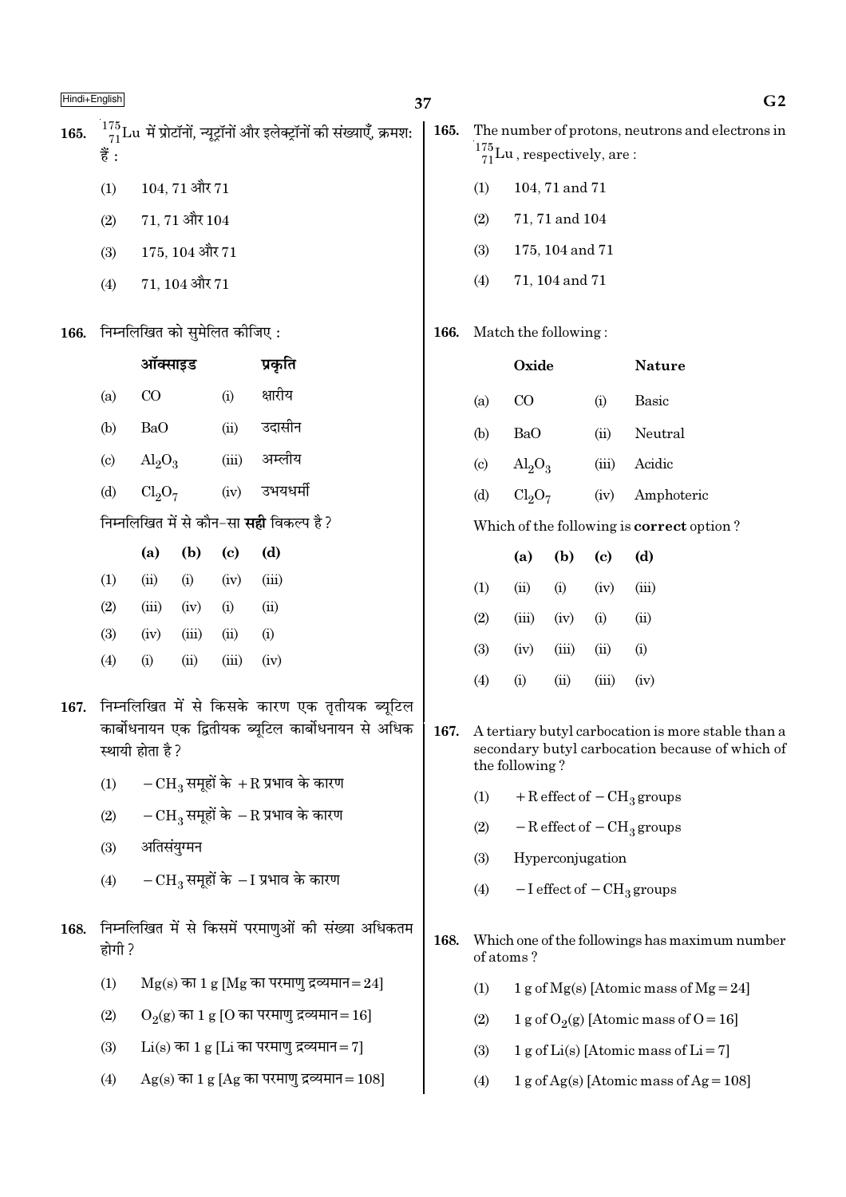165. $^{175}_{71}Lu$ में प्रोटॉनों, न्यूट्रॉनों और इलेक्ट्रॉनों की संख्याएँ, क्रमशः हैं :

(1) 104, 71 और 71

(2) 71, 71 और 104

(3) 175, 104 और 71

(4) 71, 104 और 71

166. निम्नलिखित को सुमेलित कीजिए :

| | ऑक्साइड | | प्रकृति |
|---|---|---|---|
| (a) | $CO$ | (i) | क्षारीय |
| (b) | $BaO$ | (ii) | उदासीन |
| (c) | $Al_2O_3$ | (iii) | अम्लीय |
| (d) | $Cl_2O_7$ | (iv) | उभयधर्मी |

निम्नलिखित में से कौन-सा **सही** विकल्प है ?

| | (a) | (b) | (c) | (d) |
|---|---|---|---|---|
| (1) | (ii) | (i) | (iv) | (iii) |
| (2) | (iii) | (iv) | (i) | (ii) |
| (3) | (iv) | (iii) | (ii) | (i) |
| (4) | (i) | (ii) | (iii) | (iv) |

167. निम्नलिखित में से किसके कारण एक तृतीयक ब्यूटिल कार्बोधनायन एक द्वितीयक ब्यूटिल कार्बोधनायन से अधिक स्थायी होता है ?

(1) $-CH_3$ समूहों के $+R$ प्रभाव के कारण

(2) $-CH_3$ समूहों के $-R$ प्रभाव के कारण

(3) अतिसंयुग्मन

(4) $-CH_3$ समूहों के $-I$ प्रभाव के कारण

168. निम्नलिखित में से किसमें परमाणुओं की संख्या अधिकतम होगी ?

(1) $Mg(s)$ का 1 g [Mg का परमाणु द्रव्यमान = 24]

(2) $O_2(g)$ का 1 g [O का परमाणु द्रव्यमान = 16]

(3) $Li(s)$ का 1 g [Li का परमाणु द्रव्यमान = 7]

(4) $Ag(s)$ का 1 g [Ag का परमाणु द्रव्यमान = 108]

165. The number of protons, neutrons and electrons in $^{175}_{71}Lu$, respectively, are :

(1) 104, 71 and 71

(2) 71, 71 and 104

(3) 175, 104 and 71

(4) 71, 104 and 71

166. Match the following :

| | Oxide | | Nature |
|---|---|---|---|
| (a) | $CO$ | (i) | Basic |
| (b) | $BaO$ | (ii) | Neutral |
| (c) | $Al_2O_3$ | (iii) | Acidic |
| (d) | $Cl_2O_7$ | (iv) | Amphoteric |

Which of the following is **correct** option ?

| | (a) | (b) | (c) | (d) |
|---|---|---|---|---|
| (1) | (ii) | (i) | (iv) | (iii) |
| (2) | (iii) | (iv) | (i) | (ii) |
| (3) | (iv) | (iii) | (ii) | (i) |
| (4) | (i) | (ii) | (iii) | (iv) |

167. A tertiary butyl carbocation is more stable than a secondary butyl carbocation because of which of the following ?

(1) $+R$ effect of $-CH_3$ groups

(2) $-R$ effect of $-CH_3$ groups

(3) Hyperconjugation

(4) $-I$ effect of $-CH_3$ groups

168. Which one of the followings has maximum number of atoms ?

(1) 1 g of $Mg(s)$ [Atomic mass of Mg = 24]

(2) 1 g of $O_2(g)$ [Atomic mass of O = 16]

(3) 1 g of $Li(s)$ [Atomic mass of Li = 7]

(4) 1 g of $Ag(s)$ [Atomic mass of Ag = 108]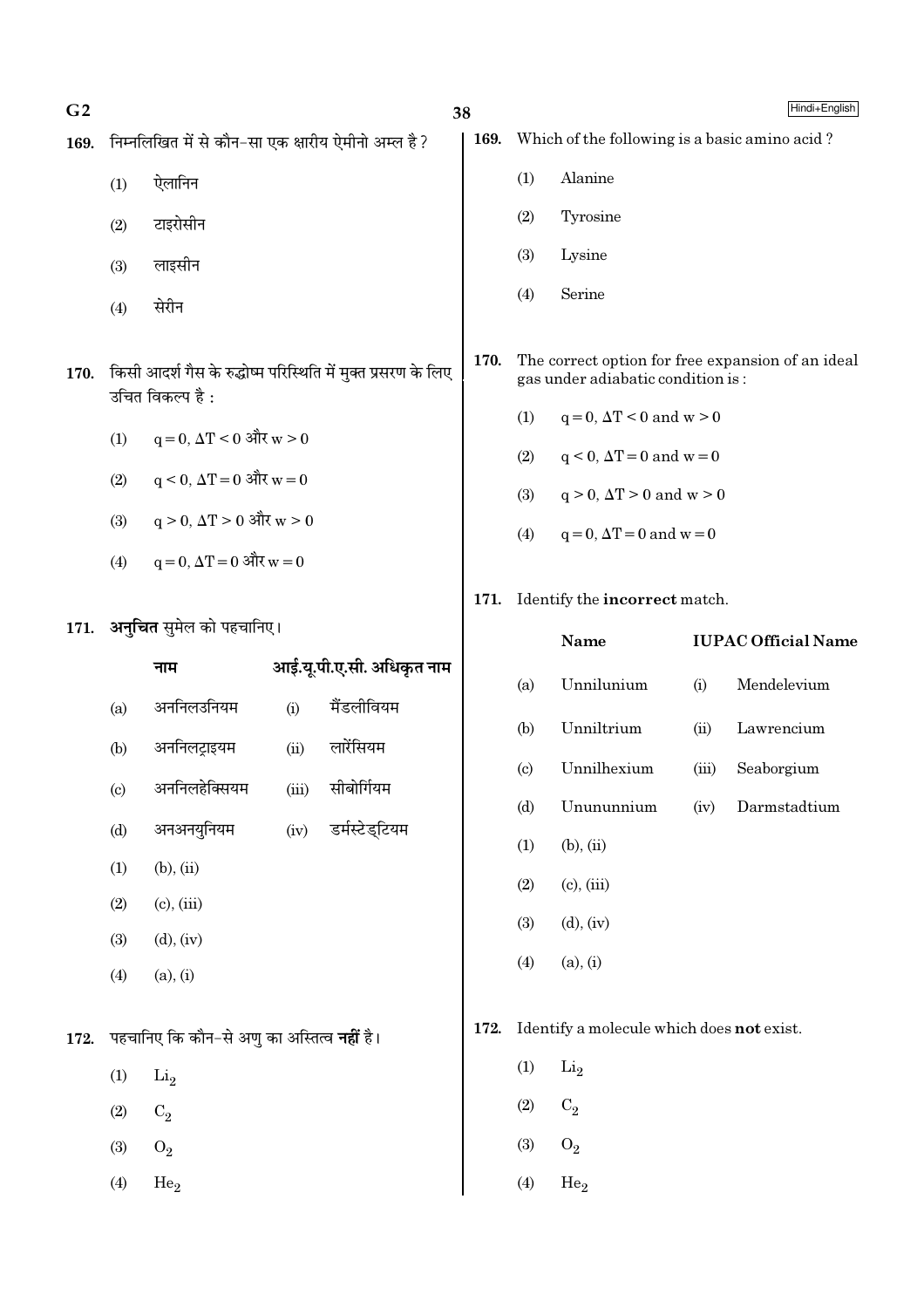169. निम्नलिखित में से कौन-सा एक क्षारीय ऐमीनो अम्ल है ?

(1) ऐलानिन

(2) टाइरोसीन

(3) लाइसीन

(4) सेरीन

170. किसी आदर्श गैस के रुद्धोष्म परिस्थिति में मुक्त प्रसरण के लिए उचित विकल्प है :

(1) $q = 0, \Delta T < 0$ और $w > 0$

(2) $q < 0, \Delta T = 0$ और $w = 0$

(3) $q > 0, \Delta T > 0$ और $w > 0$

(4) $q = 0, \Delta T = 0$ और $w = 0$

171. **अनुचित** सुमेल को पहचानिए।

| | नाम | | आई.यू.पी.ए.सी. अधिकृत नाम |
|---|---|---|---|
| (a) | अननिलउनियम | (i) | मैंडलीवियम |
| (b) | अननिलट्राइयम | (ii) | लारेंसियम |
| (c) | अननिलहेक्सियम | (iii) | सीबोर्गियम |
| (d) | अनअनयुनियम | (iv) | डर्मस्टेड्टियम |

(1) (b), (ii)

(2) (c), (iii)

(3) (d), (iv)

(4) (a), (i)

172. पहचानिए कि कौन-से अणु का अस्तित्व **नहीं** है।

(1) $Li_2$

(2) $C_2$

(3) $O_2$

(4) $He_2$

169. Which of the following is a basic amino acid ?

(1) Alanine

(2) Tyrosine

(3) Lysine

(4) Serine

170. The correct option for free expansion of an ideal gas under adiabatic condition is :

(1) $q = 0, \Delta T < 0$ and $w > 0$

(2) $q < 0, \Delta T = 0$ and $w = 0$

(3) $q > 0, \Delta T > 0$ and $w > 0$

(4) $q = 0, \Delta T = 0$ and $w = 0$

171. Identify the **incorrect** match.

| | Name | | IUPAC Official Name |
|---|---|---|---|
| (a) | Unnilunium | (i) | Mendelevium |
| (b) | Unniltrium | (ii) | Lawrencium |
| (c) | Unnilhexium | (iii) | Seaborgium |
| (d) | Unununnium | (iv) | Darmstadtium |

(1) (b), (ii)

(2) (c), (iii)

(3) (d), (iv)

(4) (a), (i)

172. Identify a molecule which does **not** exist.

(1) $Li_2$

(2) $C_2$

(3) $O_2$

(4) $He_2$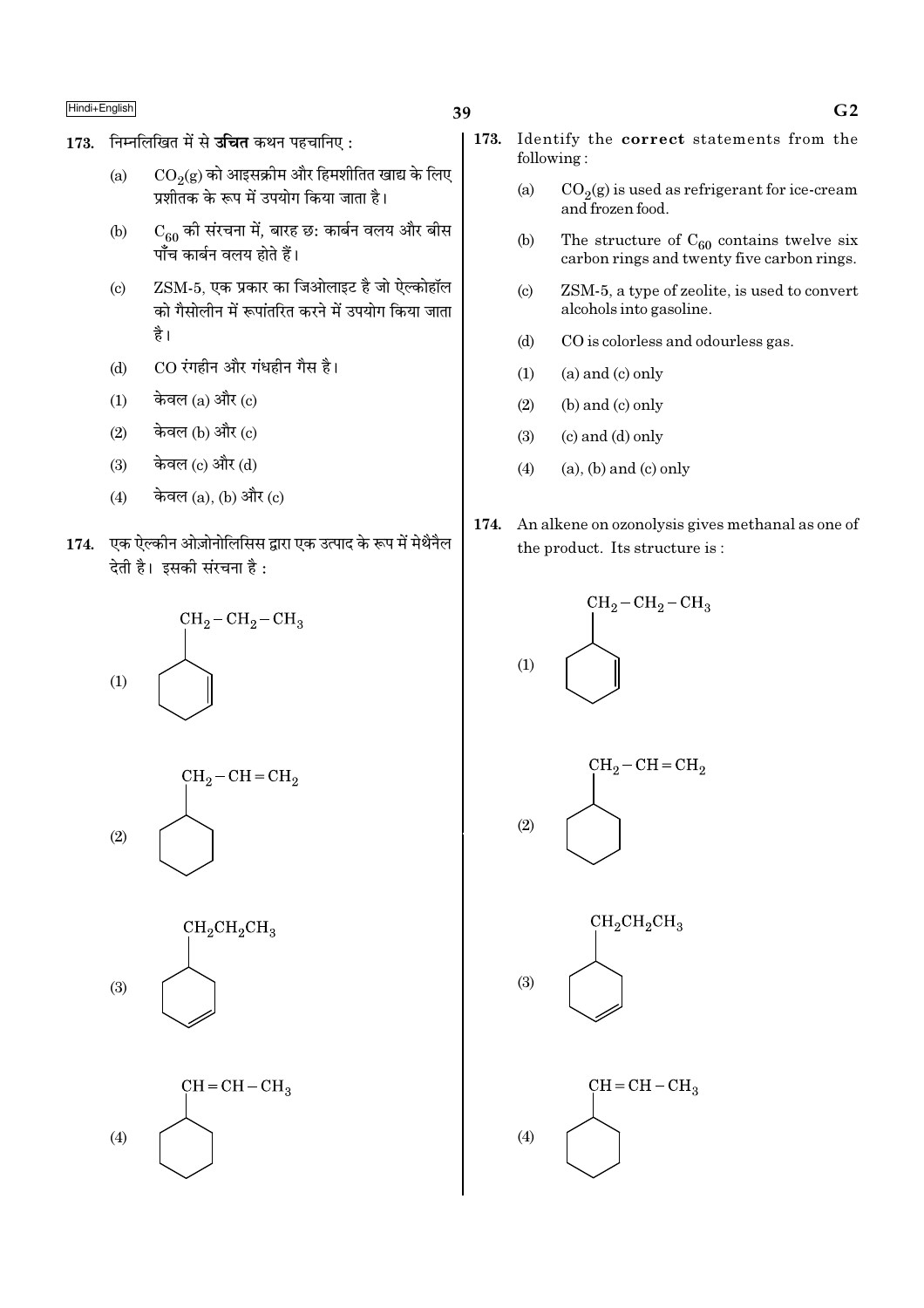173. निम्नलिखित में से **उचित** कथन पहचानिए :

(a) $CO_2(g)$ को आइसक्रीम और हिमशीतित खाद्य के लिए प्रशीतक के रूप में उपयोग किया जाता है।

(b) $C_{60}$ की संरचना में, बारह छः कार्बन वलय और बीस पाँच कार्बन वलय होते हैं।

(c) ZSM-5, एक प्रकार का जिओलाइट है जो ऐल्कोहॉल को गैसोलीन में रूपांतरित करने में उपयोग किया जाता है।

(d) CO रंगहीन और गंधहीन गैस है।

(1) केवल (a) और (c)

(2) केवल (b) और (c)

(3) केवल (c) और (d)

(4) केवल (a), (b) और (c)

174. एक ऐल्कीन ओज़ोनोलिसिस द्वारा एक उत्पाद के रूप में मेथैनैल देती है। इसकी संरचना है :

(1) Cyclohexene ring with $CH_2-CH_2-CH_3$ substituent

(2) Cyclohexane ring with $CH_2-CH=CH_2$ substituent

(3) Cyclohexene ring with $CH_2CH_2CH_3$ substituent

(4) Cyclohexane ring with $CH=CH-CH_3$ substituent

173. Identify the **correct** statements from the following :

(a) $CO_2(g)$ is used as refrigerant for ice-cream and frozen food.

(b) The structure of $C_{60}$ contains twelve six carbon rings and twenty five carbon rings.

(c) ZSM-5, a type of zeolite, is used to convert alcohols into gasoline.

(d) CO is colorless and odourless gas.

(1) (a) and (c) only

(2) (b) and (c) only

(3) (c) and (d) only

(4) (a), (b) and (c) only

174. An alkene on ozonolysis gives methanal as one of the product. Its structure is :

(1) Cyclohexene ring with $CH_2-CH_2-CH_3$ substituent

(2) Cyclohexane ring with $CH_2-CH=CH_2$ substituent

(3) Cyclohexene ring with $CH_2CH_2CH_3$ substituent

(4) Cyclohexane ring with $CH=CH-CH_3$ substituent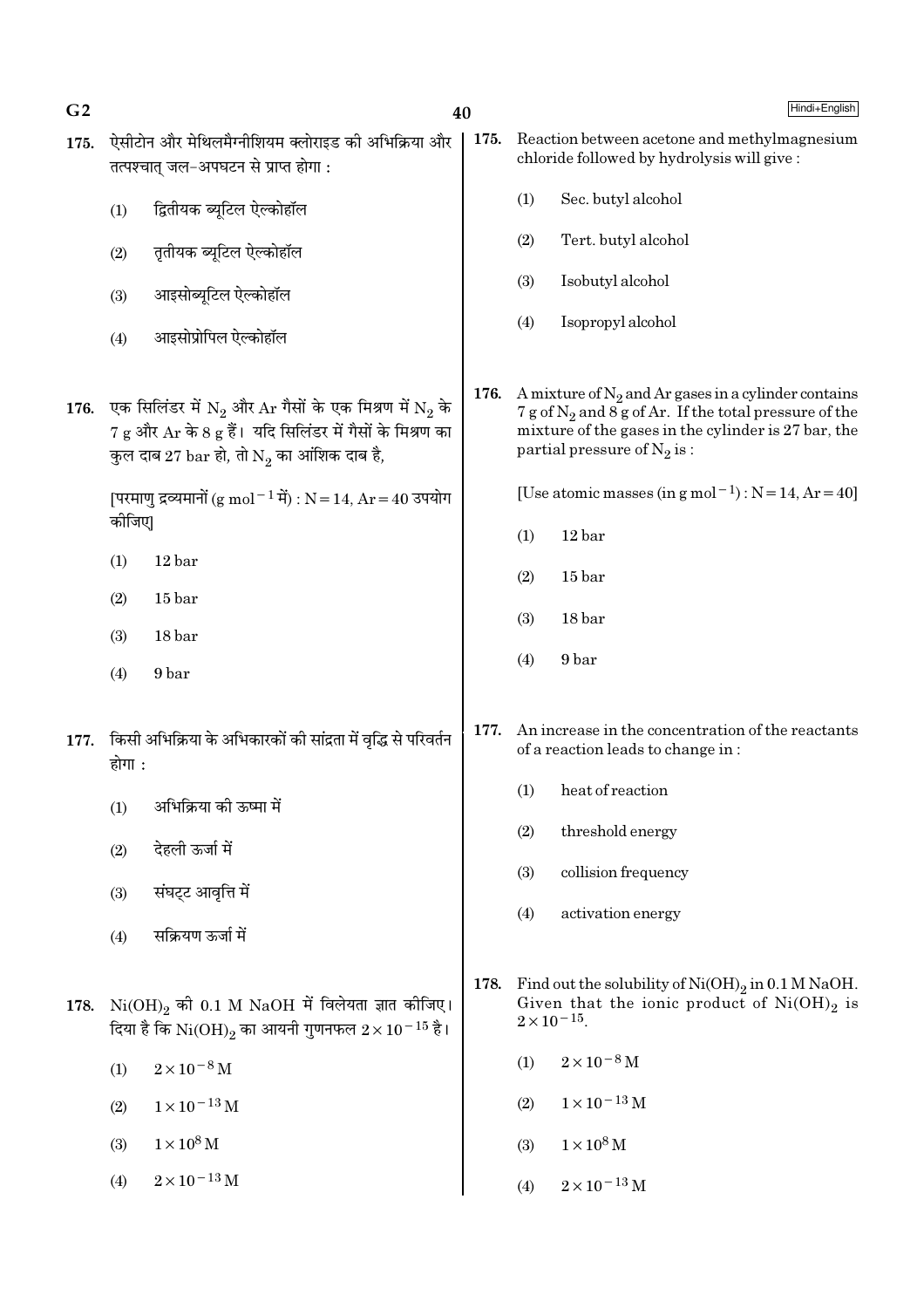175. ऐसीटोन और मेथिलमैग्नीशियम क्लोराइड की अभिक्रिया और तत्पश्चात् जल-अपघटन से प्राप्त होगा :

(1) द्वितीयक ब्यूटिल ऐल्कोहॉल

(2) तृतीयक ब्यूटिल ऐल्कोहॉल

(3) आइसोब्यूटिल ऐल्कोहॉल

(4) आइसोप्रोपिल ऐल्कोहॉल

176. एक सिलिंडर में $N_2$ और Ar गैसों के एक मिश्रण में $N_2$ के 7 g और Ar के 8 g हैं। यदि सिलिंडर में गैसों के मिश्रण का कुल दाब 27 bar हो, तो $N_2$ का आंशिक दाब है,

[परमाणु द्रव्यमानों ($g\ mol^{-1}$ में) : N = 14, Ar = 40 उपयोग कीजिए]

(1) 12 bar

(2) 15 bar

(3) 18 bar

(4) 9 bar

177. किसी अभिक्रिया के अभिकारकों की सांद्रता में वृद्धि से परिवर्तन होगा :

(1) अभिक्रिया की ऊष्मा में

(2) देहली ऊर्जा में

(3) संघट्ट आवृत्ति में

(4) सक्रियण ऊर्जा में

178. $Ni(OH)_2$ की 0.1 M NaOH में विलेयता ज्ञात कीजिए। दिया है कि $Ni(OH)_2$ का आयनी गुणनफल $2 \times 10^{-15}$ है।

(1) $2 \times 10^{-8}$ M

(2) $1 \times 10^{-13}$ M

(3) $1 \times 10^{8}$ M

(4) $2 \times 10^{-13}$ M

175. Reaction between acetone and methylmagnesium chloride followed by hydrolysis will give :

(1) Sec. butyl alcohol

(2) Tert. butyl alcohol

(3) Isobutyl alcohol

(4) Isopropyl alcohol

176. A mixture of $N_2$ and Ar gases in a cylinder contains 7 g of $N_2$ and 8 g of Ar. If the total pressure of the mixture of the gases in the cylinder is 27 bar, the partial pressure of $N_2$ is :

[Use atomic masses (in $g\ mol^{-1}$) : N = 14, Ar = 40]

(1) 12 bar

(2) 15 bar

(3) 18 bar

(4) 9 bar

177. An increase in the concentration of the reactants of a reaction leads to change in :

(1) heat of reaction

(2) threshold energy

(3) collision frequency

(4) activation energy

178. Find out the solubility of $Ni(OH)_2$ in 0.1 M NaOH. Given that the ionic product of $Ni(OH)_2$ is $2 \times 10^{-15}$.

(1) $2 \times 10^{-8}$ M

(2) $1 \times 10^{-13}$ M

(3) $1 \times 10^{8}$ M

(4) $2 \times 10^{-13}$ M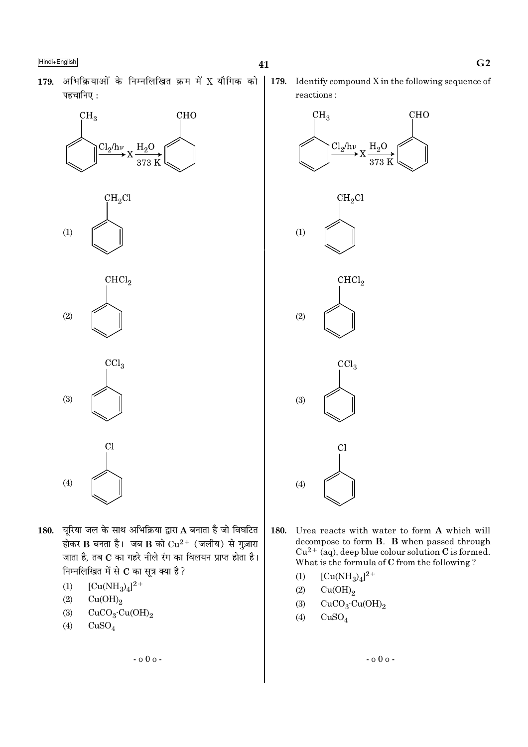179. अभिक्रियाओं के निम्नलिखित क्रम में X यौगिक को पहचानिए :

$$C_6H_5CH_3 \xrightarrow{Cl_2/h\nu} X \xrightarrow[373\ K]{H_2O} C_6H_5CHO$$

(1) $C_6H_5CH_2Cl$

(2) $C_6H_5CHCl_2$

(3) $C_6H_5CCl_3$

(4) $C_6H_5Cl$

180. यूरिया जल के साथ अभिक्रिया द्वारा **A** बनाता है जो विघटित होकर **B** बनता है। जब **B** को $Cu^{2+}$ (जलीय) से गुज़ारा जाता है, तब **C** का गहरे नीले रंग का विलयन प्राप्त होता है। निम्नलिखित में से **C** का सूत्र क्या है?

(1) $[Cu(NH_3)_4]^{2+}$

(2) $Cu(OH)_2$

(3) $CuCO_3 \cdot Cu(OH)_2$

(4) $CuSO_4$

179. Identify compound X in the following sequence of reactions :

$$C_6H_5CH_3 \xrightarrow{Cl_2/h\nu} X \xrightarrow[373\ K]{H_2O} C_6H_5CHO$$

(1) $C_6H_5CH_2Cl$

(2) $C_6H_5CHCl_2$

(3) $C_6H_5CCl_3$

(4) $C_6H_5Cl$

180. Urea reacts with water to form **A** which will decompose to form **B**. **B** when passed through $Cu^{2+}$ (aq), deep blue colour solution **C** is formed. What is the formula of **C** from the following ?

(1) $[Cu(NH_3)_4]^{2+}$

(2) $Cu(OH)_2$

(3) $CuCO_3 \cdot Cu(OH)_2$

(4) $CuSO_4$

- o 0 o -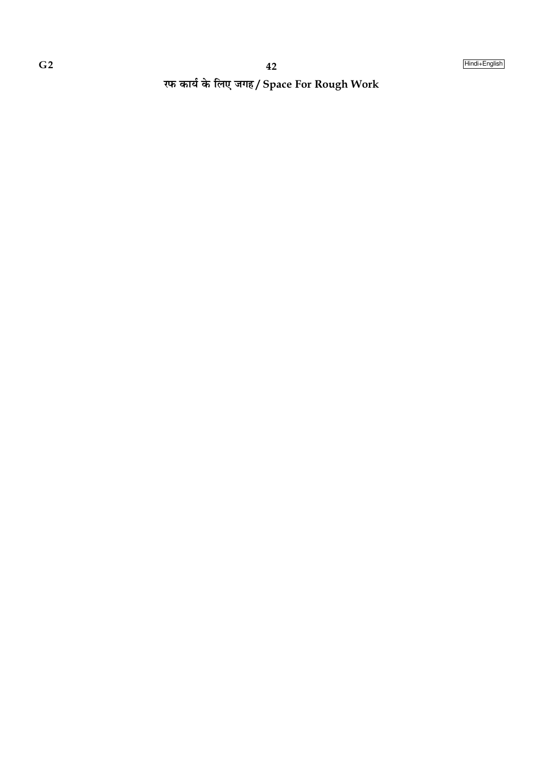रफ कार्य के लिए जगह / Space For Rough Work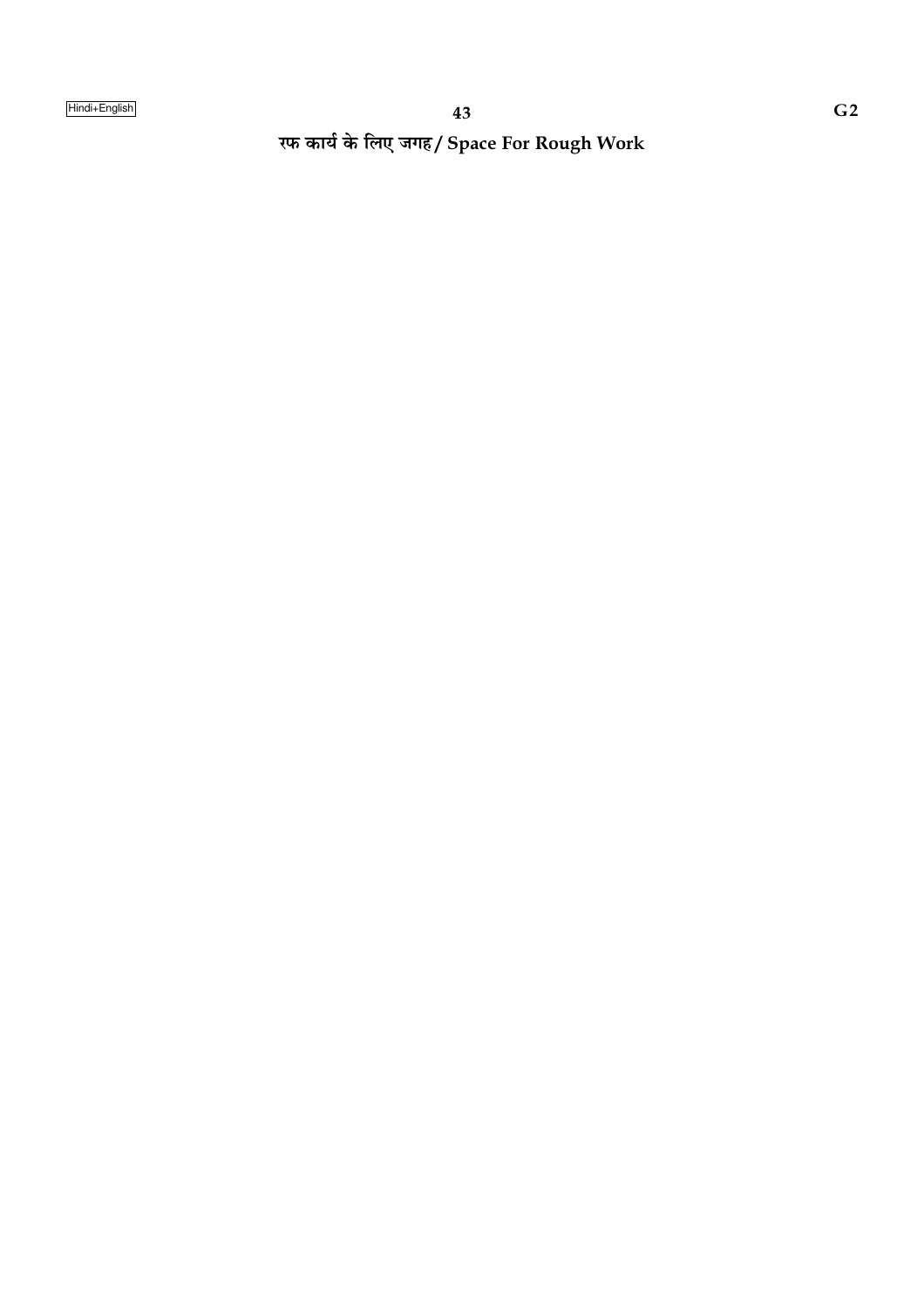रफ कार्य के लिए जगह / Space For Rough Work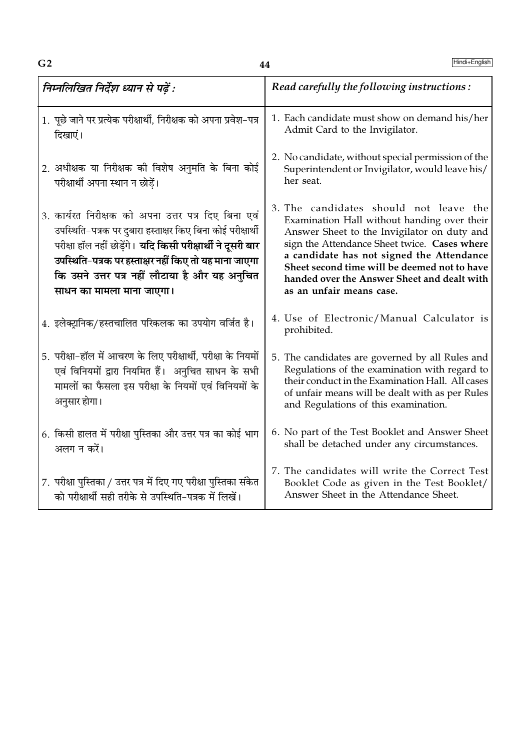| *निम्नलिखित निर्देश ध्यान से पढ़ें :* | *Read carefully the following instructions :* |
| --- | --- |
| 1. पूछे जाने पर प्रत्येक परीक्षार्थी, निरीक्षक को अपना प्रवेश-पत्र दिखाएं। | 1. Each candidate must show on demand his/her Admit Card to the Invigilator. |
| 2. अधीक्षक या निरीक्षक की विशेष अनुमति के बिना कोई परीक्षार्थी अपना स्थान न छोड़ें। | 2. No candidate, without special permission of the Superintendent or Invigilator, would leave his/her seat. |
| 3. कार्यरत निरीक्षक को अपना उत्तर पत्र दिए बिना एवं उपस्थिति-पत्रक पर दुबारा हस्ताक्षर किए बिना कोई परीक्षार्थी परीक्षा हॉल नहीं छोड़ेंगे। **यदि किसी परीक्षार्थी ने दूसरी बार उपस्थिति-पत्रक पर हस्ताक्षर नहीं किए तो यह माना जाएगा कि उसने उत्तर पत्र नहीं लौटाया है और यह अनुचित साधन का मामला माना जाएगा।** | 3. The candidates should not leave the Examination Hall without handing over their Answer Sheet to the Invigilator on duty and sign the Attendance Sheet twice. **Cases where a candidate has not signed the Attendance Sheet second time will be deemed not to have handed over the Answer Sheet and dealt with as an unfair means case.** |
| 4. इलेक्ट्रानिक/हस्तचालित परिकलक का उपयोग वर्जित है। | 4. Use of Electronic/Manual Calculator is prohibited. |
| 5. परीक्षा-हॉल में आचरण के लिए परीक्षार्थी, परीक्षा के नियमों एवं विनियमों द्वारा नियमित हैं। अनुचित साधन के सभी मामलों का फैसला इस परीक्षा के नियमों एवं विनियमों के अनुसार होगा। | 5. The candidates are governed by all Rules and Regulations of the examination with regard to their conduct in the Examination Hall. All cases of unfair means will be dealt with as per Rules and Regulations of this examination. |
| 6. किसी हालत में परीक्षा पुस्तिका और उत्तर पत्र का कोई भाग अलग न करें। | 6. No part of the Test Booklet and Answer Sheet shall be detached under any circumstances. |
| 7. परीक्षा पुस्तिका / उत्तर पत्र में दिए गए परीक्षा पुस्तिका संकेत को परीक्षार्थी सही तरीके से उपस्थिति-पत्रक में लिखें। | 7. The candidates will write the Correct Test Booklet Code as given in the Test Booklet/Answer Sheet in the Attendance Sheet. |